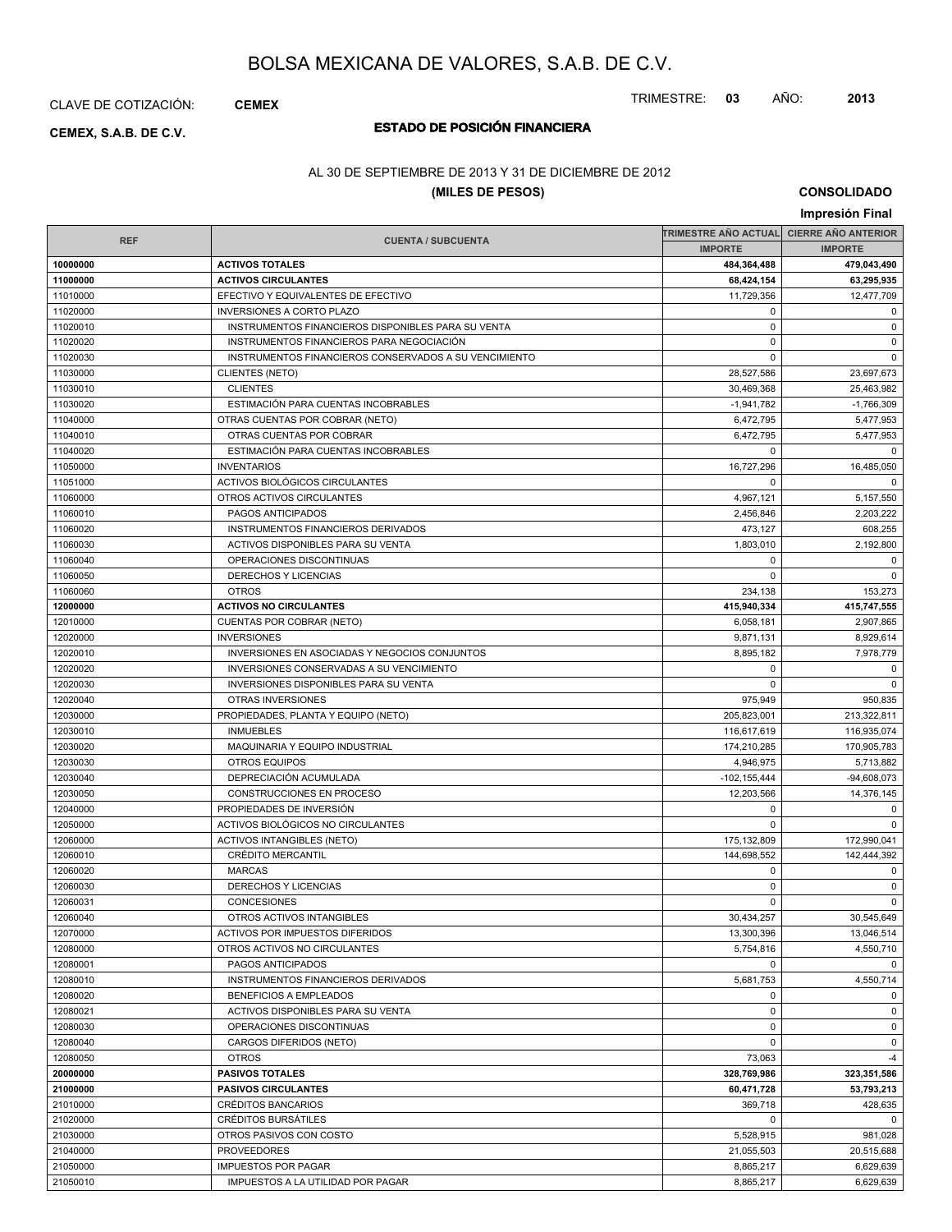# BOLSA MEXICANA DE VALORES, S.A.B. DE C.V.

CLAVE DE COTIZACIÓN: **CEMEX**

TRIMESTRE: **03** AÑO: **2013**

**CEMEX, S.A.B. DE C.V.**

## ESTADO DE POSICIÓN FINANCIERA

AL 30 DE SEPTIEMBRE DE 2013 Y 31 DE DICIEMBRE DE 2012

**(MILES DE PESOS)**

**CONSOLIDADO**

**Impresión Final**

| REF | CUENTA / SUBCUENTA | TRIMESTRE AÑO ACTUAL | CIERRE AÑO ANTERIOR |
|---|---|---|---|
| | | IMPORTE | IMPORTE |
| **10000000** | **ACTIVOS TOTALES** | **484,364,488** | **479,043,490** |
| **11000000** | **ACTIVOS CIRCULANTES** | **68,424,154** | **63,295,935** |
| 11010000 | EFECTIVO Y EQUIVALENTES DE EFECTIVO | 11,729,356 | 12,477,709 |
| 11020000 | INVERSIONES A CORTO PLAZO | 0 | 0 |
| 11020010 | INSTRUMENTOS FINANCIEROS DISPONIBLES PARA SU VENTA | 0 | 0 |
| 11020020 | INSTRUMENTOS FINANCIEROS PARA NEGOCIACIÓN | 0 | 0 |
| 11020030 | INSTRUMENTOS FINANCIEROS CONSERVADOS A SU VENCIMIENTO | 0 | 0 |
| 11030000 | CLIENTES (NETO) | 28,527,586 | 23,697,673 |
| 11030010 | CLIENTES | 30,469,368 | 25,463,982 |
| 11030020 | ESTIMACIÓN PARA CUENTAS INCOBRABLES | -1,941,782 | -1,766,309 |
| 11040000 | OTRAS CUENTAS POR COBRAR (NETO) | 6,472,795 | 5,477,953 |
| 11040010 | OTRAS CUENTAS POR COBRAR | 6,472,795 | 5,477,953 |
| 11040020 | ESTIMACIÓN PARA CUENTAS INCOBRABLES | 0 | 0 |
| 11050000 | INVENTARIOS | 16,727,296 | 16,485,050 |
| 11051000 | ACTIVOS BIOLÓGICOS CIRCULANTES | 0 | 0 |
| 11060000 | OTROS ACTIVOS CIRCULANTES | 4,967,121 | 5,157,550 |
| 11060010 | PAGOS ANTICIPADOS | 2,456,846 | 2,203,222 |
| 11060020 | INSTRUMENTOS FINANCIEROS DERIVADOS | 473,127 | 608,255 |
| 11060030 | ACTIVOS DISPONIBLES PARA SU VENTA | 1,803,010 | 2,192,800 |
| 11060040 | OPERACIONES DISCONTINUAS | 0 | 0 |
| 11060050 | DERECHOS Y LICENCIAS | 0 | 0 |
| 11060060 | OTROS | 234,138 | 153,273 |
| **12000000** | **ACTIVOS NO CIRCULANTES** | **415,940,334** | **415,747,555** |
| 12010000 | CUENTAS POR COBRAR (NETO) | 6,058,181 | 2,907,865 |
| 12020000 | INVERSIONES | 9,871,131 | 8,929,614 |
| 12020010 | INVERSIONES EN ASOCIADAS Y NEGOCIOS CONJUNTOS | 8,895,182 | 7,978,779 |
| 12020020 | INVERSIONES CONSERVADAS A SU VENCIMIENTO | 0 | 0 |
| 12020030 | INVERSIONES DISPONIBLES PARA SU VENTA | 0 | 0 |
| 12020040 | OTRAS INVERSIONES | 975,949 | 950,835 |
| 12030000 | PROPIEDADES, PLANTA Y EQUIPO (NETO) | 205,823,001 | 213,322,811 |
| 12030010 | INMUEBLES | 116,617,619 | 116,935,074 |
| 12030020 | MAQUINARIA Y EQUIPO INDUSTRIAL | 174,210,285 | 170,905,783 |
| 12030030 | OTROS EQUIPOS | 4,946,975 | 5,713,882 |
| 12030040 | DEPRECIACIÓN ACUMULADA | -102,155,444 | -94,608,073 |
| 12030050 | CONSTRUCCIONES EN PROCESO | 12,203,566 | 14,376,145 |
| 12040000 | PROPIEDADES DE INVERSIÓN | 0 | 0 |
| 12050000 | ACTIVOS BIOLÓGICOS NO CIRCULANTES | 0 | 0 |
| 12060000 | ACTIVOS INTANGIBLES (NETO) | 175,132,809 | 172,990,041 |
| 12060010 | CRÉDITO MERCANTIL | 144,698,552 | 142,444,392 |
| 12060020 | MARCAS | 0 | 0 |
| 12060030 | DERECHOS Y LICENCIAS | 0 | 0 |
| 12060031 | CONCESIONES | 0 | 0 |
| 12060040 | OTROS ACTIVOS INTANGIBLES | 30,434,257 | 30,545,649 |
| 12070000 | ACTIVOS POR IMPUESTOS DIFERIDOS | 13,300,396 | 13,046,514 |
| 12080000 | OTROS ACTIVOS NO CIRCULANTES | 5,754,816 | 4,550,710 |
| 12080001 | PAGOS ANTICIPADOS | 0 | 0 |
| 12080010 | INSTRUMENTOS FINANCIEROS DERIVADOS | 5,681,753 | 4,550,714 |
| 12080020 | BENEFICIOS A EMPLEADOS | 0 | 0 |
| 12080021 | ACTIVOS DISPONIBLES PARA SU VENTA | 0 | 0 |
| 12080030 | OPERACIONES DISCONTINUAS | 0 | 0 |
| 12080040 | CARGOS DIFERIDOS (NETO) | 0 | 0 |
| 12080050 | OTROS | 73,063 | -4 |
| **20000000** | **PASIVOS TOTALES** | **328,769,986** | **323,351,586** |
| **21000000** | **PASIVOS CIRCULANTES** | **60,471,728** | **53,793,213** |
| 21010000 | CRÉDITOS BANCARIOS | 369,718 | 428,635 |
| 21020000 | CRÉDITOS BURSÁTILES | 0 | 0 |
| 21030000 | OTROS PASIVOS CON COSTO | 5,528,915 | 981,028 |
| 21040000 | PROVEEDORES | 21,055,503 | 20,515,688 |
| 21050000 | IMPUESTOS POR PAGAR | 8,865,217 | 6,629,639 |
| 21050010 | IMPUESTOS A LA UTILIDAD POR PAGAR | 8,865,217 | 6,629,639 |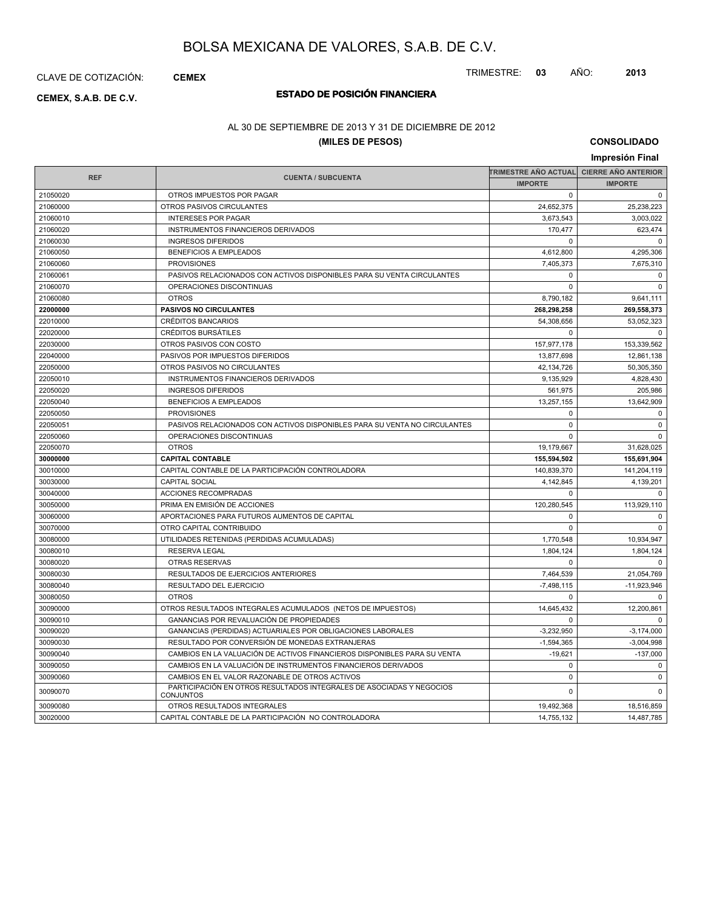# BOLSA MEXICANA DE VALORES, S.A.B. DE C.V.

CLAVE DE COTIZACIÓN: **CEMEX**

TRIMESTRE: **03** AÑO: **2013**

**CEMEX, S.A.B. DE C.V.**

## ESTADO DE POSICIÓN FINANCIERA

AL 30 DE SEPTIEMBRE DE 2013 Y 31 DE DICIEMBRE DE 2012

**(MILES DE PESOS)**

**CONSOLIDADO**

**Impresión Final**

| REF | CUENTA / SUBCUENTA | TRIMESTRE AÑO ACTUAL | CIERRE AÑO ANTERIOR |
|---|---|---|---|
| | | IMPORTE | IMPORTE |
| 21050020 | OTROS IMPUESTOS POR PAGAR | 0 | 0 |
| 21060000 | OTROS PASIVOS CIRCULANTES | 24,652,375 | 25,238,223 |
| 21060010 | INTERESES POR PAGAR | 3,673,543 | 3,003,022 |
| 21060020 | INSTRUMENTOS FINANCIEROS DERIVADOS | 170,477 | 623,474 |
| 21060030 | INGRESOS DIFERIDOS | 0 | 0 |
| 21060050 | BENEFICIOS A EMPLEADOS | 4,612,800 | 4,295,306 |
| 21060060 | PROVISIONES | 7,405,373 | 7,675,310 |
| 21060061 | PASIVOS RELACIONADOS CON ACTIVOS DISPONIBLES PARA SU VENTA CIRCULANTES | 0 | 0 |
| 21060070 | OPERACIONES DISCONTINUAS | 0 | 0 |
| 21060080 | OTROS | 8,790,182 | 9,641,111 |
| **22000000** | **PASIVOS NO CIRCULANTES** | **268,298,258** | **269,558,373** |
| 22010000 | CRÉDITOS BANCARIOS | 54,308,656 | 53,052,323 |
| 22020000 | CRÉDITOS BURSÁTILES | 0 | 0 |
| 22030000 | OTROS PASIVOS CON COSTO | 157,977,178 | 153,339,562 |
| 22040000 | PASIVOS POR IMPUESTOS DIFERIDOS | 13,877,698 | 12,861,138 |
| 22050000 | OTROS PASIVOS NO CIRCULANTES | 42,134,726 | 50,305,350 |
| 22050010 | INSTRUMENTOS FINANCIEROS DERIVADOS | 9,135,929 | 4,828,430 |
| 22050020 | INGRESOS DIFERIDOS | 561,975 | 205,986 |
| 22050040 | BENEFICIOS A EMPLEADOS | 13,257,155 | 13,642,909 |
| 22050050 | PROVISIONES | 0 | 0 |
| 22050051 | PASIVOS RELACIONADOS CON ACTIVOS DISPONIBLES PARA SU VENTA NO CIRCULANTES | 0 | 0 |
| 22050060 | OPERACIONES DISCONTINUAS | 0 | 0 |
| 22050070 | OTROS | 19,179,667 | 31,628,025 |
| **30000000** | **CAPITAL CONTABLE** | **155,594,502** | **155,691,904** |
| 30010000 | CAPITAL CONTABLE DE LA PARTICIPACIÓN CONTROLADORA | 140,839,370 | 141,204,119 |
| 30030000 | CAPITAL SOCIAL | 4,142,845 | 4,139,201 |
| 30040000 | ACCIONES RECOMPRADAS | 0 | 0 |
| 30050000 | PRIMA EN EMISIÓN DE ACCIONES | 120,280,545 | 113,929,110 |
| 30060000 | APORTACIONES PARA FUTUROS AUMENTOS DE CAPITAL | 0 | 0 |
| 30070000 | OTRO CAPITAL CONTRIBUIDO | 0 | 0 |
| 30080000 | UTILIDADES RETENIDAS (PERDIDAS ACUMULADAS) | 1,770,548 | 10,934,947 |
| 30080010 | RESERVA LEGAL | 1,804,124 | 1,804,124 |
| 30080020 | OTRAS RESERVAS | 0 | 0 |
| 30080030 | RESULTADOS DE EJERCICIOS ANTERIORES | 7,464,539 | 21,054,769 |
| 30080040 | RESULTADO DEL EJERCICIO | -7,498,115 | -11,923,946 |
| 30080050 | OTROS | 0 | 0 |
| 30090000 | OTROS RESULTADOS INTEGRALES ACUMULADOS (NETOS DE IMPUESTOS) | 14,645,432 | 12,200,861 |
| 30090010 | GANANCIAS POR REVALUACIÓN DE PROPIEDADES | 0 | 0 |
| 30090020 | GANANCIAS (PERDIDAS) ACTUARIALES POR OBLIGACIONES LABORALES | -3,232,950 | -3,174,000 |
| 30090030 | RESULTADO POR CONVERSIÓN DE MONEDAS EXTRANJERAS | -1,594,365 | -3,004,998 |
| 30090040 | CAMBIOS EN LA VALUACIÓN DE ACTIVOS FINANCIEROS DISPONIBLES PARA SU VENTA | -19,621 | -137,000 |
| 30090050 | CAMBIOS EN LA VALUACIÓN DE INSTRUMENTOS FINANCIEROS DERIVADOS | 0 | 0 |
| 30090060 | CAMBIOS EN EL VALOR RAZONABLE DE OTROS ACTIVOS | 0 | 0 |
| 30090070 | PARTICIPACIÓN EN OTROS RESULTADOS INTEGRALES DE ASOCIADAS Y NEGOCIOS CONJUNTOS | 0 | 0 |
| 30090080 | OTROS RESULTADOS INTEGRALES | 19,492,368 | 18,516,859 |
| 30020000 | CAPITAL CONTABLE DE LA PARTICIPACIÓN NO CONTROLADORA | 14,755,132 | 14,487,785 |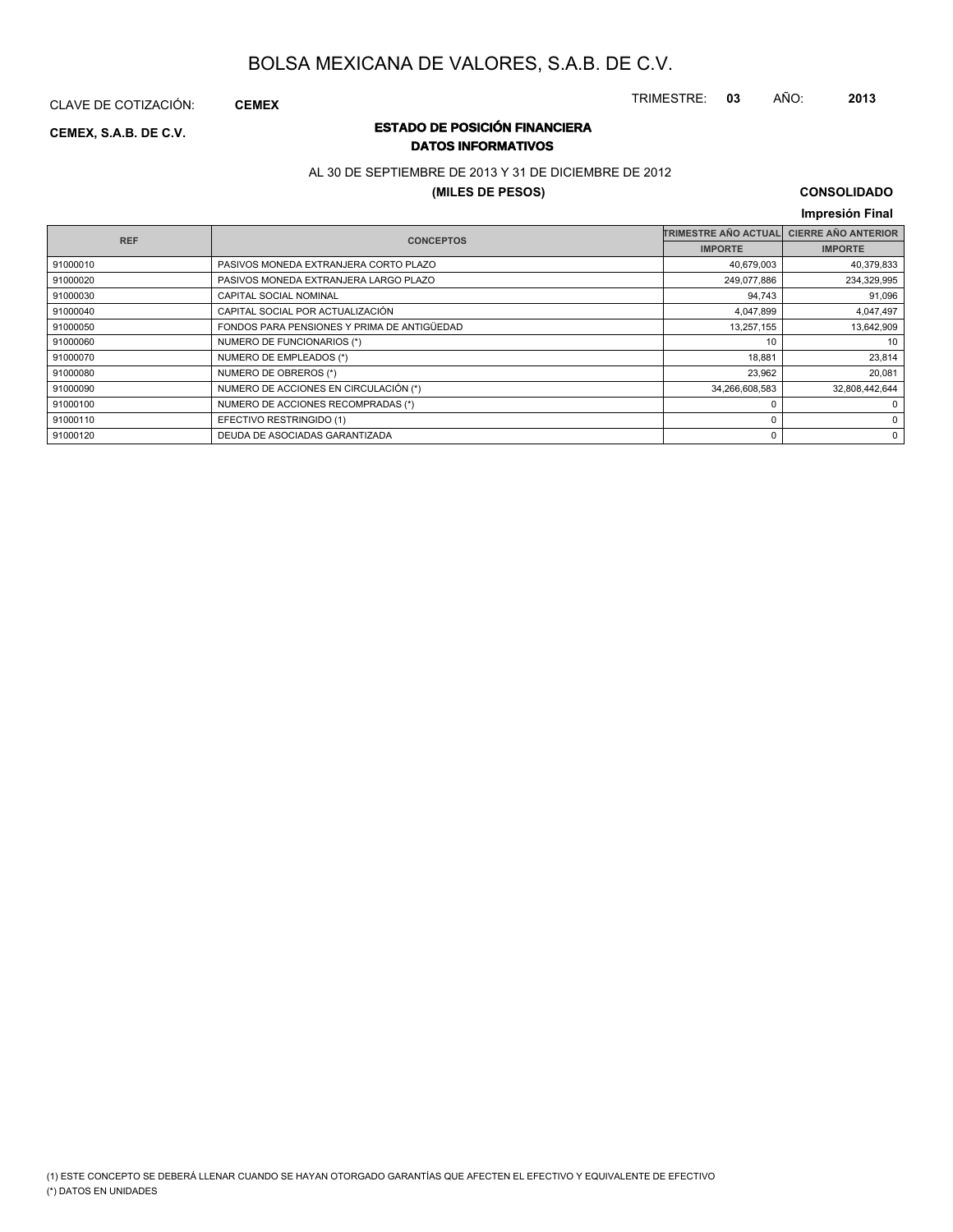# BOLSA MEXICANA DE VALORES, S.A.B. DE C.V.

CLAVE DE COTIZACIÓN: **CEMEX**

TRIMESTRE: **03** AÑO: **2013**

**CEMEX, S.A.B. DE C.V.**

## ESTADO DE POSICIÓN FINANCIERA
### DATOS INFORMATIVOS

AL 30 DE SEPTIEMBRE DE 2013 Y 31 DE DICIEMBRE DE 2012

**(MILES DE PESOS)**

**CONSOLIDADO**

**Impresión Final**

| REF | CONCEPTOS | TRIMESTRE AÑO ACTUAL | CIERRE AÑO ANTERIOR |
|---|---|---|---|
| | | IMPORTE | IMPORTE |
| 91000010 | PASIVOS MONEDA EXTRANJERA CORTO PLAZO | 40,679,003 | 40,379,833 |
| 91000020 | PASIVOS MONEDA EXTRANJERA LARGO PLAZO | 249,077,886 | 234,329,995 |
| 91000030 | CAPITAL SOCIAL NOMINAL | 94,743 | 91,096 |
| 91000040 | CAPITAL SOCIAL POR ACTUALIZACIÓN | 4,047,899 | 4,047,497 |
| 91000050 | FONDOS PARA PENSIONES Y PRIMA DE ANTIGÜEDAD | 13,257,155 | 13,642,909 |
| 91000060 | NUMERO DE FUNCIONARIOS (*) | 10 | 10 |
| 91000070 | NUMERO DE EMPLEADOS (*) | 18,881 | 23,814 |
| 91000080 | NUMERO DE OBREROS (*) | 23,962 | 20,081 |
| 91000090 | NUMERO DE ACCIONES EN CIRCULACIÓN (*) | 34,266,608,583 | 32,808,442,644 |
| 91000100 | NUMERO DE ACCIONES RECOMPRADAS (*) | 0 | 0 |
| 91000110 | EFECTIVO RESTRINGIDO (1) | 0 | 0 |
| 91000120 | DEUDA DE ASOCIADAS GARANTIZADA | 0 | 0 |

(1) ESTE CONCEPTO SE DEBERÁ LLENAR CUANDO SE HAYAN OTORGADO GARANTÍAS QUE AFECTEN EL EFECTIVO Y EQUIVALENTE DE EFECTIVO

(*) DATOS EN UNIDADES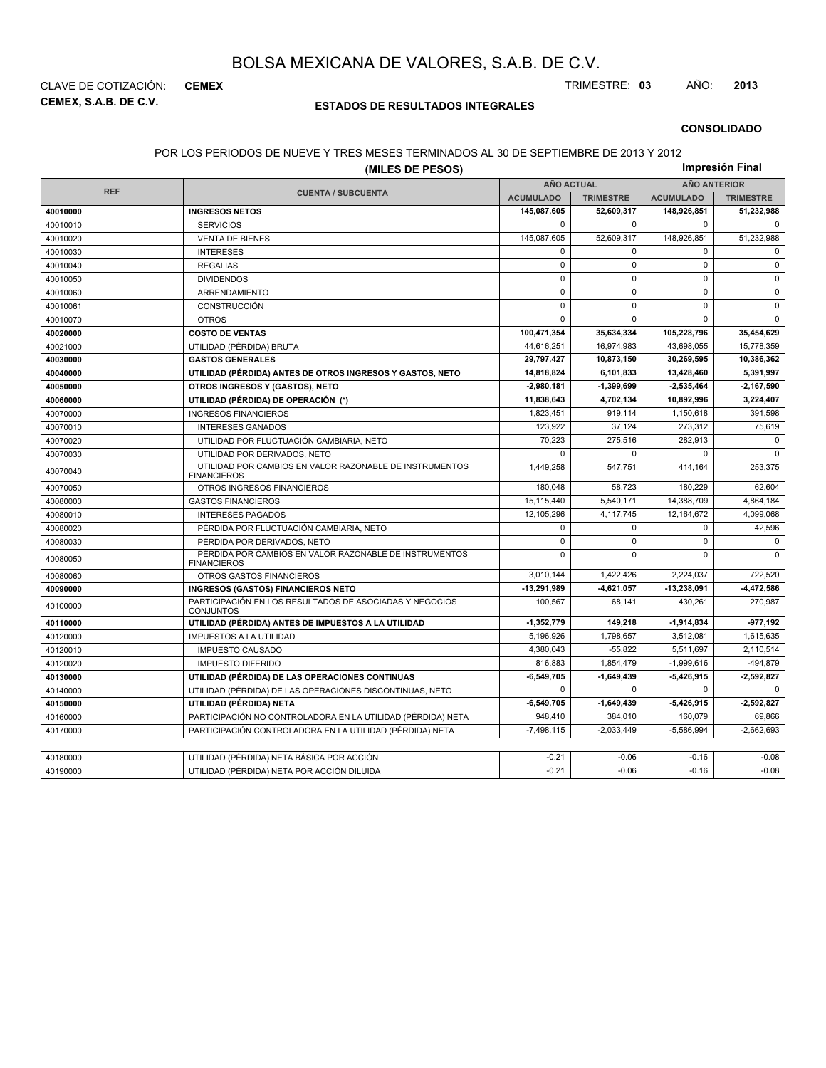# BOLSA MEXICANA DE VALORES, S.A.B. DE C.V.

CLAVE DE COTIZACIÓN: **CEMEX**

TRIMESTRE: **03** AÑO: **2013**

**CEMEX, S.A.B. DE C.V.**

## ESTADOS DE RESULTADOS INTEGRALES

**CONSOLIDADO**

POR LOS PERIODOS DE NUEVE Y TRES MESES TERMINADOS AL 30 DE SEPTIEMBRE DE 2013 Y 2012

**(MILES DE PESOS)**

**Impresión Final**

| REF | CUENTA / SUBCUENTA | AÑO ACTUAL | | AÑO ANTERIOR | |
|---|---|---|---|---|---|
| | | ACUMULADO | TRIMESTRE | ACUMULADO | TRIMESTRE |
| **40010000** | **INGRESOS NETOS** | **145,087,605** | **52,609,317** | **148,926,851** | **51,232,988** |
| 40010010 | SERVICIOS | 0 | 0 | 0 | 0 |
| 40010020 | VENTA DE BIENES | 145,087,605 | 52,609,317 | 148,926,851 | 51,232,988 |
| 40010030 | INTERESES | 0 | 0 | 0 | 0 |
| 40010040 | REGALIAS | 0 | 0 | 0 | 0 |
| 40010050 | DIVIDENDOS | 0 | 0 | 0 | 0 |
| 40010060 | ARRENDAMIENTO | 0 | 0 | 0 | 0 |
| 40010061 | CONSTRUCCIÓN | 0 | 0 | 0 | 0 |
| 40010070 | OTROS | 0 | 0 | 0 | 0 |
| **40020000** | **COSTO DE VENTAS** | **100,471,354** | **35,634,334** | **105,228,796** | **35,454,629** |
| 40021000 | UTILIDAD (PÉRDIDA) BRUTA | 44,616,251 | 16,974,983 | 43,698,055 | 15,778,359 |
| **40030000** | **GASTOS GENERALES** | **29,797,427** | **10,873,150** | **30,269,595** | **10,386,362** |
| **40040000** | **UTILIDAD (PÉRDIDA) ANTES DE OTROS INGRESOS Y GASTOS, NETO** | **14,818,824** | **6,101,833** | **13,428,460** | **5,391,997** |
| **40050000** | **OTROS INGRESOS Y (GASTOS), NETO** | **-2,980,181** | **-1,399,699** | **-2,535,464** | **-2,167,590** |
| **40060000** | **UTILIDAD (PÉRDIDA) DE OPERACIÓN (\*)** | **11,838,643** | **4,702,134** | **10,892,996** | **3,224,407** |
| 40070000 | INGRESOS FINANCIEROS | 1,823,451 | 919,114 | 1,150,618 | 391,598 |
| 40070010 | INTERESES GANADOS | 123,922 | 37,124 | 273,312 | 75,619 |
| 40070020 | UTILIDAD POR FLUCTUACIÓN CAMBIARIA, NETO | 70,223 | 275,516 | 282,913 | 0 |
| 40070030 | UTILIDAD POR DERIVADOS, NETO | 0 | 0 | 0 | 0 |
| 40070040 | UTILIDAD POR CAMBIOS EN VALOR RAZONABLE DE INSTRUMENTOS FINANCIEROS | 1,449,258 | 547,751 | 414,164 | 253,375 |
| 40070050 | OTROS INGRESOS FINANCIEROS | 180,048 | 58,723 | 180,229 | 62,604 |
| 40080000 | GASTOS FINANCIEROS | 15,115,440 | 5,540,171 | 14,388,709 | 4,864,184 |
| 40080010 | INTERESES PAGADOS | 12,105,296 | 4,117,745 | 12,164,672 | 4,099,068 |
| 40080020 | PÉRDIDA POR FLUCTUACIÓN CAMBIARIA, NETO | 0 | 0 | 0 | 42,596 |
| 40080030 | PÉRDIDA POR DERIVADOS, NETO | 0 | 0 | 0 | 0 |
| 40080050 | PÉRDIDA POR CAMBIOS EN VALOR RAZONABLE DE INSTRUMENTOS FINANCIEROS | 0 | 0 | 0 | 0 |
| 40080060 | OTROS GASTOS FINANCIEROS | 3,010,144 | 1,422,426 | 2,224,037 | 722,520 |
| **40090000** | **INGRESOS (GASTOS) FINANCIEROS NETO** | **-13,291,989** | **-4,621,057** | **-13,238,091** | **-4,472,586** |
| 40100000 | PARTICIPACIÓN EN LOS RESULTADOS DE ASOCIADAS Y NEGOCIOS CONJUNTOS | 100,567 | 68,141 | 430,261 | 270,987 |
| **40110000** | **UTILIDAD (PÉRDIDA) ANTES DE IMPUESTOS A LA UTILIDAD** | **-1,352,779** | **149,218** | **-1,914,834** | **-977,192** |
| 40120000 | IMPUESTOS A LA UTILIDAD | 5,196,926 | 1,798,657 | 3,512,081 | 1,615,635 |
| 40120010 | IMPUESTO CAUSADO | 4,380,043 | -55,822 | 5,511,697 | 2,110,514 |
| 40120020 | IMPUESTO DIFERIDO | 816,883 | 1,854,479 | -1,999,616 | -494,879 |
| **40130000** | **UTILIDAD (PÉRDIDA) DE LAS OPERACIONES CONTINUAS** | **-6,549,705** | **-1,649,439** | **-5,426,915** | **-2,592,827** |
| 40140000 | UTILIDAD (PÉRDIDA) DE LAS OPERACIONES DISCONTINUAS, NETO | 0 | 0 | 0 | 0 |
| **40150000** | **UTILIDAD (PÉRDIDA) NETA** | **-6,549,705** | **-1,649,439** | **-5,426,915** | **-2,592,827** |
| 40160000 | PARTICIPACIÓN NO CONTROLADORA EN LA UTILIDAD (PÉRDIDA) NETA | 948,410 | 384,010 | 160,079 | 69,866 |
| 40170000 | PARTICIPACIÓN CONTROLADORA EN LA UTILIDAD (PÉRDIDA) NETA | -7,498,115 | -2,033,449 | -5,586,994 | -2,662,693 |

| | | | | | |
|---|---|---|---|---|---|
| 40180000 | UTILIDAD (PÉRDIDA) NETA BÁSICA POR ACCIÓN | -0.21 | -0.06 | -0.16 | -0.08 |
| 40190000 | UTILIDAD (PÉRDIDA) NETA POR ACCIÓN DILUIDA | -0.21 | -0.06 | -0.16 | -0.08 |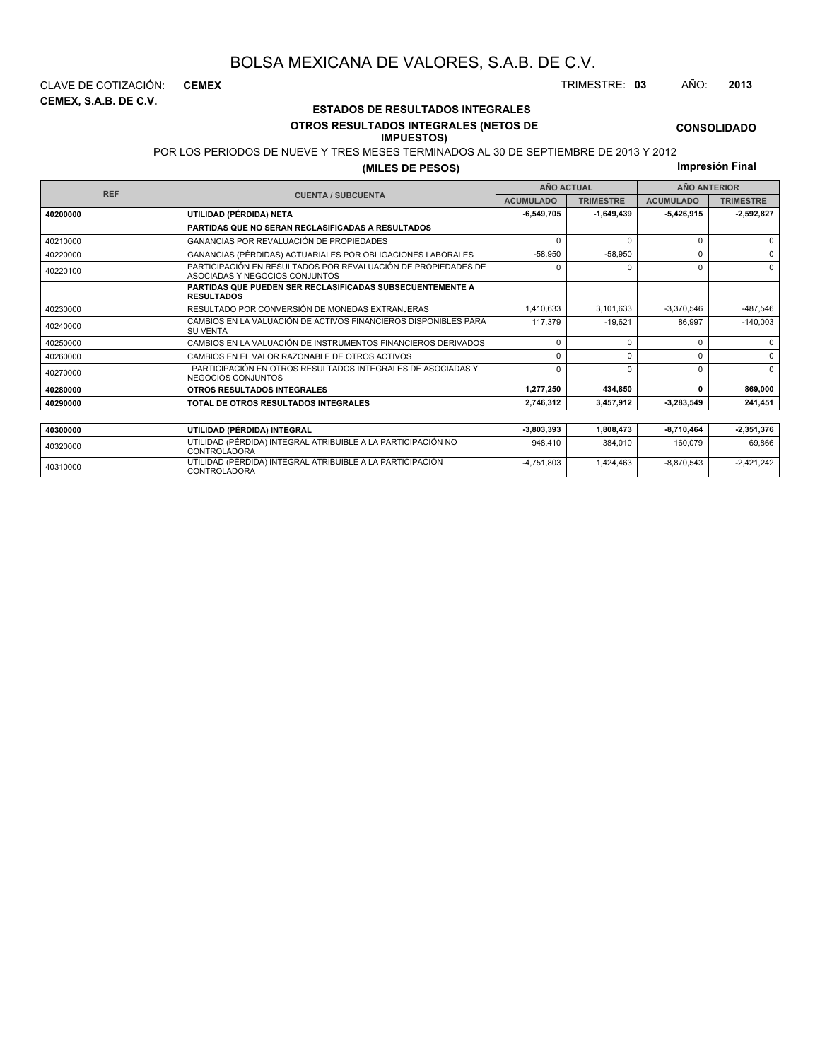# BOLSA MEXICANA DE VALORES, S.A.B. DE C.V.

CLAVE DE COTIZACIÓN: **CEMEX** TRIMESTRE: **03** AÑO: **2013**

**CEMEX, S.A.B. DE C.V.**

## ESTADOS DE RESULTADOS INTEGRALES

### OTROS RESULTADOS INTEGRALES (NETOS DE IMPUESTOS)

**CONSOLIDADO**

POR LOS PERIODOS DE NUEVE Y TRES MESES TERMINADOS AL 30 DE SEPTIEMBRE DE 2013 Y 2012

**(MILES DE PESOS)**

**Impresión Final**

| REF | CUENTA / SUBCUENTA | AÑO ACTUAL | | AÑO ANTERIOR | |
|---|---|---|---|---|---|
| | | ACUMULADO | TRIMESTRE | ACUMULADO | TRIMESTRE |
| **40200000** | **UTILIDAD (PÉRDIDA) NETA** | **-6,549,705** | **-1,649,439** | **-5,426,915** | **-2,592,827** |
| | **PARTIDAS QUE NO SERAN RECLASIFICADAS A RESULTADOS** | | | | |
| 40210000 | GANANCIAS POR REVALUACIÓN DE PROPIEDADES | 0 | 0 | 0 | 0 |
| 40220000 | GANANCIAS (PÉRDIDAS) ACTUARIALES POR OBLIGACIONES LABORALES | -58,950 | -58,950 | 0 | 0 |
| 40220100 | PARTICIPACIÓN EN RESULTADOS POR REVALUACIÓN DE PROPIEDADES DE ASOCIADAS Y NEGOCIOS CONJUNTOS | 0 | 0 | 0 | 0 |
| | **PARTIDAS QUE PUEDEN SER RECLASIFICADAS SUBSECUENTEMENTE A RESULTADOS** | | | | |
| 40230000 | RESULTADO POR CONVERSIÓN DE MONEDAS EXTRANJERAS | 1,410,633 | 3,101,633 | -3,370,546 | -487,546 |
| 40240000 | CAMBIOS EN LA VALUACIÓN DE ACTIVOS FINANCIEROS DISPONIBLES PARA SU VENTA | 117,379 | -19,621 | 86,997 | -140,003 |
| 40250000 | CAMBIOS EN LA VALUACIÓN DE INSTRUMENTOS FINANCIEROS DERIVADOS | 0 | 0 | 0 | 0 |
| 40260000 | CAMBIOS EN EL VALOR RAZONABLE DE OTROS ACTIVOS | 0 | 0 | 0 | 0 |
| 40270000 | PARTICIPACIÓN EN OTROS RESULTADOS INTEGRALES DE ASOCIADAS Y NEGOCIOS CONJUNTOS | 0 | 0 | 0 | 0 |
| **40280000** | **OTROS RESULTADOS INTEGRALES** | **1,277,250** | **434,850** | **0** | **869,000** |
| **40290000** | **TOTAL DE OTROS RESULTADOS INTEGRALES** | **2,746,312** | **3,457,912** | **-3,283,549** | **241,451** |

| REF | CUENTA / SUBCUENTA | ACUMULADO | TRIMESTRE | ACUMULADO | TRIMESTRE |
|---|---|---|---|---|---|
| **40300000** | **UTILIDAD (PÉRDIDA) INTEGRAL** | **-3,803,393** | **1,808,473** | **-8,710,464** | **-2,351,376** |
| 40320000 | UTILIDAD (PÉRDIDA) INTEGRAL ATRIBUIBLE A LA PARTICIPACIÓN NO CONTROLADORA | 948,410 | 384,010 | 160,079 | 69,866 |
| 40310000 | UTILIDAD (PÉRDIDA) INTEGRAL ATRIBUIBLE A LA PARTICIPACIÓN CONTROLADORA | -4,751,803 | 1,424,463 | -8,870,543 | -2,421,242 |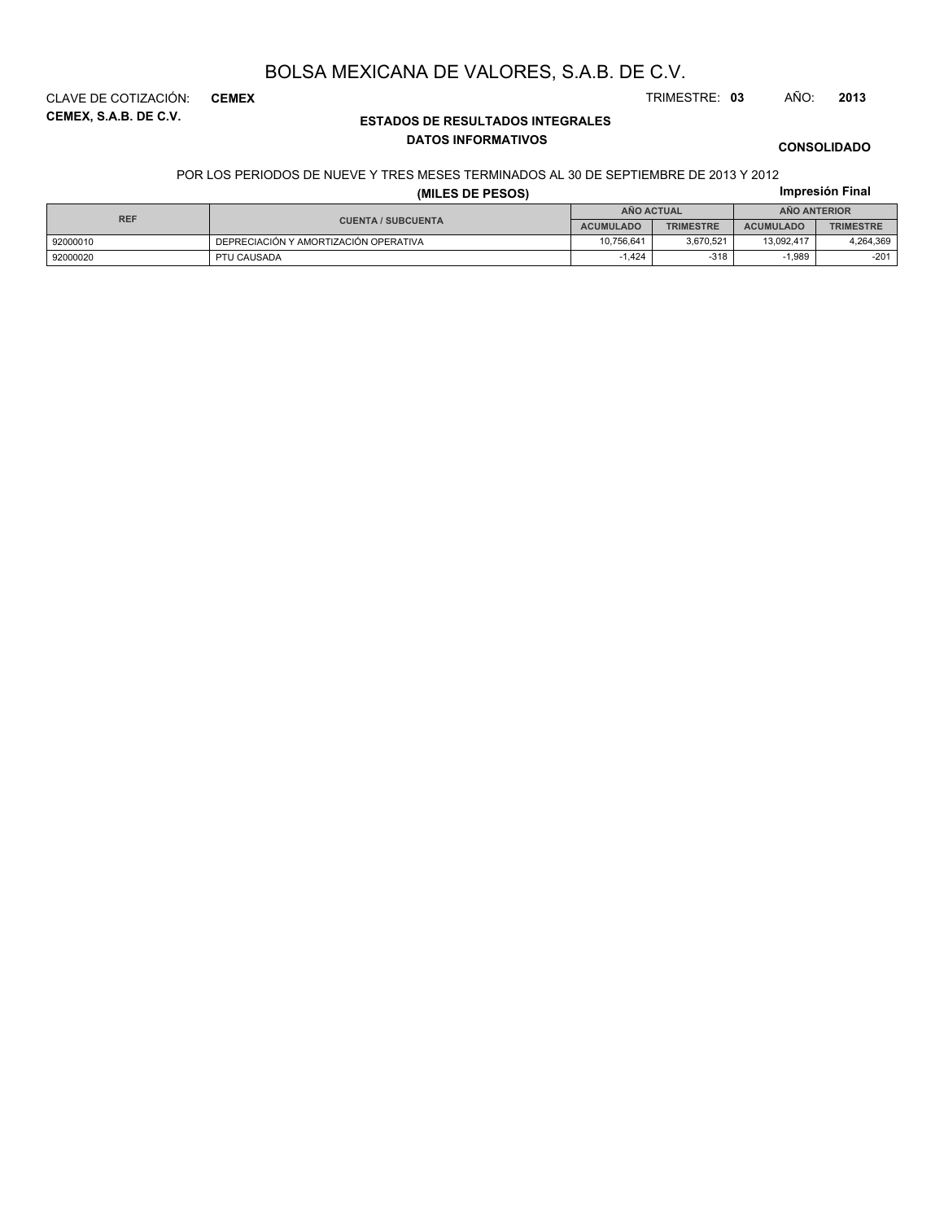# BOLSA MEXICANA DE VALORES, S.A.B. DE C.V.

CLAVE DE COTIZACIÓN: **CEMEX**

TRIMESTRE: **03** AÑO: **2013**

**CEMEX, S.A.B. DE C.V.**

**ESTADOS DE RESULTADOS INTEGRALES**

**DATOS INFORMATIVOS**

**CONSOLIDADO**

POR LOS PERIODOS DE NUEVE Y TRES MESES TERMINADOS AL 30 DE SEPTIEMBRE DE 2013 Y 2012

**(MILES DE PESOS)**

**Impresión Final**

| REF | CUENTA / SUBCUENTA | AÑO ACTUAL | | AÑO ANTERIOR | |
|---|---|---|---|---|---|
| | | ACUMULADO | TRIMESTRE | ACUMULADO | TRIMESTRE |
| 92000010 | DEPRECIACIÓN Y AMORTIZACIÓN OPERATIVA | 10,756,641 | 3,670,521 | 13,092,417 | 4,264,369 |
| 92000020 | PTU CAUSADA | -1,424 | -318 | -1,989 | -201 |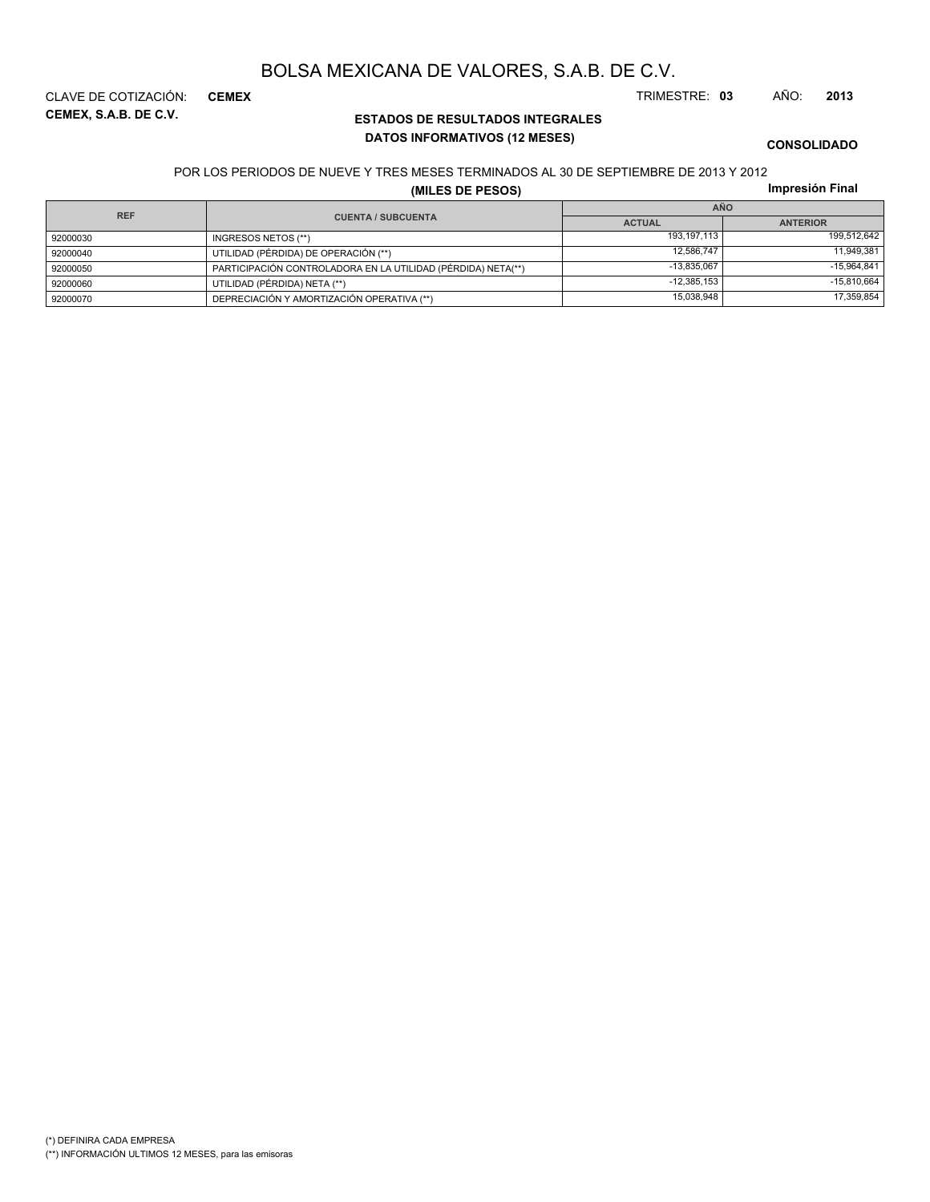# BOLSA MEXICANA DE VALORES, S.A.B. DE C.V.

CLAVE DE COTIZACIÓN: **CEMEX**

TRIMESTRE: **03** AÑO: **2013**

**CEMEX, S.A.B. DE C.V.**

## ESTADOS DE RESULTADOS INTEGRALES
### DATOS INFORMATIVOS (12 MESES)

**CONSOLIDADO**

POR LOS PERIODOS DE NUEVE Y TRES MESES TERMINADOS AL 30 DE SEPTIEMBRE DE 2013 Y 2012

**(MILES DE PESOS)**

**Impresión Final**

| REF | CUENTA / SUBCUENTA | AÑO | |
|---|---|---|---|
| | | ACTUAL | ANTERIOR |
| 92000030 | INGRESOS NETOS (**) | 193,197,113 | 199,512,642 |
| 92000040 | UTILIDAD (PÉRDIDA) DE OPERACIÓN (**) | 12,586,747 | 11,949,381 |
| 92000050 | PARTICIPACIÓN CONTROLADORA EN LA UTILIDAD (PÉRDIDA) NETA(**) | -13,835,067 | -15,964,841 |
| 92000060 | UTILIDAD (PÉRDIDA) NETA (**) | -12,385,153 | -15,810,664 |
| 92000070 | DEPRECIACIÓN Y AMORTIZACIÓN OPERATIVA (**) | 15,038,948 | 17,359,854 |

(*) DEFINIRA CADA EMPRESA

(**) INFORMACIÓN ULTIMOS 12 MESES, para las emisoras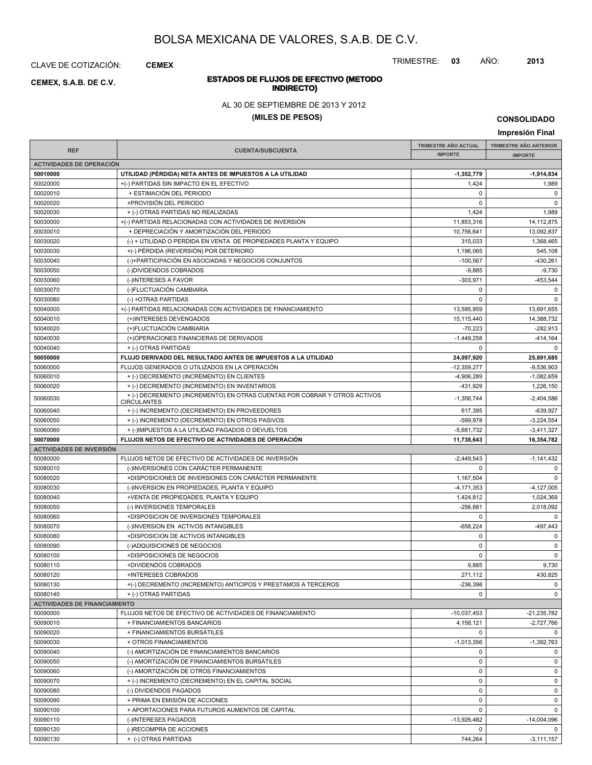# BOLSA MEXICANA DE VALORES, S.A.B. DE C.V.

CLAVE DE COTIZACIÓN: **CEMEX**

TRIMESTRE: **03** AÑO: **2013**

**CEMEX, S.A.B. DE C.V.**

## ESTADOS DE FLUJOS DE EFECTIVO (METODO INDIRECTO)

AL 30 DE SEPTIEMBRE DE 2013 Y 2012

**(MILES DE PESOS)**

**CONSOLIDADO**

**Impresión Final**

| REF | CUENTA/SUBCUENTA | TRIMESTRE AÑO ACTUAL IMPORTE | TRIMESTRE AÑO ANTERIOR IMPORTE |
|---|---|---|---|
| **ACTIVIDADES DE OPERACIÓN** | | | |
| **50010000** | **UTILIDAD (PÉRDIDA) NETA ANTES DE IMPUESTOS A LA UTILIDAD** | **-1,352,779** | **-1,914,834** |
| 50020000 | +(-) PARTIDAS SIN IMPACTO EN EL EFECTIVO | 1,424 | 1,989 |
| 50020010 | + ESTIMACIÓN DEL PERIODO | 0 | 0 |
| 50020020 | +PROVISIÓN DEL PERIODO | 0 | 0 |
| 50020030 | + (-) OTRAS PARTIDAS NO REALIZADAS | 1,424 | 1,989 |
| 50030000 | +(-) PARTIDAS RELACIONADAS CON ACTIVIDADES DE INVERSIÓN | 11,853,316 | 14,112,875 |
| 50030010 | + DEPRECIACIÓN Y AMORTIZACIÓN DEL PERIODO | 10,756,641 | 13,092,837 |
| 50030020 | (-) + UTILIDAD O PERDIDA EN VENTA DE PROPIEDADES PLANTA Y EQUIPO | 315,033 | 1,368,465 |
| 50030030 | +(-) PÉRDIDA (REVERSIÓN) POR DETERIORO | 1,196,065 | 545,108 |
| 50030040 | (-)+PARTICIPACIÓN EN ASOCIADAS Y NEGOCIOS CONJUNTOS | -100,567 | -430,261 |
| 50030050 | (-)DIVIDENDOS COBRADOS | -9,885 | -9,730 |
| 50030060 | (-)INTERESES A FAVOR | -303,971 | -453,544 |
| 50030070 | (-)FLUCTUACIÓN CAMBIARIA | 0 | 0 |
| 50030080 | (-) +OTRAS PARTIDAS | 0 | 0 |
| 50040000 | +(-) PARTIDAS RELACIONADAS CON ACTIVIDADES DE FINANCIAMIENTO | 13,595,959 | 13,691,655 |
| 50040010 | (+)INTERESES DEVENGADOS | 15,115,440 | 14,388,732 |
| 50040020 | (+)FLUCTUACIÓN CAMBIARIA | -70,223 | -282,913 |
| 50040030 | (+)OPERACIONES FINANCIERAS DE DERIVADOS | -1,449,258 | -414,164 |
| 50040040 | + (-) OTRAS PARTIDAS | 0 | 0 |
| **50050000** | **FLUJO DERIVADO DEL RESULTADO ANTES DE IMPUESTOS A LA UTILIDAD** | **24,097,920** | **25,891,685** |
| 50060000 | FLUJOS GENERADOS O UTILIZADOS EN LA OPERACIÓN | -12,359,277 | -9,536,903 |
| 50060010 | + (-) DECREMENTO (INCREMENTO) EN CLIENTES | -4,906,289 | -1,082,659 |
| 50060020 | + (-) DECREMENTO (INCREMENTO) EN INVENTARIOS | -431,929 | 1,226,150 |
| 50060030 | + (-) DECREMENTO (INCREMENTO) EN OTRAS CUENTAS POR COBRAR Y OTROS ACTIVOS CIRCULANTES | -1,356,744 | -2,404,586 |
| 50060040 | + (-) INCREMENTO (DECREMENTO) EN PROVEEDORES | 617,395 | -639,927 |
| 50060050 | + (-) INCREMENTO (DECREMENTO) EN OTROS PASIVOS | -599,978 | -3,224,554 |
| 50060060 | + (-)IMPUESTOS A LA UTILIDAD PAGADOS O DEVUELTOS | -5,681,732 | -3,411,327 |
| **50070000** | **FLUJOS NETOS DE EFECTIVO DE ACTIVIDADES DE OPERACIÓN** | **11,738,643** | **16,354,782** |
| **ACTIVIDADES DE INVERSIÓN** | | | |
| 50080000 | FLUJOS NETOS DE EFECTIVO DE ACTIVIDADES DE INVERSIÓN | -2,449,543 | -1,141,432 |
| 50080010 | (-)INVERSIONES CON CARÁCTER PERMANENTE | 0 | 0 |
| 50080020 | +DISPOSICIONES DE INVERSIONES CON CARÁCTER PERMANENTE | 1,167,504 | 0 |
| 50080030 | (-)INVERSION EN PROPIEDADES, PLANTA Y EQUIPO | -4,171,353 | -4,127,005 |
| 50080040 | +VENTA DE PROPIEDADES, PLANTA Y EQUIPO | 1,424,812 | 1,024,369 |
| 50080050 | (-) INVERSIONES TEMPORALES | -256,881 | 2,018,092 |
| 50080060 | +DISPOSICION DE INVERSIONES TEMPORALES | 0 | 0 |
| 50080070 | (-)INVERSION EN ACTIVOS INTANGIBLES | -658,224 | -497,443 |
| 50080080 | +DISPOSICION DE ACTIVOS INTANGIBLES | 0 | 0 |
| 50080090 | (-)ADQUISICIONES DE NEGOCIOS | 0 | 0 |
| 50080100 | +DISPOSICIONES DE NEGOCIOS | 0 | 0 |
| 50080110 | +DIVIDENDOS COBRADOS | 9,885 | 9,730 |
| 50080120 | +INTERESES COBRADOS | 271,112 | 430,825 |
| 50080130 | +(-) DECREMENTO (INCREMENTO) ANTICIPOS Y PRESTAMOS A TERCEROS | -236,398 | 0 |
| 50080140 | + (-) OTRAS PARTIDAS | 0 | 0 |
| **ACTIVIDADES DE FINANCIAMIENTO** | | | |
| 50090000 | FLUJOS NETOS DE EFECTIVO DE ACTIVIDADES DE FINANCIAMIENTO | -10,037,453 | -21,235,782 |
| 50090010 | + FINANCIAMIENTOS BANCARIOS | 4,158,121 | -2,727,766 |
| 50090020 | + FINANCIAMIENTOS BURSÁTILES | 0 | 0 |
| 50090030 | + OTROS FINANCIAMIENTOS | -1,013,356 | -1,392,763 |
| 50090040 | (-) AMORTIZACIÓN DE FINANCIAMIENTOS BANCARIOS | 0 | 0 |
| 50090050 | (-) AMORTIZACIÓN DE FINANCIAMIENTOS BURSÁTILES | 0 | 0 |
| 50090060 | (-) AMORTIZACIÓN DE OTROS FINANCIAMIENTOS | 0 | 0 |
| 50090070 | + (-) INCREMENTO (DECREMENTO) EN EL CAPITAL SOCIAL | 0 | 0 |
| 50090080 | (-) DIVIDENDOS PAGADOS | 0 | 0 |
| 50090090 | + PRIMA EN EMISIÓN DE ACCIONES | 0 | 0 |
| 50090100 | + APORTACIONES PARA FUTUROS AUMENTOS DE CAPITAL | 0 | 0 |
| 50090110 | (-)INTERESES PAGADOS | -13,926,482 | -14,004,096 |
| 50090120 | (-)RECOMPRA DE ACCIONES | 0 | 0 |
| 50090130 | + (-) OTRAS PARTIDAS | 744,264 | -3,111,157 |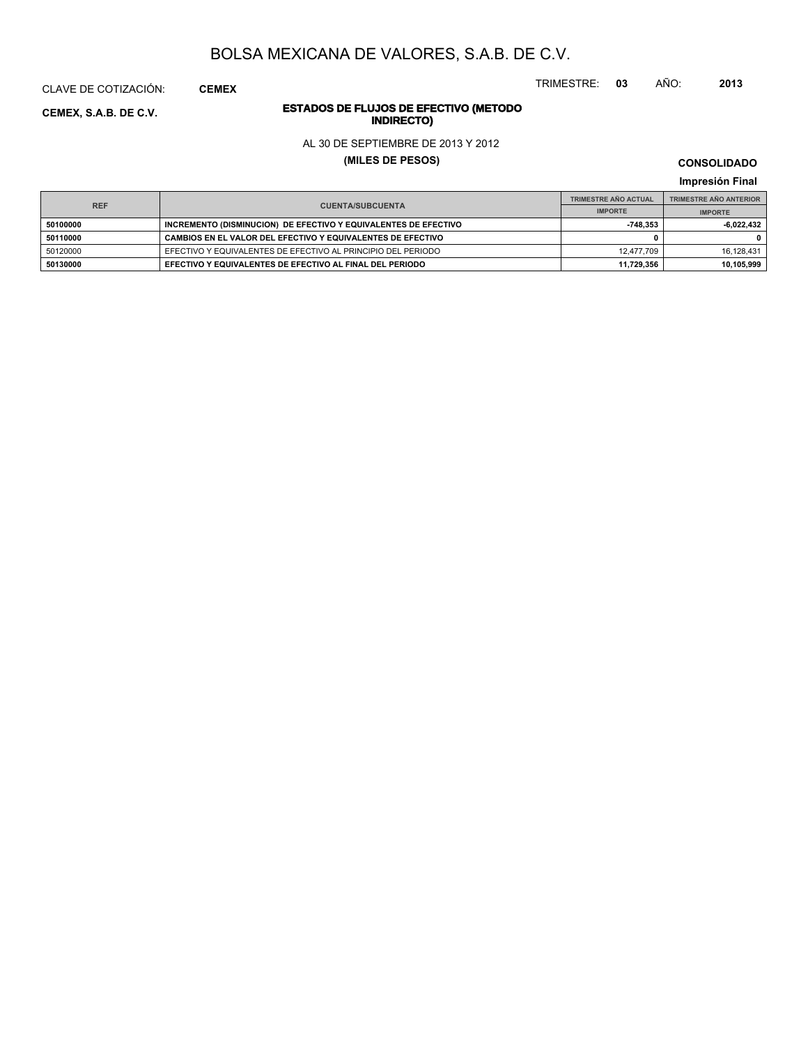# BOLSA MEXICANA DE VALORES, S.A.B. DE C.V.

CLAVE DE COTIZACIÓN: **CEMEX**

TRIMESTRE: **03** AÑO: **2013**

**CEMEX, S.A.B. DE C.V.**

**ESTADOS DE FLUJOS DE EFECTIVO (METODO INDIRECTO)**

AL 30 DE SEPTIEMBRE DE 2013 Y 2012

**(MILES DE PESOS)**

**CONSOLIDADO**

**Impresión Final**

| REF | CUENTA/SUBCUENTA | TRIMESTRE AÑO ACTUAL | TRIMESTRE AÑO ANTERIOR |
|---|---|---|---|
| | | IMPORTE | IMPORTE |
| **50100000** | **INCREMENTO (DISMINUCION) DE EFECTIVO Y EQUIVALENTES DE EFECTIVO** | **-748,353** | **-6,022,432** |
| **50110000** | **CAMBIOS EN EL VALOR DEL EFECTIVO Y EQUIVALENTES DE EFECTIVO** | **0** | **0** |
| 50120000 | EFECTIVO Y EQUIVALENTES DE EFECTIVO AL PRINCIPIO DEL PERIODO | 12,477,709 | 16,128,431 |
| **50130000** | **EFECTIVO Y EQUIVALENTES DE EFECTIVO AL FINAL DEL PERIODO** | **11,729,356** | **10,105,999** |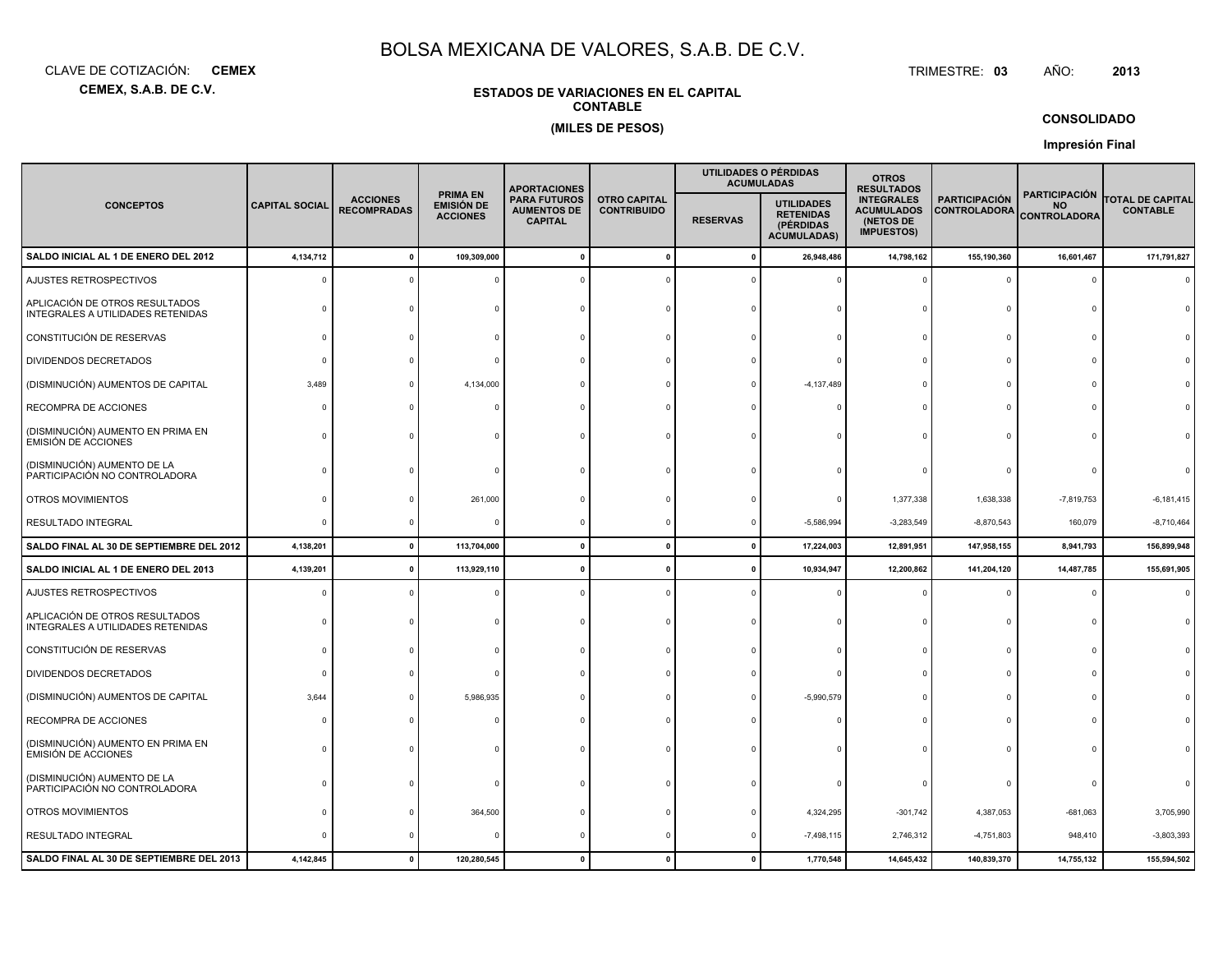# BOLSA MEXICANA DE VALORES, S.A.B. DE C.V.

CLAVE DE COTIZACIÓN: **CEMEX**

**CEMEX, S.A.B. DE C.V.**

TRIMESTRE: **03** AÑO: **2013**

**ESTADOS DE VARIACIONES EN EL CAPITAL CONTABLE**

**(MILES DE PESOS)**

**CONSOLIDADO**

**Impresión Final**

| CONCEPTOS | CAPITAL SOCIAL | ACCIONES RECOMPRADAS | PRIMA EN EMISIÓN DE ACCIONES | APORTACIONES PARA FUTUROS AUMENTOS DE CAPITAL | OTRO CAPITAL CONTRIBUIDO | UTILIDADES O PÉRDIDAS ACUMULADAS | | OTROS RESULTADOS INTEGRALES ACUMULADOS (NETOS DE IMPUESTOS) | PARTICIPACIÓN CONTROLADORA | PARTICIPACIÓN NO CONTROLADORA | TOTAL DE CAPITAL CONTABLE |
|---|---|---|---|---|---|---|---|---|---|---|---|
| | | | | | | RESERVAS | UTILIDADES RETENIDAS (PÉRDIDAS ACUMULADAS) | | | | |
| **SALDO INICIAL AL 1 DE ENERO DEL 2012** | **4,134,712** | **0** | **109,309,000** | **0** | **0** | **0** | **26,948,486** | **14,798,162** | **155,190,360** | **16,601,467** | **171,791,827** |
| AJUSTES RETROSPECTIVOS | 0 | 0 | 0 | 0 | 0 | 0 | 0 | 0 | 0 | 0 | 0 |
| APLICACIÓN DE OTROS RESULTADOS INTEGRALES A UTILIDADES RETENIDAS | 0 | 0 | 0 | 0 | 0 | 0 | 0 | 0 | 0 | 0 | 0 |
| CONSTITUCIÓN DE RESERVAS | 0 | 0 | 0 | 0 | 0 | 0 | 0 | 0 | 0 | 0 | 0 |
| DIVIDENDOS DECRETADOS | 0 | 0 | 0 | 0 | 0 | 0 | 0 | 0 | 0 | 0 | 0 |
| (DISMINUCIÓN) AUMENTOS DE CAPITAL | 3,489 | 0 | 4,134,000 | 0 | 0 | 0 | -4,137,489 | 0 | 0 | 0 | 0 |
| RECOMPRA DE ACCIONES | 0 | 0 | 0 | 0 | 0 | 0 | 0 | 0 | 0 | 0 | 0 |
| (DISMINUCIÓN) AUMENTO EN PRIMA EN EMISIÓN DE ACCIONES | 0 | 0 | 0 | 0 | 0 | 0 | 0 | 0 | 0 | 0 | 0 |
| (DISMINUCIÓN) AUMENTO DE LA PARTICIPACIÓN NO CONTROLADORA | 0 | 0 | 0 | 0 | 0 | 0 | 0 | 0 | 0 | 0 | 0 |
| OTROS MOVIMIENTOS | 0 | 0 | 261,000 | 0 | 0 | 0 | 0 | 1,377,338 | 1,638,338 | -7,819,753 | -6,181,415 |
| RESULTADO INTEGRAL | 0 | 0 | 0 | 0 | 0 | 0 | -5,586,994 | -3,283,549 | -8,870,543 | 160,079 | -8,710,464 |
| **SALDO FINAL AL 30 DE SEPTIEMBRE DEL 2012** | **4,138,201** | **0** | **113,704,000** | **0** | **0** | **0** | **17,224,003** | **12,891,951** | **147,958,155** | **8,941,793** | **156,899,948** |
| **SALDO INICIAL AL 1 DE ENERO DEL 2013** | **4,139,201** | **0** | **113,929,110** | **0** | **0** | **0** | **10,934,947** | **12,200,862** | **141,204,120** | **14,487,785** | **155,691,905** |
| AJUSTES RETROSPECTIVOS | 0 | 0 | 0 | 0 | 0 | 0 | 0 | 0 | 0 | 0 | 0 |
| APLICACIÓN DE OTROS RESULTADOS INTEGRALES A UTILIDADES RETENIDAS | 0 | 0 | 0 | 0 | 0 | 0 | 0 | 0 | 0 | 0 | 0 |
| CONSTITUCIÓN DE RESERVAS | 0 | 0 | 0 | 0 | 0 | 0 | 0 | 0 | 0 | 0 | 0 |
| DIVIDENDOS DECRETADOS | 0 | 0 | 0 | 0 | 0 | 0 | 0 | 0 | 0 | 0 | 0 |
| (DISMINUCIÓN) AUMENTOS DE CAPITAL | 3,644 | 0 | 5,986,935 | 0 | 0 | 0 | -5,990,579 | 0 | 0 | 0 | 0 |
| RECOMPRA DE ACCIONES | 0 | 0 | 0 | 0 | 0 | 0 | 0 | 0 | 0 | 0 | 0 |
| (DISMINUCIÓN) AUMENTO EN PRIMA EN EMISIÓN DE ACCIONES | 0 | 0 | 0 | 0 | 0 | 0 | 0 | 0 | 0 | 0 | 0 |
| (DISMINUCIÓN) AUMENTO DE LA PARTICIPACIÓN NO CONTROLADORA | 0 | 0 | 0 | 0 | 0 | 0 | 0 | 0 | 0 | 0 | 0 |
| OTROS MOVIMIENTOS | 0 | 0 | 364,500 | 0 | 0 | 0 | 4,324,295 | -301,742 | 4,387,053 | -681,063 | 3,705,990 |
| RESULTADO INTEGRAL | 0 | 0 | 0 | 0 | 0 | 0 | -7,498,115 | 2,746,312 | -4,751,803 | 948,410 | -3,803,393 |
| **SALDO FINAL AL 30 DE SEPTIEMBRE DEL 2013** | **4,142,845** | **0** | **120,280,545** | **0** | **0** | **0** | **1,770,548** | **14,645,432** | **140,839,370** | **14,755,132** | **155,594,502** |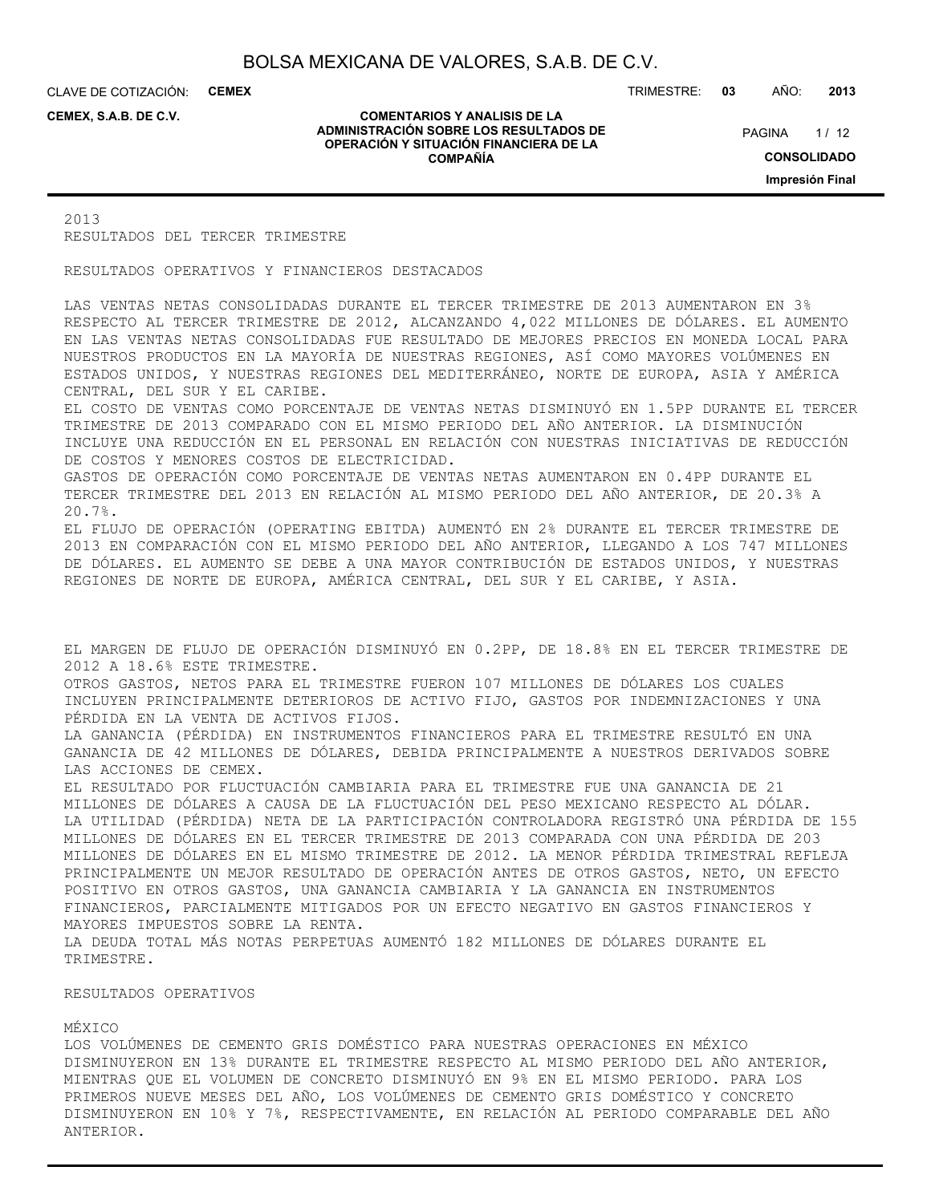2013
RESULTADOS DEL TERCER TRIMESTRE

RESULTADOS OPERATIVOS Y FINANCIEROS DESTACADOS

LAS VENTAS NETAS CONSOLIDADAS DURANTE EL TERCER TRIMESTRE DE 2013 AUMENTARON EN 3% RESPECTO AL TERCER TRIMESTRE DE 2012, ALCANZANDO 4,022 MILLONES DE DÓLARES. EL AUMENTO EN LAS VENTAS NETAS CONSOLIDADAS FUE RESULTADO DE MEJORES PRECIOS EN MONEDA LOCAL PARA NUESTROS PRODUCTOS EN LA MAYORÍA DE NUESTRAS REGIONES, ASÍ COMO MAYORES VOLÚMENES EN ESTADOS UNIDOS, Y NUESTRAS REGIONES DEL MEDITERRÁNEO, NORTE DE EUROPA, ASIA Y AMÉRICA CENTRAL, DEL SUR Y EL CARIBE.
EL COSTO DE VENTAS COMO PORCENTAJE DE VENTAS NETAS DISMINUYÓ EN 1.5PP DURANTE EL TERCER TRIMESTRE DE 2013 COMPARADO CON EL MISMO PERIODO DEL AÑO ANTERIOR. LA DISMINUCIÓN INCLUYE UNA REDUCCIÓN EN EL PERSONAL EN RELACIÓN CON NUESTRAS INICIATIVAS DE REDUCCIÓN DE COSTOS Y MENORES COSTOS DE ELECTRICIDAD.
GASTOS DE OPERACIÓN COMO PORCENTAJE DE VENTAS NETAS AUMENTARON EN 0.4PP DURANTE EL TERCER TRIMESTRE DEL 2013 EN RELACIÓN AL MISMO PERIODO DEL AÑO ANTERIOR, DE 20.3% A 20.7%.
EL FLUJO DE OPERACIÓN (OPERATING EBITDA) AUMENTÓ EN 2% DURANTE EL TERCER TRIMESTRE DE 2013 EN COMPARACIÓN CON EL MISMO PERIODO DEL AÑO ANTERIOR, LLEGANDO A LOS 747 MILLONES DE DÓLARES. EL AUMENTO SE DEBE A UNA MAYOR CONTRIBUCIÓN DE ESTADOS UNIDOS, Y NUESTRAS REGIONES DE NORTE DE EUROPA, AMÉRICA CENTRAL, DEL SUR Y EL CARIBE, Y ASIA.

EL MARGEN DE FLUJO DE OPERACIÓN DISMINUYÓ EN 0.2PP, DE 18.8% EN EL TERCER TRIMESTRE DE 2012 A 18.6% ESTE TRIMESTRE.
OTROS GASTOS, NETOS PARA EL TRIMESTRE FUERON 107 MILLONES DE DÓLARES LOS CUALES INCLUYEN PRINCIPALMENTE DETERIOROS DE ACTIVO FIJO, GASTOS POR INDEMNIZACIONES Y UNA PÉRDIDA EN LA VENTA DE ACTIVOS FIJOS.
LA GANANCIA (PÉRDIDA) EN INSTRUMENTOS FINANCIEROS PARA EL TRIMESTRE RESULTÓ EN UNA GANANCIA DE 42 MILLONES DE DÓLARES, DEBIDA PRINCIPALMENTE A NUESTROS DERIVADOS SOBRE LAS ACCIONES DE CEMEX.
EL RESULTADO POR FLUCTUACIÓN CAMBIARIA PARA EL TRIMESTRE FUE UNA GANANCIA DE 21 MILLONES DE DÓLARES A CAUSA DE LA FLUCTUACIÓN DEL PESO MEXICANO RESPECTO AL DÓLAR.
LA UTILIDAD (PÉRDIDA) NETA DE LA PARTICIPACIÓN CONTROLADORA REGISTRÓ UNA PÉRDIDA DE 155 MILLONES DE DÓLARES EN EL TERCER TRIMESTRE DE 2013 COMPARADA CON UNA PÉRDIDA DE 203 MILLONES DE DÓLARES EN EL MISMO TRIMESTRE DE 2012. LA MENOR PÉRDIDA TRIMESTRAL REFLEJA PRINCIPALMENTE UN MEJOR RESULTADO DE OPERACIÓN ANTES DE OTROS GASTOS, NETO, UN EFECTO POSITIVO EN OTROS GASTOS, UNA GANANCIA CAMBIARIA Y LA GANANCIA EN INSTRUMENTOS FINANCIEROS, PARCIALMENTE MITIGADOS POR UN EFECTO NEGATIVO EN GASTOS FINANCIEROS Y MAYORES IMPUESTOS SOBRE LA RENTA.
LA DEUDA TOTAL MÁS NOTAS PERPETUAS AUMENTÓ 182 MILLONES DE DÓLARES DURANTE EL TRIMESTRE.

RESULTADOS OPERATIVOS

MÉXICO
LOS VOLÚMENES DE CEMENTO GRIS DOMÉSTICO PARA NUESTRAS OPERACIONES EN MÉXICO DISMINUYERON EN 13% DURANTE EL TRIMESTRE RESPECTO AL MISMO PERIODO DEL AÑO ANTERIOR, MIENTRAS QUE EL VOLUMEN DE CONCRETO DISMINUYÓ EN 9% EN EL MISMO PERIODO. PARA LOS PRIMEROS NUEVE MESES DEL AÑO, LOS VOLÚMENES DE CEMENTO GRIS DOMÉSTICO Y CONCRETO DISMINUYERON EN 10% Y 7%, RESPECTIVAMENTE, EN RELACIÓN AL PERIODO COMPARABLE DEL AÑO ANTERIOR.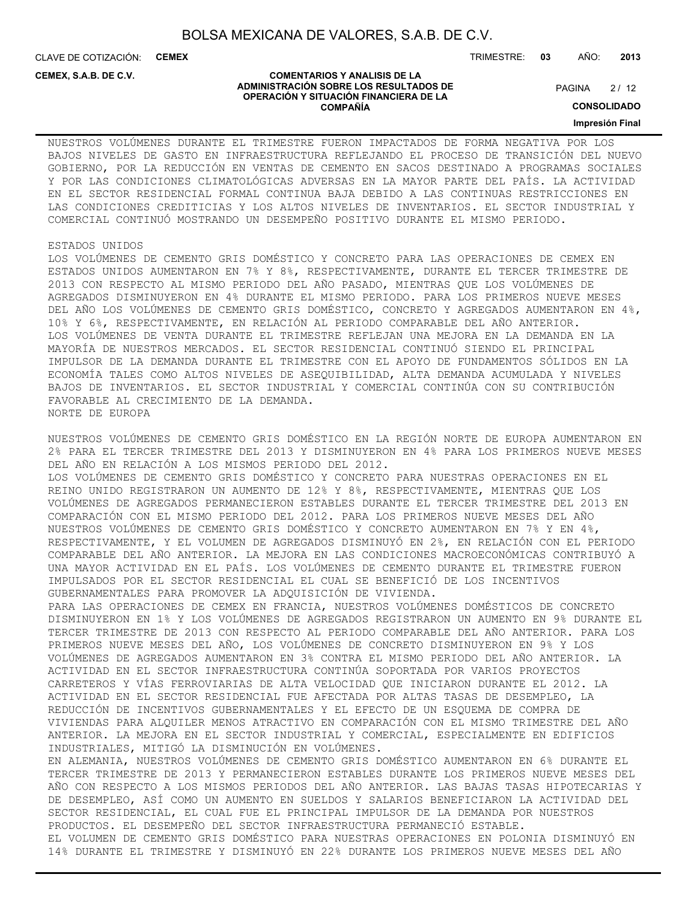NUESTROS VOLÚMENES DURANTE EL TRIMESTRE FUERON IMPACTADOS DE FORMA NEGATIVA POR LOS BAJOS NIVELES DE GASTO EN INFRAESTRUCTURA REFLEJANDO EL PROCESO DE TRANSICIÓN DEL NUEVO GOBIERNO, POR LA REDUCCIÓN EN VENTAS DE CEMENTO EN SACOS DESTINADO A PROGRAMAS SOCIALES Y POR LAS CONDICIONES CLIMATOLÓGICAS ADVERSAS EN LA MAYOR PARTE DEL PAÍS. LA ACTIVIDAD EN EL SECTOR RESIDENCIAL FORMAL CONTINUA BAJA DEBIDO A LAS CONTINUAS RESTRICCIONES EN LAS CONDICIONES CREDITICIAS Y LOS ALTOS NIVELES DE INVENTARIOS. EL SECTOR INDUSTRIAL Y COMERCIAL CONTINUÓ MOSTRANDO UN DESEMPEÑO POSITIVO DURANTE EL MISMO PERIODO.

ESTADOS UNIDOS

LOS VOLÚMENES DE CEMENTO GRIS DOMÉSTICO Y CONCRETO PARA LAS OPERACIONES DE CEMEX EN ESTADOS UNIDOS AUMENTARON EN 7% Y 8%, RESPECTIVAMENTE, DURANTE EL TERCER TRIMESTRE DE 2013 CON RESPECTO AL MISMO PERIODO DEL AÑO PASADO, MIENTRAS QUE LOS VOLÚMENES DE AGREGADOS DISMINUYERON EN 4% DURANTE EL MISMO PERIODO. PARA LOS PRIMEROS NUEVE MESES DEL AÑO LOS VOLÚMENES DE CEMENTO GRIS DOMÉSTICO, CONCRETO Y AGREGADOS AUMENTARON EN 4%, 10% Y 6%, RESPECTIVAMENTE, EN RELACIÓN AL PERIODO COMPARABLE DEL AÑO ANTERIOR.
LOS VOLÚMENES DE VENTA DURANTE EL TRIMESTRE REFLEJAN UNA MEJORA EN LA DEMANDA EN LA MAYORÍA DE NUESTROS MERCADOS. EL SECTOR RESIDENCIAL CONTINUÓ SIENDO EL PRINCIPAL IMPULSOR DE LA DEMANDA DURANTE EL TRIMESTRE CON EL APOYO DE FUNDAMENTOS SÓLIDOS EN LA ECONOMÍA TALES COMO ALTOS NIVELES DE ASEQUIBILIDAD, ALTA DEMANDA ACUMULADA Y NIVELES BAJOS DE INVENTARIOS. EL SECTOR INDUSTRIAL Y COMERCIAL CONTINÚA CON SU CONTRIBUCIÓN FAVORABLE AL CRECIMIENTO DE LA DEMANDA.

NORTE DE EUROPA

NUESTROS VOLÚMENES DE CEMENTO GRIS DOMÉSTICO EN LA REGIÓN NORTE DE EUROPA AUMENTARON EN 2% PARA EL TERCER TRIMESTRE DEL 2013 Y DISMINUYERON EN 4% PARA LOS PRIMEROS NUEVE MESES DEL AÑO EN RELACIÓN A LOS MISMOS PERIODO DEL 2012.
LOS VOLÚMENES DE CEMENTO GRIS DOMÉSTICO Y CONCRETO PARA NUESTRAS OPERACIONES EN EL REINO UNIDO REGISTRARON UN AUMENTO DE 12% Y 8%, RESPECTIVAMENTE, MIENTRAS QUE LOS VOLÚMENES DE AGREGADOS PERMANECIERON ESTABLES DURANTE EL TERCER TRIMESTRE DEL 2013 EN COMPARACIÓN CON EL MISMO PERIODO DEL 2012. PARA LOS PRIMEROS NUEVE MESES DEL AÑO NUESTROS VOLÚMENES DE CEMENTO GRIS DOMÉSTICO Y CONCRETO AUMENTARON EN 7% Y EN 4%, RESPECTIVAMENTE, Y EL VOLUMEN DE AGREGADOS DISMINUYÓ EN 2%, EN RELACIÓN CON EL PERIODO COMPARABLE DEL AÑO ANTERIOR. LA MEJORA EN LAS CONDICIONES MACROECONÓMICAS CONTRIBUYÓ A UNA MAYOR ACTIVIDAD EN EL PAÍS. LOS VOLÚMENES DE CEMENTO DURANTE EL TRIMESTRE FUERON IMPULSADOS POR EL SECTOR RESIDENCIAL EL CUAL SE BENEFICIÓ DE LOS INCENTIVOS GUBERNAMENTALES PARA PROMOVER LA ADQUISICIÓN DE VIVIENDA.
PARA LAS OPERACIONES DE CEMEX EN FRANCIA, NUESTROS VOLÚMENES DOMÉSTICOS DE CONCRETO DISMINUYERON EN 1% Y LOS VOLÚMENES DE AGREGADOS REGISTRARON UN AUMENTO EN 9% DURANTE EL TERCER TRIMESTRE DE 2013 CON RESPECTO AL PERIODO COMPARABLE DEL AÑO ANTERIOR. PARA LOS PRIMEROS NUEVE MESES DEL AÑO, LOS VOLÚMENES DE CONCRETO DISMINUYERON EN 9% Y LOS VOLÚMENES DE AGREGADOS AUMENTARON EN 3% CONTRA EL MISMO PERIODO DEL AÑO ANTERIOR. LA ACTIVIDAD EN EL SECTOR INFRAESTRUCTURA CONTINÚA SOPORTADA POR VARIOS PROYECTOS CARRETEROS Y VÍAS FERROVIARIAS DE ALTA VELOCIDAD QUE INICIARON DURANTE EL 2012. LA ACTIVIDAD EN EL SECTOR RESIDENCIAL FUE AFECTADA POR ALTAS TASAS DE DESEMPLEO, LA REDUCCIÓN DE INCENTIVOS GUBERNAMENTALES Y EL EFECTO DE UN ESQUEMA DE COMPRA DE VIVIENDAS PARA ALQUILER MENOS ATRACTIVO EN COMPARACIÓN CON EL MISMO TRIMESTRE DEL AÑO ANTERIOR. LA MEJORA EN EL SECTOR INDUSTRIAL Y COMERCIAL, ESPECIALMENTE EN EDIFICIOS INDUSTRIALES, MITIGÓ LA DISMINUCIÓN EN VOLÚMENES.
EN ALEMANIA, NUESTROS VOLÚMENES DE CEMENTO GRIS DOMÉSTICO AUMENTARON EN 6% DURANTE EL TERCER TRIMESTRE DE 2013 Y PERMANECIERON ESTABLES DURANTE LOS PRIMEROS NUEVE MESES DEL AÑO CON RESPECTO A LOS MISMOS PERIODOS DEL AÑO ANTERIOR. LAS BAJAS TASAS HIPOTECARIAS Y DE DESEMPLEO, ASÍ COMO UN AUMENTO EN SUELDOS Y SALARIOS BENEFICIARON LA ACTIVIDAD DEL SECTOR RESIDENCIAL, EL CUAL FUE EL PRINCIPAL IMPULSOR DE LA DEMANDA POR NUESTROS PRODUCTOS. EL DESEMPEÑO DEL SECTOR INFRAESTRUCTURA PERMANECIÓ ESTABLE.
EL VOLUMEN DE CEMENTO GRIS DOMÉSTICO PARA NUESTRAS OPERACIONES EN POLONIA DISMINUYÓ EN 14% DURANTE EL TRIMESTRE Y DISMINUYÓ EN 22% DURANTE LOS PRIMEROS NUEVE MESES DEL AÑO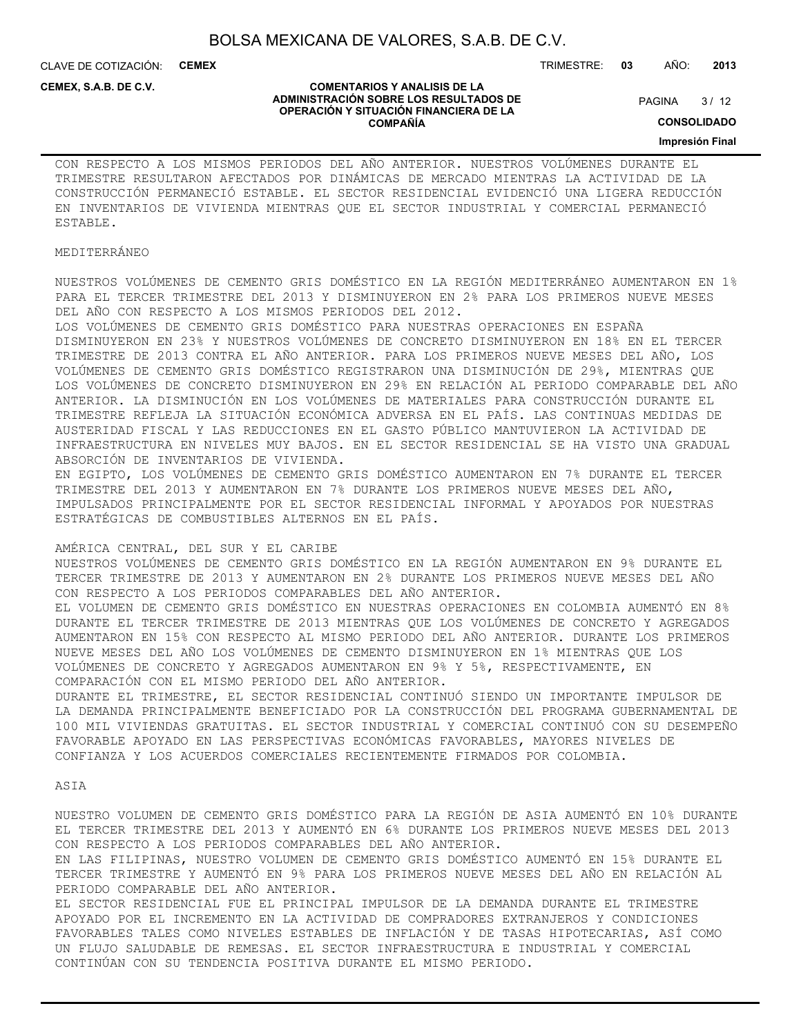CON RESPECTO A LOS MISMOS PERIODOS DEL AÑO ANTERIOR. NUESTROS VOLÚMENES DURANTE EL TRIMESTRE RESULTARON AFECTADOS POR DINÁMICAS DE MERCADO MIENTRAS LA ACTIVIDAD DE LA CONSTRUCCIÓN PERMANECIÓ ESTABLE. EL SECTOR RESIDENCIAL EVIDENCIÓ UNA LIGERA REDUCCIÓN EN INVENTARIOS DE VIVIENDA MIENTRAS QUE EL SECTOR INDUSTRIAL Y COMERCIAL PERMANECIÓ ESTABLE.

MEDITERRÁNEO

NUESTROS VOLÚMENES DE CEMENTO GRIS DOMÉSTICO EN LA REGIÓN MEDITERRÁNEO AUMENTARON EN 1% PARA EL TERCER TRIMESTRE DEL 2013 Y DISMINUYERON EN 2% PARA LOS PRIMEROS NUEVE MESES DEL AÑO CON RESPECTO A LOS MISMOS PERIODOS DEL 2012.

LOS VOLÚMENES DE CEMENTO GRIS DOMÉSTICO PARA NUESTRAS OPERACIONES EN ESPAÑA DISMINUYERON EN 23% Y NUESTROS VOLÚMENES DE CONCRETO DISMINUYERON EN 18% EN EL TERCER TRIMESTRE DE 2013 CONTRA EL AÑO ANTERIOR. PARA LOS PRIMEROS NUEVE MESES DEL AÑO, LOS VOLÚMENES DE CEMENTO GRIS DOMÉSTICO REGISTRARON UNA DISMINUCIÓN DE 29%, MIENTRAS QUE LOS VOLÚMENES DE CONCRETO DISMINUYERON EN 29% EN RELACIÓN AL PERIODO COMPARABLE DEL AÑO ANTERIOR. LA DISMINUCIÓN EN LOS VOLÚMENES DE MATERIALES PARA CONSTRUCCIÓN DURANTE EL TRIMESTRE REFLEJA LA SITUACIÓN ECONÓMICA ADVERSA EN EL PAÍS. LAS CONTINUAS MEDIDAS DE AUSTERIDAD FISCAL Y LAS REDUCCIONES EN EL GASTO PÚBLICO MANTUVIERON LA ACTIVIDAD DE INFRAESTRUCTURA EN NIVELES MUY BAJOS. EN EL SECTOR RESIDENCIAL SE HA VISTO UNA GRADUAL ABSORCIÓN DE INVENTARIOS DE VIVIENDA.

EN EGIPTO, LOS VOLÚMENES DE CEMENTO GRIS DOMÉSTICO AUMENTARON EN 7% DURANTE EL TERCER TRIMESTRE DEL 2013 Y AUMENTARON EN 7% DURANTE LOS PRIMEROS NUEVE MESES DEL AÑO, IMPULSADOS PRINCIPALMENTE POR EL SECTOR RESIDENCIAL INFORMAL Y APOYADOS POR NUESTRAS ESTRATÉGICAS DE COMBUSTIBLES ALTERNOS EN EL PAÍS.

AMÉRICA CENTRAL, DEL SUR Y EL CARIBE

NUESTROS VOLÚMENES DE CEMENTO GRIS DOMÉSTICO EN LA REGIÓN AUMENTARON EN 9% DURANTE EL TERCER TRIMESTRE DE 2013 Y AUMENTARON EN 2% DURANTE LOS PRIMEROS NUEVE MESES DEL AÑO CON RESPECTO A LOS PERIODOS COMPARABLES DEL AÑO ANTERIOR.

EL VOLUMEN DE CEMENTO GRIS DOMÉSTICO EN NUESTRAS OPERACIONES EN COLOMBIA AUMENTÓ EN 8% DURANTE EL TERCER TRIMESTRE DE 2013 MIENTRAS QUE LOS VOLÚMENES DE CONCRETO Y AGREGADOS AUMENTARON EN 15% CON RESPECTO AL MISMO PERIODO DEL AÑO ANTERIOR. DURANTE LOS PRIMEROS NUEVE MESES DEL AÑO LOS VOLÚMENES DE CEMENTO DISMINUYERON EN 1% MIENTRAS QUE LOS VOLÚMENES DE CONCRETO Y AGREGADOS AUMENTARON EN 9% Y 5%, RESPECTIVAMENTE, EN COMPARACIÓN CON EL MISMO PERIODO DEL AÑO ANTERIOR.

DURANTE EL TRIMESTRE, EL SECTOR RESIDENCIAL CONTINUÓ SIENDO UN IMPORTANTE IMPULSOR DE LA DEMANDA PRINCIPALMENTE BENEFICIADO POR LA CONSTRUCCIÓN DEL PROGRAMA GUBERNAMENTAL DE 100 MIL VIVIENDAS GRATUITAS. EL SECTOR INDUSTRIAL Y COMERCIAL CONTINUÓ CON SU DESEMPEÑO FAVORABLE APOYADO EN LAS PERSPECTIVAS ECONÓMICAS FAVORABLES, MAYORES NIVELES DE CONFIANZA Y LOS ACUERDOS COMERCIALES RECIENTEMENTE FIRMADOS POR COLOMBIA.

ASIA

NUESTRO VOLUMEN DE CEMENTO GRIS DOMÉSTICO PARA LA REGIÓN DE ASIA AUMENTÓ EN 10% DURANTE EL TERCER TRIMESTRE DEL 2013 Y AUMENTÓ EN 6% DURANTE LOS PRIMEROS NUEVE MESES DEL 2013 CON RESPECTO A LOS PERIODOS COMPARABLES DEL AÑO ANTERIOR.

EN LAS FILIPINAS, NUESTRO VOLUMEN DE CEMENTO GRIS DOMÉSTICO AUMENTÓ EN 15% DURANTE EL TERCER TRIMESTRE Y AUMENTÓ EN 9% PARA LOS PRIMEROS NUEVE MESES DEL AÑO EN RELACIÓN AL PERIODO COMPARABLE DEL AÑO ANTERIOR.

EL SECTOR RESIDENCIAL FUE EL PRINCIPAL IMPULSOR DE LA DEMANDA DURANTE EL TRIMESTRE APOYADO POR EL INCREMENTO EN LA ACTIVIDAD DE COMPRADORES EXTRANJEROS Y CONDICIONES FAVORABLES TALES COMO NIVELES ESTABLES DE INFLACIÓN Y DE TASAS HIPOTECARIAS, ASÍ COMO UN FLUJO SALUDABLE DE REMESAS. EL SECTOR INFRAESTRUCTURA E INDUSTRIAL Y COMERCIAL CONTINÚAN CON SU TENDENCIA POSITIVA DURANTE EL MISMO PERIODO.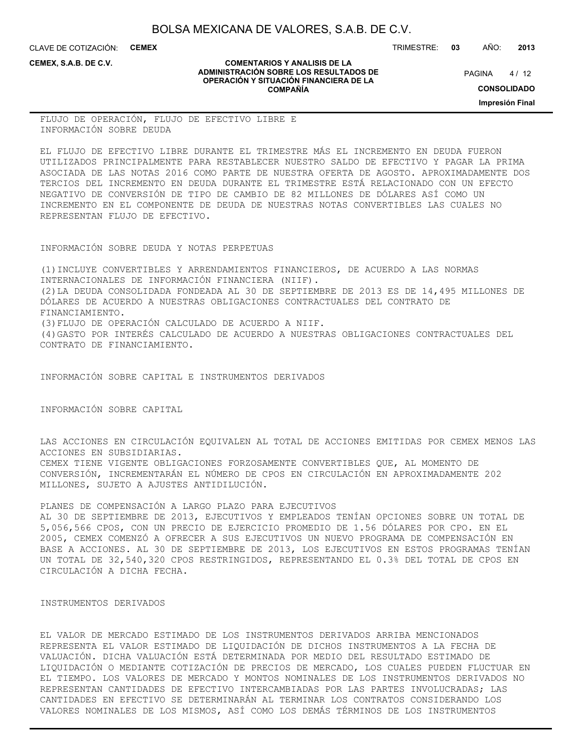FLUJO DE OPERACIÓN, FLUJO DE EFECTIVO LIBRE E INFORMACIÓN SOBRE DEUDA

EL FLUJO DE EFECTIVO LIBRE DURANTE EL TRIMESTRE MÁS EL INCREMENTO EN DEUDA FUERON UTILIZADOS PRINCIPALMENTE PARA RESTABLECER NUESTRO SALDO DE EFECTIVO Y PAGAR LA PRIMA ASOCIADA DE LAS NOTAS 2016 COMO PARTE DE NUESTRA OFERTA DE AGOSTO. APROXIMADAMENTE DOS TERCIOS DEL INCREMENTO EN DEUDA DURANTE EL TRIMESTRE ESTÁ RELACIONADO CON UN EFECTO NEGATIVO DE CONVERSIÓN DE TIPO DE CAMBIO DE 82 MILLONES DE DÓLARES ASÍ COMO UN INCREMENTO EN EL COMPONENTE DE DEUDA DE NUESTRAS NOTAS CONVERTIBLES LAS CUALES NO REPRESENTAN FLUJO DE EFECTIVO.

INFORMACIÓN SOBRE DEUDA Y NOTAS PERPETUAS

(1)INCLUYE CONVERTIBLES Y ARRENDAMIENTOS FINANCIEROS, DE ACUERDO A LAS NORMAS INTERNACIONALES DE INFORMACIÓN FINANCIERA (NIIF).
(2)LA DEUDA CONSOLIDADA FONDEADA AL 30 DE SEPTIEMBRE DE 2013 ES DE 14,495 MILLONES DE DÓLARES DE ACUERDO A NUESTRAS OBLIGACIONES CONTRACTUALES DEL CONTRATO DE FINANCIAMIENTO.
(3)FLUJO DE OPERACIÓN CALCULADO DE ACUERDO A NIIF.
(4)GASTO POR INTERÉS CALCULADO DE ACUERDO A NUESTRAS OBLIGACIONES CONTRACTUALES DEL CONTRATO DE FINANCIAMIENTO.

INFORMACIÓN SOBRE CAPITAL E INSTRUMENTOS DERIVADOS

INFORMACIÓN SOBRE CAPITAL

LAS ACCIONES EN CIRCULACIÓN EQUIVALEN AL TOTAL DE ACCIONES EMITIDAS POR CEMEX MENOS LAS ACCIONES EN SUBSIDIARIAS.
CEMEX TIENE VIGENTE OBLIGACIONES FORZOSAMENTE CONVERTIBLES QUE, AL MOMENTO DE CONVERSIÓN, INCREMENTARÁN EL NÚMERO DE CPOS EN CIRCULACIÓN EN APROXIMADAMENTE 202 MILLONES, SUJETO A AJUSTES ANTIDILUCIÓN.

PLANES DE COMPENSACIÓN A LARGO PLAZO PARA EJECUTIVOS
AL 30 DE SEPTIEMBRE DE 2013, EJECUTIVOS Y EMPLEADOS TENÍAN OPCIONES SOBRE UN TOTAL DE 5,056,566 CPOS, CON UN PRECIO DE EJERCICIO PROMEDIO DE 1.56 DÓLARES POR CPO. EN EL 2005, CEMEX COMENZÓ A OFRECER A SUS EJECUTIVOS UN NUEVO PROGRAMA DE COMPENSACIÓN EN BASE A ACCIONES. AL 30 DE SEPTIEMBRE DE 2013, LOS EJECUTIVOS EN ESTOS PROGRAMAS TENÍAN UN TOTAL DE 32,540,320 CPOS RESTRINGIDOS, REPRESENTANDO EL 0.3% DEL TOTAL DE CPOS EN CIRCULACIÓN A DICHA FECHA.

INSTRUMENTOS DERIVADOS

EL VALOR DE MERCADO ESTIMADO DE LOS INSTRUMENTOS DERIVADOS ARRIBA MENCIONADOS REPRESENTA EL VALOR ESTIMADO DE LIQUIDACIÓN DE DICHOS INSTRUMENTOS A LA FECHA DE VALUACIÓN. DICHA VALUACIÓN ESTÁ DETERMINADA POR MEDIO DEL RESULTADO ESTIMADO DE LIQUIDACIÓN O MEDIANTE COTIZACIÓN DE PRECIOS DE MERCADO, LOS CUALES PUEDEN FLUCTUAR EN EL TIEMPO. LOS VALORES DE MERCADO Y MONTOS NOMINALES DE LOS INSTRUMENTOS DERIVADOS NO REPRESENTAN CANTIDADES DE EFECTIVO INTERCAMBIADAS POR LAS PARTES INVOLUCRADAS; LAS CANTIDADES EN EFECTIVO SE DETERMINARÁN AL TERMINAR LOS CONTRATOS CONSIDERANDO LOS VALORES NOMINALES DE LOS MISMOS, ASÍ COMO LOS DEMÁS TÉRMINOS DE LOS INSTRUMENTOS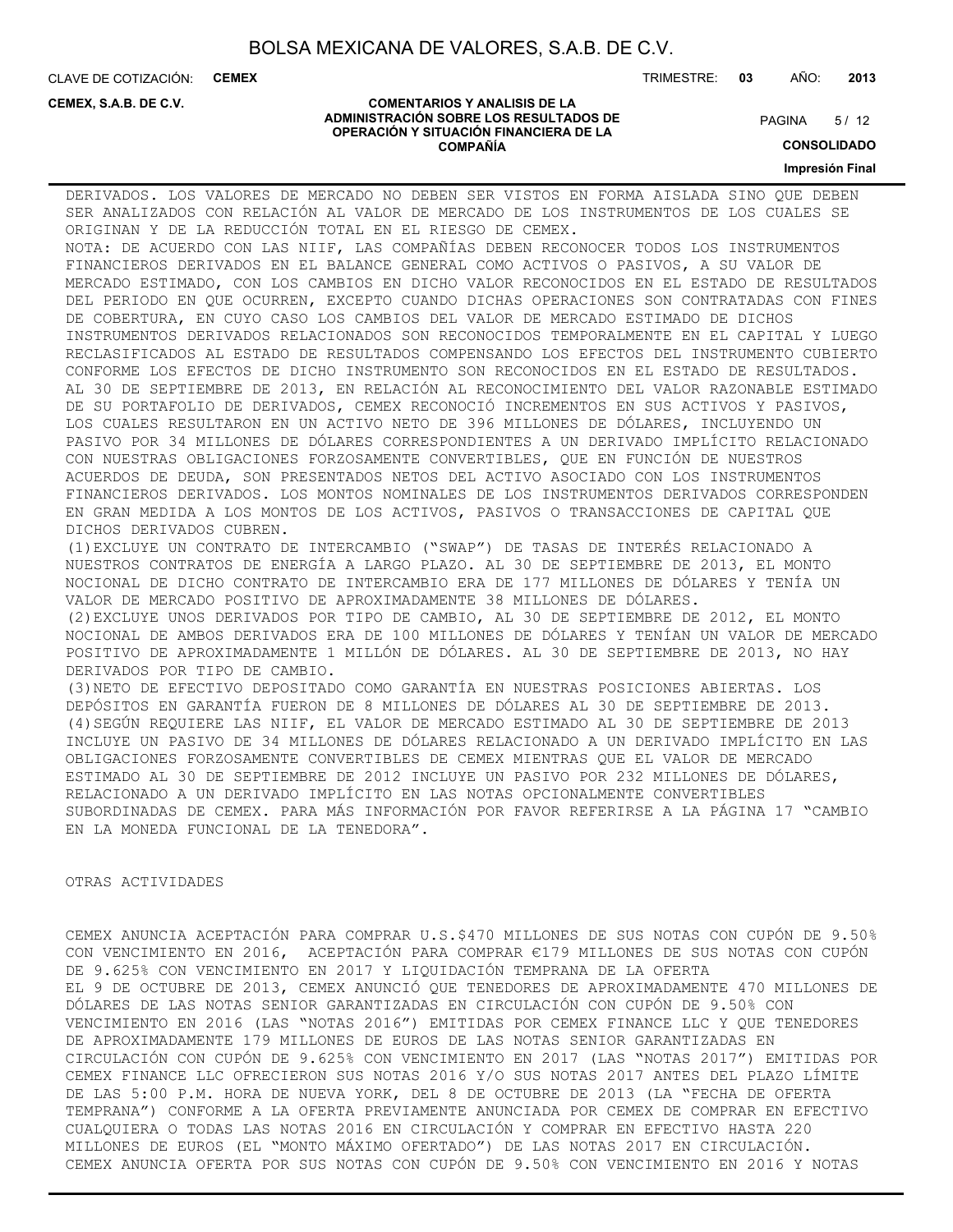DERIVADOS. LOS VALORES DE MERCADO NO DEBEN SER VISTOS EN FORMA AISLADA SINO QUE DEBEN SER ANALIZADOS CON RELACIÓN AL VALOR DE MERCADO DE LOS INSTRUMENTOS DE LOS CUALES SE ORIGINAN Y DE LA REDUCCIÓN TOTAL EN EL RIESGO DE CEMEX.

NOTA: DE ACUERDO CON LAS NIIF, LAS COMPAÑÍAS DEBEN RECONOCER TODOS LOS INSTRUMENTOS FINANCIEROS DERIVADOS EN EL BALANCE GENERAL COMO ACTIVOS O PASIVOS, A SU VALOR DE MERCADO ESTIMADO, CON LOS CAMBIOS EN DICHO VALOR RECONOCIDOS EN EL ESTADO DE RESULTADOS DEL PERIODO EN QUE OCURREN, EXCEPTO CUANDO DICHAS OPERACIONES SON CONTRATADAS CON FINES DE COBERTURA, EN CUYO CASO LOS CAMBIOS DEL VALOR DE MERCADO ESTIMADO DE DICHOS INSTRUMENTOS DERIVADOS RELACIONADOS SON RECONOCIDOS TEMPORALMENTE EN EL CAPITAL Y LUEGO RECLASIFICADOS AL ESTADO DE RESULTADOS COMPENSANDO LOS EFECTOS DEL INSTRUMENTO CUBIERTO CONFORME LOS EFECTOS DE DICHO INSTRUMENTO SON RECONOCIDOS EN EL ESTADO DE RESULTADOS. AL 30 DE SEPTIEMBRE DE 2013, EN RELACIÓN AL RECONOCIMIENTO DEL VALOR RAZONABLE ESTIMADO DE SU PORTAFOLIO DE DERIVADOS, CEMEX RECONOCIÓ INCREMENTOS EN SUS ACTIVOS Y PASIVOS, LOS CUALES RESULTARON EN UN ACTIVO NETO DE 396 MILLONES DE DÓLARES, INCLUYENDO UN PASIVO POR 34 MILLONES DE DÓLARES CORRESPONDIENTES A UN DERIVADO IMPLÍCITO RELACIONADO CON NUESTRAS OBLIGACIONES FORZOSAMENTE CONVERTIBLES, QUE EN FUNCIÓN DE NUESTROS ACUERDOS DE DEUDA, SON PRESENTADOS NETOS DEL ACTIVO ASOCIADO CON LOS INSTRUMENTOS FINANCIEROS DERIVADOS. LOS MONTOS NOMINALES DE LOS INSTRUMENTOS DERIVADOS CORRESPONDEN EN GRAN MEDIDA A LOS MONTOS DE LOS ACTIVOS, PASIVOS O TRANSACCIONES DE CAPITAL QUE DICHOS DERIVADOS CUBREN.

(1) EXCLUYE UN CONTRATO DE INTERCAMBIO ("SWAP") DE TASAS DE INTERÉS RELACIONADO A NUESTROS CONTRATOS DE ENERGÍA A LARGO PLAZO. AL 30 DE SEPTIEMBRE DE 2013, EL MONTO NOCIONAL DE DICHO CONTRATO DE INTERCAMBIO ERA DE 177 MILLONES DE DÓLARES Y TENÍA UN VALOR DE MERCADO POSITIVO DE APROXIMADAMENTE 38 MILLONES DE DÓLARES.

(2) EXCLUYE UNOS DERIVADOS POR TIPO DE CAMBIO, AL 30 DE SEPTIEMBRE DE 2012, EL MONTO NOCIONAL DE AMBOS DERIVADOS ERA DE 100 MILLONES DE DÓLARES Y TENÍAN UN VALOR DE MERCADO POSITIVO DE APROXIMADAMENTE 1 MILLÓN DE DÓLARES. AL 30 DE SEPTIEMBRE DE 2013, NO HAY DERIVADOS POR TIPO DE CAMBIO.

(3) NETO DE EFECTIVO DEPOSITADO COMO GARANTÍA EN NUESTRAS POSICIONES ABIERTAS. LOS DEPÓSITOS EN GARANTÍA FUERON DE 8 MILLONES DE DÓLARES AL 30 DE SEPTIEMBRE DE 2013.

(4) SEGÚN REQUIERE LAS NIIF, EL VALOR DE MERCADO ESTIMADO AL 30 DE SEPTIEMBRE DE 2013 INCLUYE UN PASIVO DE 34 MILLONES DE DÓLARES RELACIONADO A UN DERIVADO IMPLÍCITO EN LAS OBLIGACIONES FORZOSAMENTE CONVERTIBLES DE CEMEX MIENTRAS QUE EL VALOR DE MERCADO ESTIMADO AL 30 DE SEPTIEMBRE DE 2012 INCLUYE UN PASIVO POR 232 MILLONES DE DÓLARES, RELACIONADO A UN DERIVADO IMPLÍCITO EN LAS NOTAS OPCIONALMENTE CONVERTIBLES SUBORDINADAS DE CEMEX. PARA MÁS INFORMACIÓN POR FAVOR REFERIRSE A LA PÁGINA 17 "CAMBIO EN LA MONEDA FUNCIONAL DE LA TENEDORA".

## OTRAS ACTIVIDADES

### CEMEX ANUNCIA ACEPTACIÓN PARA COMPRAR U.S.$470 MILLONES DE SUS NOTAS CON CUPÓN DE 9.50% CON VENCIMIENTO EN 2016, ACEPTACIÓN PARA COMPRAR €179 MILLONES DE SUS NOTAS CON CUPÓN DE 9.625% CON VENCIMIENTO EN 2017 Y LIQUIDACIÓN TEMPRANA DE LA OFERTA

EL 9 DE OCTUBRE DE 2013, CEMEX ANUNCIÓ QUE TENEDORES DE APROXIMADAMENTE 470 MILLONES DE DÓLARES DE LAS NOTAS SENIOR GARANTIZADAS EN CIRCULACIÓN CON CUPÓN DE 9.50% CON VENCIMIENTO EN 2016 (LAS "NOTAS 2016") EMITIDAS POR CEMEX FINANCE LLC Y QUE TENEDORES DE APROXIMADAMENTE 179 MILLONES DE EUROS DE LAS NOTAS SENIOR GARANTIZADAS EN CIRCULACIÓN CON CUPÓN DE 9.625% CON VENCIMIENTO EN 2017 (LAS "NOTAS 2017") EMITIDAS POR CEMEX FINANCE LLC OFRECIERON SUS NOTAS 2016 Y/O SUS NOTAS 2017 ANTES DEL PLAZO LÍMITE DE LAS 5:00 P.M. HORA DE NUEVA YORK, DEL 8 DE OCTUBRE DE 2013 (LA "FECHA DE OFERTA TEMPRANA") CONFORME A LA OFERTA PREVIAMENTE ANUNCIADA POR CEMEX DE COMPRAR EN EFECTIVO CUALQUIERA O TODAS LAS NOTAS 2016 EN CIRCULACIÓN Y COMPRAR EN EFECTIVO HASTA 220 MILLONES DE EUROS (EL "MONTO MÁXIMO OFERTADO") DE LAS NOTAS 2017 EN CIRCULACIÓN.

### CEMEX ANUNCIA OFERTA POR SUS NOTAS CON CUPÓN DE 9.50% CON VENCIMIENTO EN 2016 Y NOTAS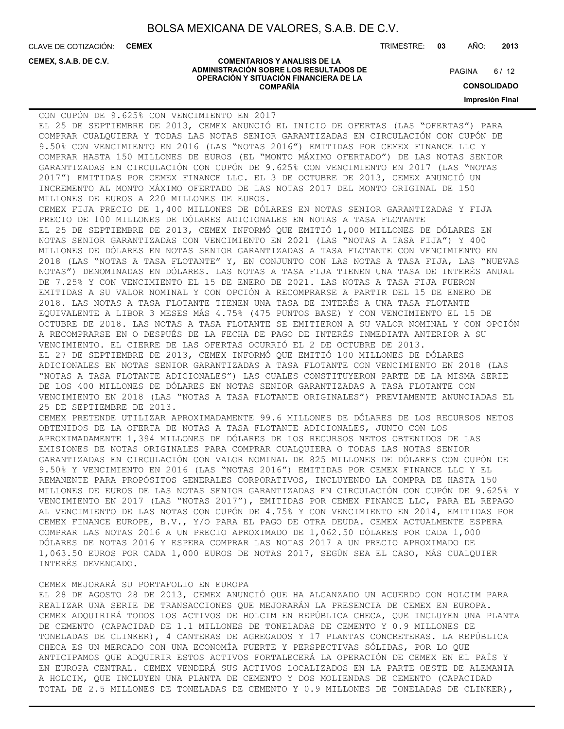CON CUPÓN DE 9.625% CON VENCIMIENTO EN 2017

EL 25 DE SEPTIEMBRE DE 2013, CEMEX ANUNCIÓ EL INICIO DE OFERTAS (LAS "OFERTAS") PARA COMPRAR CUALQUIERA Y TODAS LAS NOTAS SENIOR GARANTIZADAS EN CIRCULACIÓN CON CUPÓN DE 9.50% CON VENCIMIENTO EN 2016 (LAS "NOTAS 2016") EMITIDAS POR CEMEX FINANCE LLC Y COMPRAR HASTA 150 MILLONES DE EUROS (EL "MONTO MÁXIMO OFERTADO") DE LAS NOTAS SENIOR GARANTIZADAS EN CIRCULACIÓN CON CUPÓN DE 9.625% CON VENCIMIENTO EN 2017 (LAS "NOTAS 2017") EMITIDAS POR CEMEX FINANCE LLC. EL 3 DE OCTUBRE DE 2013, CEMEX ANUNCIÓ UN INCREMENTO AL MONTO MÁXIMO OFERTADO DE LAS NOTAS 2017 DEL MONTO ORIGINAL DE 150 MILLONES DE EUROS A 220 MILLONES DE EUROS.

CEMEX FIJA PRECIO DE 1,400 MILLONES DE DÓLARES EN NOTAS SENIOR GARANTIZADAS Y FIJA PRECIO DE 100 MILLONES DE DÓLARES ADICIONALES EN NOTAS A TASA FLOTANTE

EL 25 DE SEPTIEMBRE DE 2013, CEMEX INFORMÓ QUE EMITIÓ 1,000 MILLONES DE DÓLARES EN NOTAS SENIOR GARANTIZADAS CON VENCIMIENTO EN 2021 (LAS "NOTAS A TASA FIJA") Y 400 MILLONES DE DÓLARES EN NOTAS SENIOR GARANTIZADAS A TASA FLOTANTE CON VENCIMIENTO EN 2018 (LAS "NOTAS A TASA FLOTANTE" Y, EN CONJUNTO CON LAS NOTAS A TASA FIJA, LAS "NUEVAS NOTAS") DENOMINADAS EN DÓLARES. LAS NOTAS A TASA FIJA TIENEN UNA TASA DE INTERÉS ANUAL DE 7.25% Y CON VENCIMIENTO EL 15 DE ENERO DE 2021. LAS NOTAS A TASA FIJA FUERON EMITIDAS A SU VALOR NOMINAL Y CON OPCIÓN A RECOMPRARSE A PARTIR DEL 15 DE ENERO DE 2018. LAS NOTAS A TASA FLOTANTE TIENEN UNA TASA DE INTERÉS A UNA TASA FLOTANTE EQUIVALENTE A LIBOR 3 MESES MÁS 4.75% (475 PUNTOS BASE) Y CON VENCIMIENTO EL 15 DE OCTUBRE DE 2018. LAS NOTAS A TASA FLOTANTE SE EMITIERON A SU VALOR NOMINAL Y CON OPCIÓN A RECOMPRARSE EN O DESPUÉS DE LA FECHA DE PAGO DE INTERÉS INMEDIATA ANTERIOR A SU VENCIMIENTO. EL CIERRE DE LAS OFERTAS OCURRIÓ EL 2 DE OCTUBRE DE 2013.

EL 27 DE SEPTIEMBRE DE 2013, CEMEX INFORMÓ QUE EMITIÓ 100 MILLONES DE DÓLARES ADICIONALES EN NOTAS SENIOR GARANTIZADAS A TASA FLOTANTE CON VENCIMIENTO EN 2018 (LAS "NOTAS A TASA FLOTANTE ADICIONALES") LAS CUALES CONSTITUYERON PARTE DE LA MISMA SERIE DE LOS 400 MILLONES DE DÓLARES EN NOTAS SENIOR GARANTIZADAS A TASA FLOTANTE CON VENCIMIENTO EN 2018 (LAS "NOTAS A TASA FLOTANTE ORIGINALES") PREVIAMENTE ANUNCIADAS EL 25 DE SEPTIEMBRE DE 2013.

CEMEX PRETENDE UTILIZAR APROXIMADAMENTE 99.6 MILLONES DE DÓLARES DE LOS RECURSOS NETOS OBTENIDOS DE LA OFERTA DE NOTAS A TASA FLOTANTE ADICIONALES, JUNTO CON LOS APROXIMADAMENTE 1,394 MILLONES DE DÓLARES DE LOS RECURSOS NETOS OBTENIDOS DE LAS EMISIONES DE NOTAS ORIGINALES PARA COMPRAR CUALQUIERA O TODAS LAS NOTAS SENIOR GARANTIZADAS EN CIRCULACIÓN CON VALOR NOMINAL DE 825 MILLONES DE DÓLARES CON CUPÓN DE 9.50% Y VENCIMIENTO EN 2016 (LAS "NOTAS 2016") EMITIDAS POR CEMEX FINANCE LLC Y EL REMANENTE PARA PROPÓSITOS GENERALES CORPORATIVOS, INCLUYENDO LA COMPRA DE HASTA 150 MILLONES DE EUROS DE LAS NOTAS SENIOR GARANTIZADAS EN CIRCULACIÓN CON CUPÓN DE 9.625% Y VENCIMIENTO EN 2017 (LAS "NOTAS 2017"), EMITIDAS POR CEMEX FINANCE LLC, PARA EL REPAGO AL VENCIMIENTO DE LAS NOTAS CON CUPÓN DE 4.75% Y CON VENCIMIENTO EN 2014, EMITIDAS POR CEMEX FINANCE EUROPE, B.V., Y/O PARA EL PAGO DE OTRA DEUDA. CEMEX ACTUALMENTE ESPERA COMPRAR LAS NOTAS 2016 A UN PRECIO APROXIMADO DE 1,062.50 DÓLARES POR CADA 1,000 DÓLARES DE NOTAS 2016 Y ESPERA COMPRAR LAS NOTAS 2017 A UN PRECIO APROXIMADO DE 1,063.50 EUROS POR CADA 1,000 EUROS DE NOTAS 2017, SEGÚN SEA EL CASO, MÁS CUALQUIER INTERÉS DEVENGADO.

CEMEX MEJORARÁ SU PORTAFOLIO EN EUROPA

EL 28 DE AGOSTO 28 DE 2013, CEMEX ANUNCIÓ QUE HA ALCANZADO UN ACUERDO CON HOLCIM PARA REALIZAR UNA SERIE DE TRANSACCIONES QUE MEJORARÁN LA PRESENCIA DE CEMEX EN EUROPA. CEMEX ADQUIRIRÁ TODOS LOS ACTIVOS DE HOLCIM EN REPÚBLICA CHECA, QUE INCLUYEN UNA PLANTA DE CEMENTO (CAPACIDAD DE 1.1 MILLONES DE TONELADAS DE CEMENTO Y 0.9 MILLONES DE TONELADAS DE CLINKER), 4 CANTERAS DE AGREGADOS Y 17 PLANTAS CONCRETERAS. LA REPÚBLICA CHECA ES UN MERCADO CON UNA ECONOMÍA FUERTE Y PERSPECTIVAS SÓLIDAS, POR LO QUE ANTICIPAMOS QUE ADQUIRIR ESTOS ACTIVOS FORTALECERÁ LA OPERACIÓN DE CEMEX EN EL PAÍS Y EN EUROPA CENTRAL. CEMEX VENDERÁ SUS ACTIVOS LOCALIZADOS EN LA PARTE OESTE DE ALEMANIA A HOLCIM, QUE INCLUYEN UNA PLANTA DE CEMENTO Y DOS MOLIENDAS DE CEMENTO (CAPACIDAD TOTAL DE 2.5 MILLONES DE TONELADAS DE CEMENTO Y 0.9 MILLONES DE TONELADAS DE CLINKER),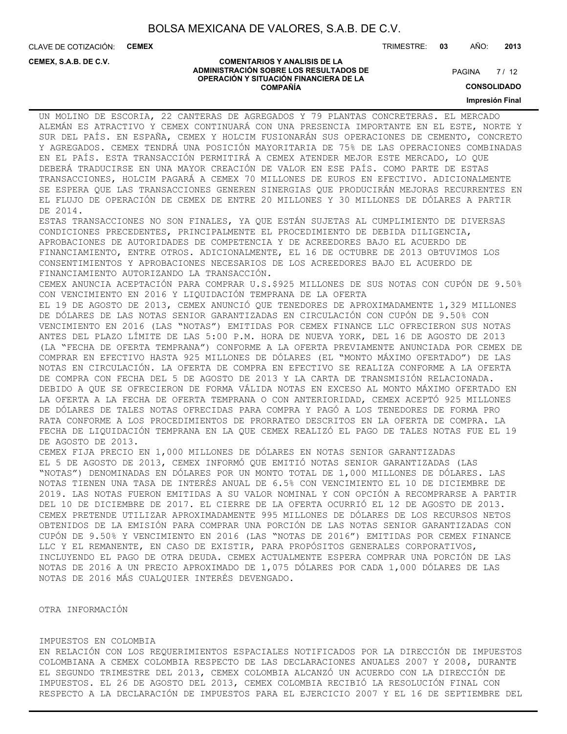UN MOLINO DE ESCORIA, 22 CANTERAS DE AGREGADOS Y 79 PLANTAS CONCRETERAS. EL MERCADO ALEMÁN ES ATRACTIVO Y CEMEX CONTINUARÁ CON UNA PRESENCIA IMPORTANTE EN EL ESTE, NORTE Y SUR DEL PAÍS. EN ESPAÑA, CEMEX Y HOLCIM FUSIONARÁN SUS OPERACIONES DE CEMENTO, CONCRETO Y AGREGADOS. CEMEX TENDRÁ UNA POSICIÓN MAYORITARIA DE 75% DE LAS OPERACIONES COMBINADAS EN EL PAÍS. ESTA TRANSACCIÓN PERMITIRÁ A CEMEX ATENDER MEJOR ESTE MERCADO, LO QUE DEBERÁ TRADUCIRSE EN UNA MAYOR CREACIÓN DE VALOR EN ESE PAÍS. COMO PARTE DE ESTAS TRANSACCIONES, HOLCIM PAGARÁ A CEMEX 70 MILLONES DE EUROS EN EFECTIVO. ADICIONALMENTE SE ESPERA QUE LAS TRANSACCIONES GENEREN SINERGIAS QUE PRODUCIRÁN MEJORAS RECURRENTES EN EL FLUJO DE OPERACIÓN DE CEMEX DE ENTRE 20 MILLONES Y 30 MILLONES DE DÓLARES A PARTIR DE 2014.

ESTAS TRANSACCIONES NO SON FINALES, YA QUE ESTÁN SUJETAS AL CUMPLIMIENTO DE DIVERSAS CONDICIONES PRECEDENTES, PRINCIPALMENTE EL PROCEDIMIENTO DE DEBIDA DILIGENCIA, APROBACIONES DE AUTORIDADES DE COMPETENCIA Y DE ACREEDORES BAJO EL ACUERDO DE FINANCIAMIENTO, ENTRE OTROS. ADICIONALMENTE, EL 16 DE OCTUBRE DE 2013 OBTUVIMOS LOS CONSENTIMIENTOS Y APROBACIONES NECESARIOS DE LOS ACREEDORES BAJO EL ACUERDO DE FINANCIAMIENTO AUTORIZANDO LA TRANSACCIÓN.

CEMEX ANUNCIA ACEPTACIÓN PARA COMPRAR U.S.$925 MILLONES DE SUS NOTAS CON CUPÓN DE 9.50% CON VENCIMIENTO EN 2016 Y LIQUIDACIÓN TEMPRANA DE LA OFERTA

EL 19 DE AGOSTO DE 2013, CEMEX ANUNCIÓ QUE TENEDORES DE APROXIMADAMENTE 1,329 MILLONES DE DÓLARES DE LAS NOTAS SENIOR GARANTIZADAS EN CIRCULACIÓN CON CUPÓN DE 9.50% CON VENCIMIENTO EN 2016 (LAS "NOTAS") EMITIDAS POR CEMEX FINANCE LLC OFRECIERON SUS NOTAS ANTES DEL PLAZO LÍMITE DE LAS 5:00 P.M. HORA DE NUEVA YORK, DEL 16 DE AGOSTO DE 2013 (LA "FECHA DE OFERTA TEMPRANA") CONFORME A LA OFERTA PREVIAMENTE ANUNCIADA POR CEMEX DE COMPRAR EN EFECTIVO HASTA 925 MILLONES DE DÓLARES (EL "MONTO MÁXIMO OFERTADO") DE LAS NOTAS EN CIRCULACIÓN. LA OFERTA DE COMPRA EN EFECTIVO SE REALIZA CONFORME A LA OFERTA DE COMPRA CON FECHA DEL 5 DE AGOSTO DE 2013 Y LA CARTA DE TRANSMISIÓN RELACIONADA. DEBIDO A QUE SE OFRECIERON DE FORMA VÁLIDA NOTAS EN EXCESO AL MONTO MÁXIMO OFERTADO EN LA OFERTA A LA FECHA DE OFERTA TEMPRANA O CON ANTERIORIDAD, CEMEX ACEPTÓ 925 MILLONES DE DÓLARES DE TALES NOTAS OFRECIDAS PARA COMPRA Y PAGÓ A LOS TENEDORES DE FORMA PRO RATA CONFORME A LOS PROCEDIMIENTOS DE PRORRATEO DESCRITOS EN LA OFERTA DE COMPRA. LA FECHA DE LIQUIDACIÓN TEMPRANA EN LA QUE CEMEX REALIZÓ EL PAGO DE TALES NOTAS FUE EL 19 DE AGOSTO DE 2013.

CEMEX FIJA PRECIO EN 1,000 MILLONES DE DÓLARES EN NOTAS SENIOR GARANTIZADAS

EL 5 DE AGOSTO DE 2013, CEMEX INFORMÓ QUE EMITIÓ NOTAS SENIOR GARANTIZADAS (LAS "NOTAS") DENOMINADAS EN DÓLARES POR UN MONTO TOTAL DE 1,000 MILLONES DE DÓLARES. LAS NOTAS TIENEN UNA TASA DE INTERÉS ANUAL DE 6.5% CON VENCIMIENTO EL 10 DE DICIEMBRE DE 2019. LAS NOTAS FUERON EMITIDAS A SU VALOR NOMINAL Y CON OPCIÓN A RECOMPRARSE A PARTIR DEL 10 DE DICIEMBRE DE 2017. EL CIERRE DE LA OFERTA OCURRIÓ EL 12 DE AGOSTO DE 2013. CEMEX PRETENDE UTILIZAR APROXIMADAMENTE 995 MILLONES DE DÓLARES DE LOS RECURSOS NETOS OBTENIDOS DE LA EMISIÓN PARA COMPRAR UNA PORCIÓN DE LAS NOTAS SENIOR GARANTIZADAS CON CUPÓN DE 9.50% Y VENCIMIENTO EN 2016 (LAS "NOTAS DE 2016") EMITIDAS POR CEMEX FINANCE LLC Y EL REMANENTE, EN CASO DE EXISTIR, PARA PROPÓSITOS GENERALES CORPORATIVOS, INCLUYENDO EL PAGO DE OTRA DEUDA. CEMEX ACTUALMENTE ESPERA COMPRAR UNA PORCIÓN DE LAS NOTAS DE 2016 A UN PRECIO APROXIMADO DE 1,075 DÓLARES POR CADA 1,000 DÓLARES DE LAS NOTAS DE 2016 MÁS CUALQUIER INTERÉS DEVENGADO.

OTRA INFORMACIÓN

IMPUESTOS EN COLOMBIA

EN RELACIÓN CON LOS REQUERIMIENTOS ESPACIALES NOTIFICADOS POR LA DIRECCIÓN DE IMPUESTOS COLOMBIANA A CEMEX COLOMBIA RESPECTO DE LAS DECLARACIONES ANUALES 2007 Y 2008, DURANTE EL SEGUNDO TRIMESTRE DEL 2013, CEMEX COLOMBIA ALCANZÓ UN ACUERDO CON LA DIRECCIÓN DE IMPUESTOS. EL 26 DE AGOSTO DEL 2013, CEMEX COLOMBIA RECIBIÓ LA RESOLUCIÓN FINAL CON RESPECTO A LA DECLARACIÓN DE IMPUESTOS PARA EL EJERCICIO 2007 Y EL 16 DE SEPTIEMBRE DEL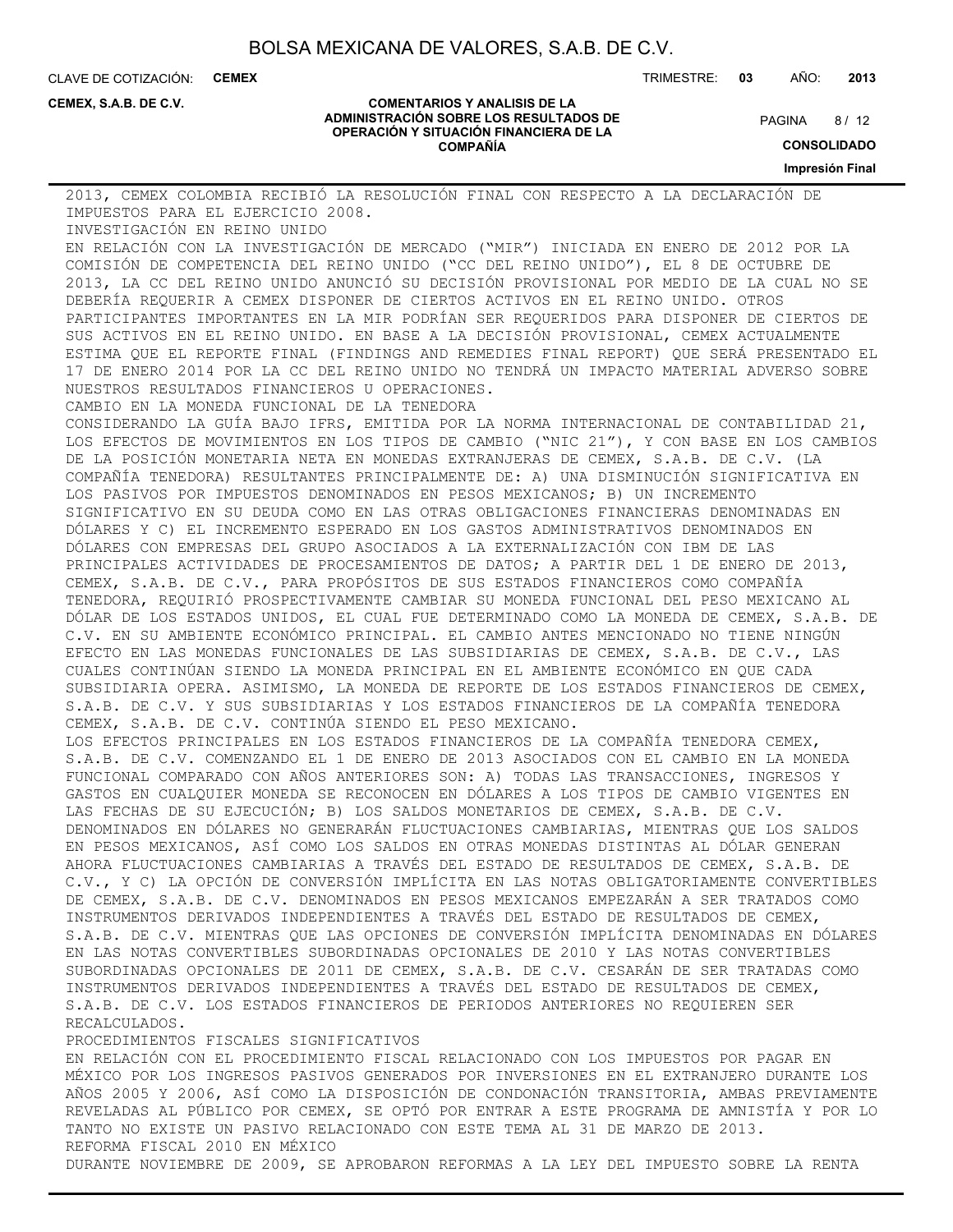2013, CEMEX COLOMBIA RECIBIÓ LA RESOLUCIÓN FINAL CON RESPECTO A LA DECLARACIÓN DE IMPUESTOS PARA EL EJERCICIO 2008.

INVESTIGACIÓN EN REINO UNIDO

EN RELACIÓN CON LA INVESTIGACIÓN DE MERCADO ("MIR") INICIADA EN ENERO DE 2012 POR LA COMISIÓN DE COMPETENCIA DEL REINO UNIDO ("CC DEL REINO UNIDO"), EL 8 DE OCTUBRE DE 2013, LA CC DEL REINO UNIDO ANUNCIÓ SU DECISIÓN PROVISIONAL POR MEDIO DE LA CUAL NO SE DEBERÍA REQUERIR A CEMEX DISPONER DE CIERTOS ACTIVOS EN EL REINO UNIDO. OTROS PARTICIPANTES IMPORTANTES EN LA MIR PODRÍAN SER REQUERIDOS PARA DISPONER DE CIERTOS DE SUS ACTIVOS EN EL REINO UNIDO. EN BASE A LA DECISIÓN PROVISIONAL, CEMEX ACTUALMENTE ESTIMA QUE EL REPORTE FINAL (FINDINGS AND REMEDIES FINAL REPORT) QUE SERÁ PRESENTADO EL 17 DE ENERO 2014 POR LA CC DEL REINO UNIDO NO TENDRÁ UN IMPACTO MATERIAL ADVERSO SOBRE NUESTROS RESULTADOS FINANCIEROS U OPERACIONES.

CAMBIO EN LA MONEDA FUNCIONAL DE LA TENEDORA

CONSIDERANDO LA GUÍA BAJO IFRS, EMITIDA POR LA NORMA INTERNACIONAL DE CONTABILIDAD 21, LOS EFECTOS DE MOVIMIENTOS EN LOS TIPOS DE CAMBIO ("NIC 21"), Y CON BASE EN LOS CAMBIOS DE LA POSICIÓN MONETARIA NETA EN MONEDAS EXTRANJERAS DE CEMEX, S.A.B. DE C.V. (LA COMPAÑÍA TENEDORA) RESULTANTES PRINCIPALMENTE DE: A) UNA DISMINUCIÓN SIGNIFICATIVA EN LOS PASIVOS POR IMPUESTOS DENOMINADOS EN PESOS MEXICANOS; B) UN INCREMENTO SIGNIFICATIVO EN SU DEUDA COMO EN LAS OTRAS OBLIGACIONES FINANCIERAS DENOMINADAS EN DÓLARES Y C) EL INCREMENTO ESPERADO EN LOS GASTOS ADMINISTRATIVOS DENOMINADOS EN DÓLARES CON EMPRESAS DEL GRUPO ASOCIADOS A LA EXTERNALIZACIÓN CON IBM DE LAS PRINCIPALES ACTIVIDADES DE PROCESAMIENTOS DE DATOS; A PARTIR DEL 1 DE ENERO DE 2013, CEMEX, S.A.B. DE C.V., PARA PROPÓSITOS DE SUS ESTADOS FINANCIEROS COMO COMPAÑÍA TENEDORA, REQUIRIÓ PROSPECTIVAMENTE CAMBIAR SU MONEDA FUNCIONAL DEL PESO MEXICANO AL DÓLAR DE LOS ESTADOS UNIDOS, EL CUAL FUE DETERMINADO COMO LA MONEDA DE CEMEX, S.A.B. DE C.V. EN SU AMBIENTE ECONÓMICO PRINCIPAL. EL CAMBIO ANTES MENCIONADO NO TIENE NINGÚN EFECTO EN LAS MONEDAS FUNCIONALES DE LAS SUBSIDIARIAS DE CEMEX, S.A.B. DE C.V., LAS CUALES CONTINÚAN SIENDO LA MONEDA PRINCIPAL EN EL AMBIENTE ECONÓMICO EN QUE CADA SUBSIDIARIA OPERA. ASIMISMO, LA MONEDA DE REPORTE DE LOS ESTADOS FINANCIEROS DE CEMEX, S.A.B. DE C.V. Y SUS SUBSIDIARIAS Y LOS ESTADOS FINANCIEROS DE LA COMPAÑÍA TENEDORA CEMEX, S.A.B. DE C.V. CONTINÚA SIENDO EL PESO MEXICANO.

LOS EFECTOS PRINCIPALES EN LOS ESTADOS FINANCIEROS DE LA COMPAÑÍA TENEDORA CEMEX, S.A.B. DE C.V. COMENZANDO EL 1 DE ENERO DE 2013 ASOCIADOS CON EL CAMBIO EN LA MONEDA FUNCIONAL COMPARADO CON AÑOS ANTERIORES SON: A) TODAS LAS TRANSACCIONES, INGRESOS Y GASTOS EN CUALQUIER MONEDA SE RECONOCEN EN DÓLARES A LOS TIPOS DE CAMBIO VIGENTES EN LAS FECHAS DE SU EJECUCIÓN; B) LOS SALDOS MONETARIOS DE CEMEX, S.A.B. DE C.V. DENOMINADOS EN DÓLARES NO GENERARÁN FLUCTUACIONES CAMBIARIAS, MIENTRAS QUE LOS SALDOS EN PESOS MEXICANOS, ASÍ COMO LOS SALDOS EN OTRAS MONEDAS DISTINTAS AL DÓLAR GENERAN AHORA FLUCTUACIONES CAMBIARIAS A TRAVÉS DEL ESTADO DE RESULTADOS DE CEMEX, S.A.B. DE C.V., Y C) LA OPCIÓN DE CONVERSIÓN IMPLÍCITA EN LAS NOTAS OBLIGATORIAMENTE CONVERTIBLES DE CEMEX, S.A.B. DE C.V. DENOMINADOS EN PESOS MEXICANOS EMPEZARÁN A SER TRATADOS COMO INSTRUMENTOS DERIVADOS INDEPENDIENTES A TRAVÉS DEL ESTADO DE RESULTADOS DE CEMEX, S.A.B. DE C.V. MIENTRAS QUE LAS OPCIONES DE CONVERSIÓN IMPLÍCITA DENOMINADAS EN DÓLARES EN LAS NOTAS CONVERTIBLES SUBORDINADAS OPCIONALES DE 2010 Y LAS NOTAS CONVERTIBLES SUBORDINADAS OPCIONALES DE 2011 DE CEMEX, S.A.B. DE C.V. CESARÁN DE SER TRATADAS COMO INSTRUMENTOS DERIVADOS INDEPENDIENTES A TRAVÉS DEL ESTADO DE RESULTADOS DE CEMEX, S.A.B. DE C.V. LOS ESTADOS FINANCIEROS DE PERIODOS ANTERIORES NO REQUIEREN SER RECALCULADOS.

PROCEDIMIENTOS FISCALES SIGNIFICATIVOS

EN RELACIÓN CON EL PROCEDIMIENTO FISCAL RELACIONADO CON LOS IMPUESTOS POR PAGAR EN MÉXICO POR LOS INGRESOS PASIVOS GENERADOS POR INVERSIONES EN EL EXTRANJERO DURANTE LOS AÑOS 2005 Y 2006, ASÍ COMO LA DISPOSICIÓN DE CONDONACIÓN TRANSITORIA, AMBAS PREVIAMENTE REVELADAS AL PÚBLICO POR CEMEX, SE OPTÓ POR ENTRAR A ESTE PROGRAMA DE AMNISTÍA Y POR LO TANTO NO EXISTE UN PASIVO RELACIONADO CON ESTE TEMA AL 31 DE MARZO DE 2013.

REFORMA FISCAL 2010 EN MÉXICO

DURANTE NOVIEMBRE DE 2009, SE APROBARON REFORMAS A LA LEY DEL IMPUESTO SOBRE LA RENTA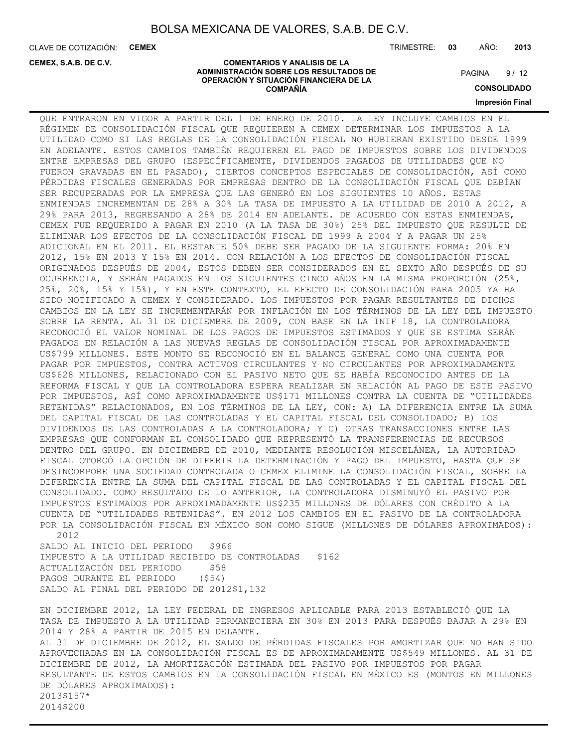QUE ENTRARON EN VIGOR A PARTIR DEL 1 DE ENERO DE 2010. LA LEY INCLUYE CAMBIOS EN EL RÉGIMEN DE CONSOLIDACIÓN FISCAL QUE REQUIEREN A CEMEX DETERMINAR LOS IMPUESTOS A LA UTILIDAD COMO SI LAS REGLAS DE LA CONSOLIDACIÓN FISCAL NO HUBIERAN EXISTIDO DESDE 1999 EN ADELANTE. ESTOS CAMBIOS TAMBIÉN REQUIEREN EL PAGO DE IMPUESTOS SOBRE LOS DIVIDENDOS ENTRE EMPRESAS DEL GRUPO (ESPECÍFICAMENTE, DIVIDENDOS PAGADOS DE UTILIDADES QUE NO FUERON GRAVADAS EN EL PASADO), CIERTOS CONCEPTOS ESPECIALES DE CONSOLIDACIÓN, ASÍ COMO PÉRDIDAS FISCALES GENERADAS POR EMPRESAS DENTRO DE LA CONSOLIDACIÓN FISCAL QUE DEBÍAN SER RECUPERADAS POR LA EMPRESA QUE LAS GENERÓ EN LOS SIGUIENTES 10 AÑOS. ESTAS ENMIENDAS INCREMENTAN DE 28% A 30% LA TASA DE IMPUESTO A LA UTILIDAD DE 2010 A 2012, A 29% PARA 2013, REGRESANDO A 28% DE 2014 EN ADELANTE. DE ACUERDO CON ESTAS ENMIENDAS, CEMEX FUE REQUERIDO A PAGAR EN 2010 (A LA TASA DE 30%) 25% DEL IMPUESTO QUE RESULTE DE ELIMINAR LOS EFECTOS DE LA CONSOLIDACIÓN FISCAL DE 1999 A 2004 Y A PAGAR UN 25% ADICIONAL EN EL 2011. EL RESTANTE 50% DEBE SER PAGADO DE LA SIGUIENTE FORMA: 20% EN 2012, 15% EN 2013 Y 15% EN 2014. CON RELACIÓN A LOS EFECTOS DE CONSOLIDACIÓN FISCAL ORIGINADOS DESPUÉS DE 2004, ESTOS DEBEN SER CONSIDERADOS EN EL SEXTO AÑO DESPUÉS DE SU OCURRENCIA, Y SERÁN PAGADOS EN LOS SIGUIENTES CINCO AÑOS EN LA MISMA PROPORCIÓN (25%, 25%, 20%, 15% Y 15%), Y EN ESTE CONTEXTO, EL EFECTO DE CONSOLIDACIÓN PARA 2005 YA HA SIDO NOTIFICADO A CEMEX Y CONSIDERADO. LOS IMPUESTOS POR PAGAR RESULTANTES DE DICHOS CAMBIOS EN LA LEY SE INCREMENTARÁN POR INFLACIÓN EN LOS TÉRMINOS DE LA LEY DEL IMPUESTO SOBRE LA RENTA. AL 31 DE DICIEMBRE DE 2009, CON BASE EN LA INIF 18, LA CONTROLADORA RECONOCIÓ EL VALOR NOMINAL DE LOS PAGOS DE IMPUESTOS ESTIMADOS Y QUE SE ESTIMA SERÁN PAGADOS EN RELACIÓN A LAS NUEVAS REGLAS DE CONSOLIDACIÓN FISCAL POR APROXIMADAMENTE US$799 MILLONES. ESTE MONTO SE RECONOCIÓ EN EL BALANCE GENERAL COMO UNA CUENTA POR PAGAR POR IMPUESTOS, CONTRA ACTIVOS CIRCULANTES Y NO CIRCULANTES POR APROXIMADAMENTE US$628 MILLONES, RELACIONADO CON EL PASIVO NETO QUE SE HABÍA RECONOCIDO ANTES DE LA REFORMA FISCAL Y QUE LA CONTROLADORA ESPERA REALIZAR EN RELACIÓN AL PAGO DE ESTE PASIVO POR IMPUESTOS, ASÍ COMO APROXIMADAMENTE US$171 MILLONES CONTRA LA CUENTA DE "UTILIDADES RETENIDAS" RELACIONADOS, EN LOS TÉRMINOS DE LA LEY, CON: A) LA DIFERENCIA ENTRE LA SUMA DEL CAPITAL FISCAL DE LAS CONTROLADAS Y EL CAPITAL FISCAL DEL CONSOLIDADO; B) LOS DIVIDENDOS DE LAS CONTROLADAS A LA CONTROLADORA; Y C) OTRAS TRANSACCIONES ENTRE LAS EMPRESAS QUE CONFORMAN EL CONSOLIDADO QUE REPRESENTÓ LA TRANSFERENCIAS DE RECURSOS DENTRO DEL GRUPO. EN DICIEMBRE DE 2010, MEDIANTE RESOLUCIÓN MISCELÁNEA, LA AUTORIDAD FISCAL OTORGÓ LA OPCIÓN DE DIFERIR LA DETERMINACIÓN Y PAGO DEL IMPUESTO, HASTA QUE SE DESINCORPORE UNA SOCIEDAD CONTROLADA O CEMEX ELIMINE LA CONSOLIDACIÓN FISCAL, SOBRE LA DIFERENCIA ENTRE LA SUMA DEL CAPITAL FISCAL DE LAS CONTROLADAS Y EL CAPITAL FISCAL DEL CONSOLIDADO. COMO RESULTADO DE LO ANTERIOR, LA CONTROLADORA DISMINUYÓ EL PASIVO POR IMPUESTOS ESTIMADOS POR APROXIMADAMENTE US$235 MILLONES DE DÓLARES CON CRÉDITO A LA CUENTA DE "UTILIDADES RETENIDAS". EN 2012 LOS CAMBIOS EN EL PASIVO DE LA CONTROLADORA POR LA CONSOLIDACIÓN FISCAL EN MÉXICO SON COMO SIGUE (MILLONES DE DÓLARES APROXIMADOS):

| | 2012 |
|---|---|
| SALDO AL INICIO DEL PERIODO | $966 |
| IMPUESTO A LA UTILIDAD RECIBIDO DE CONTROLADAS | $162 |
| ACTUALIZACIÓN DEL PERIODO | $58 |
| PAGOS DURANTE EL PERIODO | ($54) |
| SALDO AL FINAL DEL PERIODO DE 2012 | $1,132 |

EN DICIEMBRE 2012, LA LEY FEDERAL DE INGRESOS APLICABLE PARA 2013 ESTABLECIÓ QUE LA TASA DE IMPUESTO A LA UTILIDAD PERMANECIERA EN 30% EN 2013 PARA DESPUÉS BAJAR A 29% EN 2014 Y 28% A PARTIR DE 2015 EN DELANTE.

AL 31 DE DICIEMBRE DE 2012, EL SALDO DE PÉRDIDAS FISCALES POR AMORTIZAR QUE NO HAN SIDO APROVECHADAS EN LA CONSOLIDACIÓN FISCAL ES DE APROXIMADAMENTE US$549 MILLONES. AL 31 DE DICIEMBRE DE 2012, LA AMORTIZACIÓN ESTIMADA DEL PASIVO POR IMPUESTOS POR PAGAR RESULTANTE DE ESTOS CAMBIOS EN LA CONSOLIDACIÓN FISCAL EN MÉXICO ES (MONTOS EN MILLONES DE DÓLARES APROXIMADOS):

| | |
|---|---|
| 2013 | $157* |
| 2014 | $200 |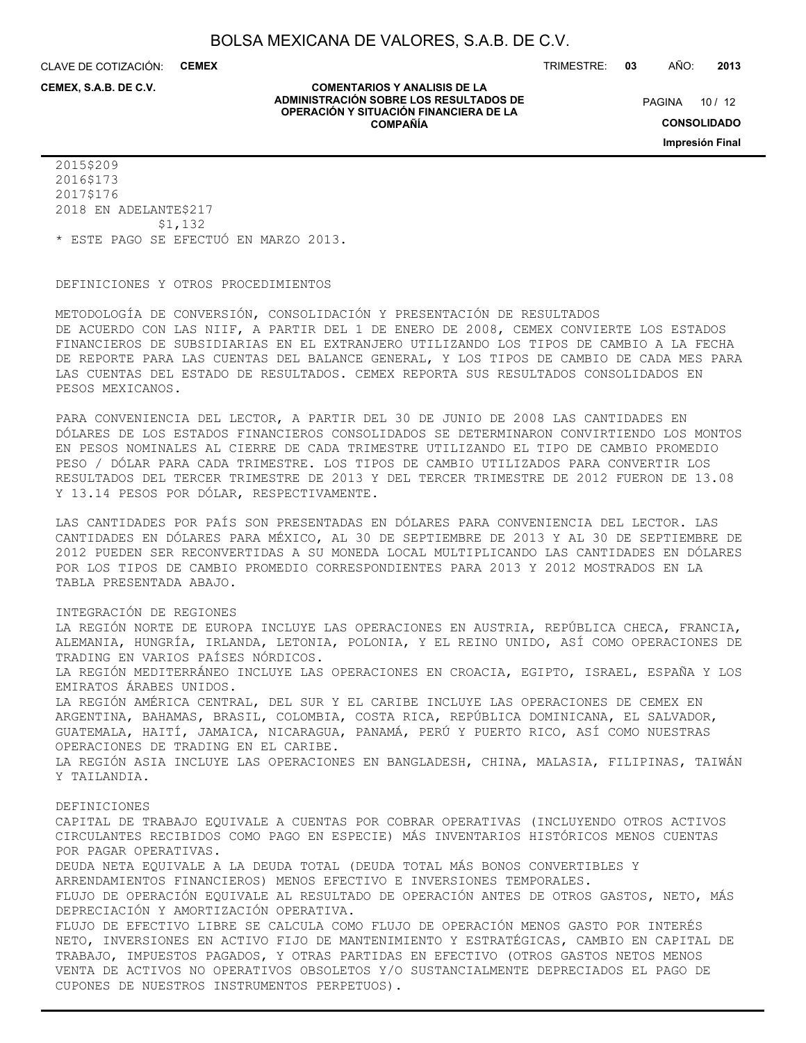| | |
|---|---|
| 2015 | $209 |
| 2016 | $173 |
| 2017 | $176 |
| 2018 EN ADELANTE | $217 |
| | $1,132 |

* ESTE PAGO SE EFECTUÓ EN MARZO 2013.

DEFINICIONES Y OTROS PROCEDIMIENTOS

METODOLOGÍA DE CONVERSIÓN, CONSOLIDACIÓN Y PRESENTACIÓN DE RESULTADOS

DE ACUERDO CON LAS NIIF, A PARTIR DEL 1 DE ENERO DE 2008, CEMEX CONVIERTE LOS ESTADOS FINANCIEROS DE SUBSIDIARIAS EN EL EXTRANJERO UTILIZANDO LOS TIPOS DE CAMBIO A LA FECHA DE REPORTE PARA LAS CUENTAS DEL BALANCE GENERAL, Y LOS TIPOS DE CAMBIO DE CADA MES PARA LAS CUENTAS DEL ESTADO DE RESULTADOS. CEMEX REPORTA SUS RESULTADOS CONSOLIDADOS EN PESOS MEXICANOS.

PARA CONVENIENCIA DEL LECTOR, A PARTIR DEL 30 DE JUNIO DE 2008 LAS CANTIDADES EN DÓLARES DE LOS ESTADOS FINANCIEROS CONSOLIDADOS SE DETERMINARON CONVIRTIENDO LOS MONTOS EN PESOS NOMINALES AL CIERRE DE CADA TRIMESTRE UTILIZANDO EL TIPO DE CAMBIO PROMEDIO PESO / DÓLAR PARA CADA TRIMESTRE. LOS TIPOS DE CAMBIO UTILIZADOS PARA CONVERTIR LOS RESULTADOS DEL TERCER TRIMESTRE DE 2013 Y DEL TERCER TRIMESTRE DE 2012 FUERON DE 13.08 Y 13.14 PESOS POR DÓLAR, RESPECTIVAMENTE.

LAS CANTIDADES POR PAÍS SON PRESENTADAS EN DÓLARES PARA CONVENIENCIA DEL LECTOR. LAS CANTIDADES EN DÓLARES PARA MÉXICO, AL 30 DE SEPTIEMBRE DE 2013 Y AL 30 DE SEPTIEMBRE DE 2012 PUEDEN SER RECONVERTIDAS A SU MONEDA LOCAL MULTIPLICANDO LAS CANTIDADES EN DÓLARES POR LOS TIPOS DE CAMBIO PROMEDIO CORRESPONDIENTES PARA 2013 Y 2012 MOSTRADOS EN LA TABLA PRESENTADA ABAJO.

INTEGRACIÓN DE REGIONES

LA REGIÓN NORTE DE EUROPA INCLUYE LAS OPERACIONES EN AUSTRIA, REPÚBLICA CHECA, FRANCIA, ALEMANIA, HUNGRÍA, IRLANDA, LETONIA, POLONIA, Y EL REINO UNIDO, ASÍ COMO OPERACIONES DE TRADING EN VARIOS PAÍSES NÓRDICOS.

LA REGIÓN MEDITERRÁNEO INCLUYE LAS OPERACIONES EN CROACIA, EGIPTO, ISRAEL, ESPAÑA Y LOS EMIRATOS ÁRABES UNIDOS.

LA REGIÓN AMÉRICA CENTRAL, DEL SUR Y EL CARIBE INCLUYE LAS OPERACIONES DE CEMEX EN ARGENTINA, BAHAMAS, BRASIL, COLOMBIA, COSTA RICA, REPÚBLICA DOMINICANA, EL SALVADOR, GUATEMALA, HAITÍ, JAMAICA, NICARAGUA, PANAMÁ, PERÚ Y PUERTO RICO, ASÍ COMO NUESTRAS OPERACIONES DE TRADING EN EL CARIBE.

LA REGIÓN ASIA INCLUYE LAS OPERACIONES EN BANGLADESH, CHINA, MALASIA, FILIPINAS, TAIWÁN Y TAILANDIA.

DEFINICIONES

CAPITAL DE TRABAJO EQUIVALE A CUENTAS POR COBRAR OPERATIVAS (INCLUYENDO OTROS ACTIVOS CIRCULANTES RECIBIDOS COMO PAGO EN ESPECIE) MÁS INVENTARIOS HISTÓRICOS MENOS CUENTAS POR PAGAR OPERATIVAS.

DEUDA NETA EQUIVALE A LA DEUDA TOTAL (DEUDA TOTAL MÁS BONOS CONVERTIBLES Y ARRENDAMIENTOS FINANCIEROS) MENOS EFECTIVO E INVERSIONES TEMPORALES.

FLUJO DE OPERACIÓN EQUIVALE AL RESULTADO DE OPERACIÓN ANTES DE OTROS GASTOS, NETO, MÁS DEPRECIACIÓN Y AMORTIZACIÓN OPERATIVA.

FLUJO DE EFECTIVO LIBRE SE CALCULA COMO FLUJO DE OPERACIÓN MENOS GASTO POR INTERÉS NETO, INVERSIONES EN ACTIVO FIJO DE MANTENIMIENTO Y ESTRATÉGICAS, CAMBIO EN CAPITAL DE TRABAJO, IMPUESTOS PAGADOS, Y OTRAS PARTIDAS EN EFECTIVO (OTROS GASTOS NETOS MENOS VENTA DE ACTIVOS NO OPERATIVOS OBSOLETOS Y/O SUSTANCIALMENTE DEPRECIADOS EL PAGO DE CUPONES DE NUESTROS INSTRUMENTOS PERPETUOS).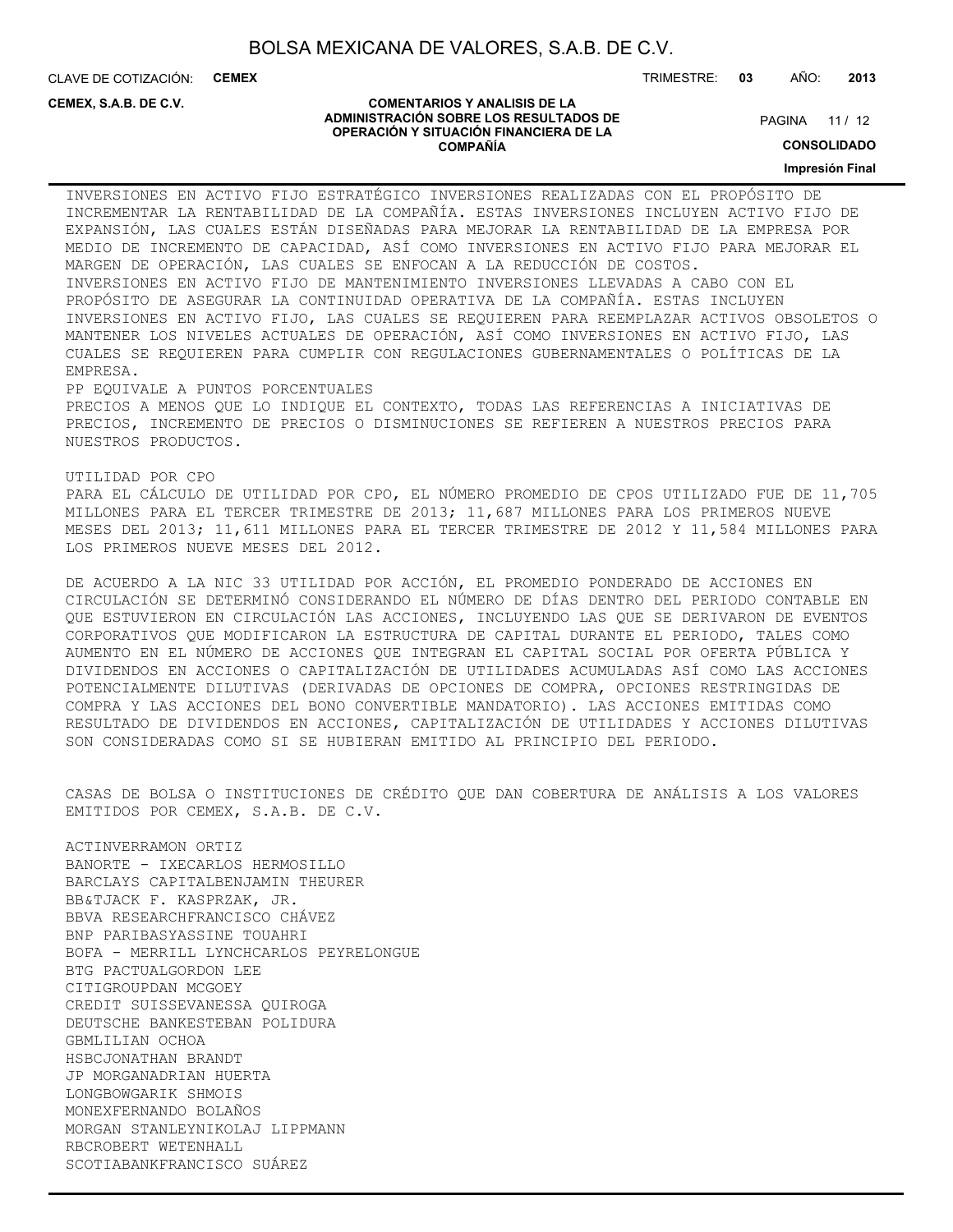INVERSIONES EN ACTIVO FIJO ESTRATÉGICO INVERSIONES REALIZADAS CON EL PROPÓSITO DE INCREMENTAR LA RENTABILIDAD DE LA COMPAÑÍA. ESTAS INVERSIONES INCLUYEN ACTIVO FIJO DE EXPANSIÓN, LAS CUALES ESTÁN DISEÑADAS PARA MEJORAR LA RENTABILIDAD DE LA EMPRESA POR MEDIO DE INCREMENTO DE CAPACIDAD, ASÍ COMO INVERSIONES EN ACTIVO FIJO PARA MEJORAR EL MARGEN DE OPERACIÓN, LAS CUALES SE ENFOCAN A LA REDUCCIÓN DE COSTOS.

INVERSIONES EN ACTIVO FIJO DE MANTENIMIENTO INVERSIONES LLEVADAS A CABO CON EL PROPÓSITO DE ASEGURAR LA CONTINUIDAD OPERATIVA DE LA COMPAÑÍA. ESTAS INCLUYEN INVERSIONES EN ACTIVO FIJO, LAS CUALES SE REQUIEREN PARA REEMPLAZAR ACTIVOS OBSOLETOS O MANTENER LOS NIVELES ACTUALES DE OPERACIÓN, ASÍ COMO INVERSIONES EN ACTIVO FIJO, LAS CUALES SE REQUIEREN PARA CUMPLIR CON REGULACIONES GUBERNAMENTALES O POLÍTICAS DE LA EMPRESA.

PP EQUIVALE A PUNTOS PORCENTUALES

PRECIOS A MENOS QUE LO INDIQUE EL CONTEXTO, TODAS LAS REFERENCIAS A INICIATIVAS DE PRECIOS, INCREMENTO DE PRECIOS O DISMINUCIONES SE REFIEREN A NUESTROS PRECIOS PARA NUESTROS PRODUCTOS.

UTILIDAD POR CPO

PARA EL CÁLCULO DE UTILIDAD POR CPO, EL NÚMERO PROMEDIO DE CPOS UTILIZADO FUE DE 11,705 MILLONES PARA EL TERCER TRIMESTRE DE 2013; 11,687 MILLONES PARA LOS PRIMEROS NUEVE MESES DEL 2013; 11,611 MILLONES PARA EL TERCER TRIMESTRE DE 2012 Y 11,584 MILLONES PARA LOS PRIMEROS NUEVE MESES DEL 2012.

DE ACUERDO A LA NIC 33 UTILIDAD POR ACCIÓN, EL PROMEDIO PONDERADO DE ACCIONES EN CIRCULACIÓN SE DETERMINÓ CONSIDERANDO EL NÚMERO DE DÍAS DENTRO DEL PERIODO CONTABLE EN QUE ESTUVIERON EN CIRCULACIÓN LAS ACCIONES, INCLUYENDO LAS QUE SE DERIVARON DE EVENTOS CORPORATIVOS QUE MODIFICARON LA ESTRUCTURA DE CAPITAL DURANTE EL PERIODO, TALES COMO AUMENTO EN EL NÚMERO DE ACCIONES QUE INTEGRAN EL CAPITAL SOCIAL POR OFERTA PÚBLICA Y DIVIDENDOS EN ACCIONES O CAPITALIZACIÓN DE UTILIDADES ACUMULADAS ASÍ COMO LAS ACCIONES POTENCIALMENTE DILUTIVAS (DERIVADAS DE OPCIONES DE COMPRA, OPCIONES RESTRINGIDAS DE COMPRA Y LAS ACCIONES DEL BONO CONVERTIBLE MANDATORIO). LAS ACCIONES EMITIDAS COMO RESULTADO DE DIVIDENDOS EN ACCIONES, CAPITALIZACIÓN DE UTILIDADES Y ACCIONES DILUTIVAS SON CONSIDERADAS COMO SI SE HUBIERAN EMITIDO AL PRINCIPIO DEL PERIODO.

CASAS DE BOLSA O INSTITUCIONES DE CRÉDITO QUE DAN COBERTURA DE ANÁLISIS A LOS VALORES EMITIDOS POR CEMEX, S.A.B. DE C.V.

ACTINVERRAMON ORTIZ
BANORTE - IXECARLOS HERMOSILLO
BARCLAYS CAPITALBENJAMIN THEURER
BB&TJACK F. KASPRZAK, JR.
BBVA RESEARCHFRANCISCO CHÁVEZ
BNP PARIBASYASSINE TOUAHRI
BOFA - MERRILL LYNCHCARLOS PEYRELONGUE
BTG PACTUALGORDON LEE
CITIGROUPDAN MCGOEY
CREDIT SUISSEVANESSA QUIROGA
DEUTSCHE BANKESTEBAN POLIDURA
GBMLILIAN OCHOA
HSBCJONATHAN BRANDT
JP MORGANADRIAN HUERTA
LONGBOWGARIK SHMOIS
MONEXFERNANDO BOLAÑOS
MORGAN STANLEYNIKOLAJ LIPPMANN
RBCROBERT WETENHALL
SCOTIABANKFRANCISCO SUÁREZ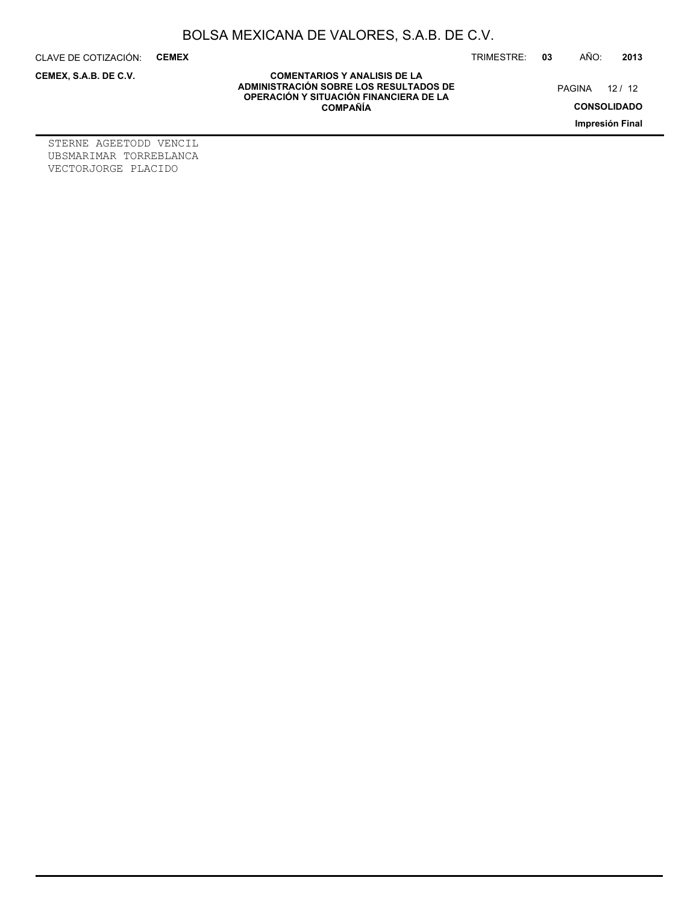STERNE AGEETODD VENCIL
UBSMARIMAR TORREBLANCA
VECTORJORGE PLACIDO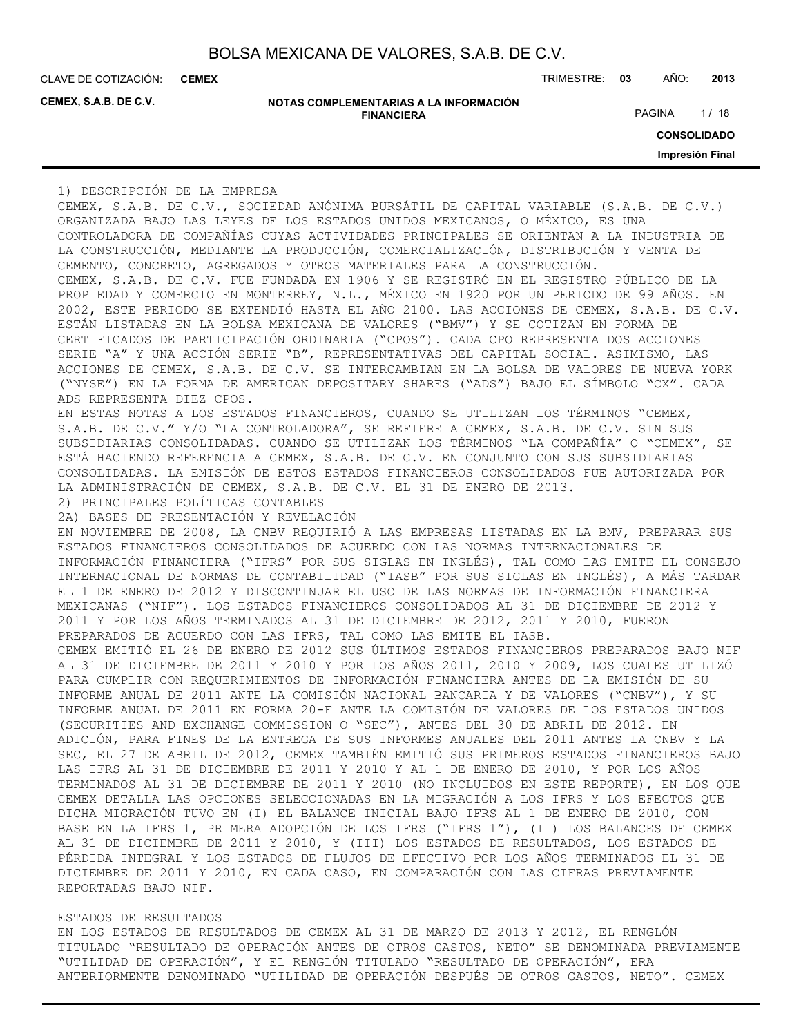1) DESCRIPCIÓN DE LA EMPRESA

CEMEX, S.A.B. DE C.V., SOCIEDAD ANÓNIMA BURSÁTIL DE CAPITAL VARIABLE (S.A.B. DE C.V.) ORGANIZADA BAJO LAS LEYES DE LOS ESTADOS UNIDOS MEXICANOS, O MÉXICO, ES UNA CONTROLADORA DE COMPAÑÍAS CUYAS ACTIVIDADES PRINCIPALES SE ORIENTAN A LA INDUSTRIA DE LA CONSTRUCCIÓN, MEDIANTE LA PRODUCCIÓN, COMERCIALIZACIÓN, DISTRIBUCIÓN Y VENTA DE CEMENTO, CONCRETO, AGREGADOS Y OTROS MATERIALES PARA LA CONSTRUCCIÓN.

CEMEX, S.A.B. DE C.V. FUE FUNDADA EN 1906 Y SE REGISTRÓ EN EL REGISTRO PÚBLICO DE LA PROPIEDAD Y COMERCIO EN MONTERREY, N.L., MÉXICO EN 1920 POR UN PERIODO DE 99 AÑOS. EN 2002, ESTE PERIODO SE EXTENDIÓ HASTA EL AÑO 2100. LAS ACCIONES DE CEMEX, S.A.B. DE C.V. ESTÁN LISTADAS EN LA BOLSA MEXICANA DE VALORES ("BMV") Y SE COTIZAN EN FORMA DE CERTIFICADOS DE PARTICIPACIÓN ORDINARIA ("CPOS"). CADA CPO REPRESENTA DOS ACCIONES SERIE "A" Y UNA ACCIÓN SERIE "B", REPRESENTATIVAS DEL CAPITAL SOCIAL. ASIMISMO, LAS ACCIONES DE CEMEX, S.A.B. DE C.V. SE INTERCAMBIAN EN LA BOLSA DE VALORES DE NUEVA YORK ("NYSE") EN LA FORMA DE AMERICAN DEPOSITARY SHARES ("ADS") BAJO EL SÍMBOLO "CX". CADA ADS REPRESENTA DIEZ CPOS.

EN ESTAS NOTAS A LOS ESTADOS FINANCIEROS, CUANDO SE UTILIZAN LOS TÉRMINOS "CEMEX, S.A.B. DE C.V." Y/O "LA CONTROLADORA", SE REFIERE A CEMEX, S.A.B. DE C.V. SIN SUS SUBSIDIARIAS CONSOLIDADAS. CUANDO SE UTILIZAN LOS TÉRMINOS "LA COMPAÑÍA" O "CEMEX", SE ESTÁ HACIENDO REFERENCIA A CEMEX, S.A.B. DE C.V. EN CONJUNTO CON SUS SUBSIDIARIAS CONSOLIDADAS. LA EMISIÓN DE ESTOS ESTADOS FINANCIEROS CONSOLIDADOS FUE AUTORIZADA POR LA ADMINISTRACIÓN DE CEMEX, S.A.B. DE C.V. EL 31 DE ENERO DE 2013.

2) PRINCIPALES POLÍTICAS CONTABLES

2A) BASES DE PRESENTACIÓN Y REVELACIÓN

EN NOVIEMBRE DE 2008, LA CNBV REQUIRIÓ A LAS EMPRESAS LISTADAS EN LA BMV, PREPARAR SUS ESTADOS FINANCIEROS CONSOLIDADOS DE ACUERDO CON LAS NORMAS INTERNACIONALES DE INFORMACIÓN FINANCIERA ("IFRS" POR SUS SIGLAS EN INGLÉS), TAL COMO LAS EMITE EL CONSEJO INTERNACIONAL DE NORMAS DE CONTABILIDAD ("IASB" POR SUS SIGLAS EN INGLÉS), A MÁS TARDAR EL 1 DE ENERO DE 2012 Y DISCONTINUAR EL USO DE LAS NORMAS DE INFORMACIÓN FINANCIERA MEXICANAS ("NIF"). LOS ESTADOS FINANCIEROS CONSOLIDADOS AL 31 DE DICIEMBRE DE 2012 Y 2011 Y POR LOS AÑOS TERMINADOS AL 31 DE DICIEMBRE DE 2012, 2011 Y 2010, FUERON PREPARADOS DE ACUERDO CON LAS IFRS, TAL COMO LAS EMITE EL IASB.

CEMEX EMITIÓ EL 26 DE ENERO DE 2012 SUS ÚLTIMOS ESTADOS FINANCIEROS PREPARADOS BAJO NIF AL 31 DE DICIEMBRE DE 2011 Y 2010 Y POR LOS AÑOS 2011, 2010 Y 2009, LOS CUALES UTILIZÓ PARA CUMPLIR CON REQUERIMIENTOS DE INFORMACIÓN FINANCIERA ANTES DE LA EMISIÓN DE SU INFORME ANUAL DE 2011 ANTE LA COMISIÓN NACIONAL BANCARIA Y DE VALORES ("CNBV"), Y SU INFORME ANUAL DE 2011 EN FORMA 20-F ANTE LA COMISIÓN DE VALORES DE LOS ESTADOS UNIDOS (SECURITIES AND EXCHANGE COMMISSION O "SEC"), ANTES DEL 30 DE ABRIL DE 2012. EN ADICIÓN, PARA FINES DE LA ENTREGA DE SUS INFORMES ANUALES DEL 2011 ANTE LA CNBV Y LA SEC, EL 27 DE ABRIL DE 2012, CEMEX TAMBIÉN EMITIÓ SUS PRIMEROS ESTADOS FINANCIEROS BAJO LAS IFRS AL 31 DE DICIEMBRE DE 2011 Y 2010 Y AL 1 DE ENERO DE 2010, Y POR LOS AÑOS TERMINADOS AL 31 DE DICIEMBRE DE 2011 Y 2010 (NO INCLUIDOS EN ESTE REPORTE), EN LOS QUE CEMEX DETALLA LAS OPCIONES SELECCIONADAS EN LA MIGRACIÓN A LOS IFRS Y LOS EFECTOS QUE DICHA MIGRACIÓN TUVO EN (I) EL BALANCE INICIAL BAJO IFRS AL 1 DE ENERO DE 2010, CON BASE EN LA IFRS 1, PRIMERA ADOPCIÓN DE LOS IFRS ("IFRS 1"), (II) LOS BALANCES DE CEMEX AL 31 DE DICIEMBRE DE 2011 Y 2010, Y (III) LOS ESTADOS DE RESULTADOS, LOS ESTADOS DE PÉRDIDA INTEGRAL Y LOS ESTADOS DE FLUJOS DE EFECTIVO POR LOS AÑOS TERMINADOS EL 31 DE DICIEMBRE DE 2011 Y 2010, EN CADA CASO, EN COMPARACIÓN CON LAS CIFRAS PREVIAMENTE REPORTADAS BAJO NIF.

ESTADOS DE RESULTADOS

EN LOS ESTADOS DE RESULTADOS DE CEMEX AL 31 DE MARZO DE 2013 Y 2012, EL RENGLÓN TITULADO "RESULTADO DE OPERACIÓN ANTES DE OTROS GASTOS, NETO" SE DENOMINADA PREVIAMENTE "UTILIDAD DE OPERACIÓN", Y EL RENGLÓN TITULADO "RESULTADO DE OPERACIÓN", ERA ANTERIORMENTE DENOMINADO "UTILIDAD DE OPERACIÓN DESPUÉS DE OTROS GASTOS, NETO". CEMEX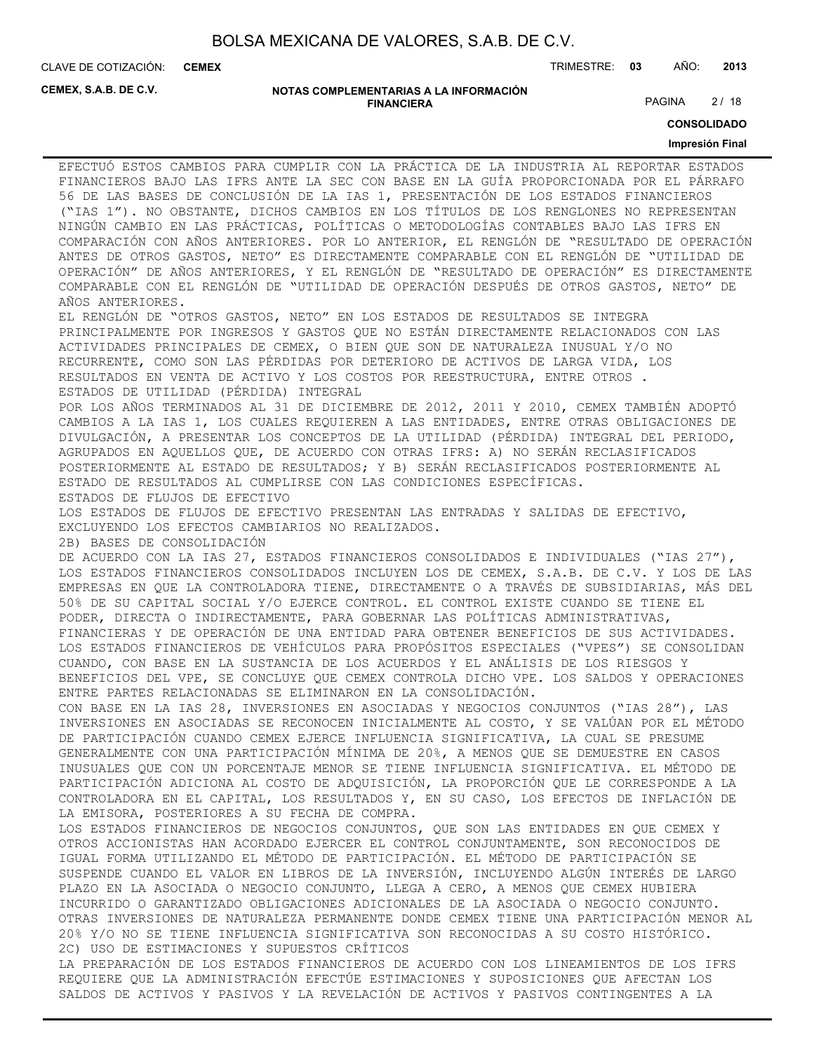EFECTUÓ ESTOS CAMBIOS PARA CUMPLIR CON LA PRÁCTICA DE LA INDUSTRIA AL REPORTAR ESTADOS FINANCIEROS BAJO LAS IFRS ANTE LA SEC CON BASE EN LA GUÍA PROPORCIONADA POR EL PÁRRAFO 56 DE LAS BASES DE CONCLUSIÓN DE LA IAS 1, PRESENTACIÓN DE LOS ESTADOS FINANCIEROS ("IAS 1"). NO OBSTANTE, DICHOS CAMBIOS EN LOS TÍTULOS DE LOS RENGLONES NO REPRESENTAN NINGÚN CAMBIO EN LAS PRÁCTICAS, POLÍTICAS O METODOLOGÍAS CONTABLES BAJO LAS IFRS EN COMPARACIÓN CON AÑOS ANTERIORES. POR LO ANTERIOR, EL RENGLÓN DE "RESULTADO DE OPERACIÓN ANTES DE OTROS GASTOS, NETO" ES DIRECTAMENTE COMPARABLE CON EL RENGLÓN DE "UTILIDAD DE OPERACIÓN" DE AÑOS ANTERIORES, Y EL RENGLÓN DE "RESULTADO DE OPERACIÓN" ES DIRECTAMENTE COMPARABLE CON EL RENGLÓN DE "UTILIDAD DE OPERACIÓN DESPUÉS DE OTROS GASTOS, NETO" DE AÑOS ANTERIORES.

EL RENGLÓN DE "OTROS GASTOS, NETO" EN LOS ESTADOS DE RESULTADOS SE INTEGRA PRINCIPALMENTE POR INGRESOS Y GASTOS QUE NO ESTÁN DIRECTAMENTE RELACIONADOS CON LAS ACTIVIDADES PRINCIPALES DE CEMEX, O BIEN QUE SON DE NATURALEZA INUSUAL Y/O NO RECURRENTE, COMO SON LAS PÉRDIDAS POR DETERIORO DE ACTIVOS DE LARGA VIDA, LOS RESULTADOS EN VENTA DE ACTIVO Y LOS COSTOS POR REESTRUCTURA, ENTRE OTROS .

ESTADOS DE UTILIDAD (PÉRDIDA) INTEGRAL

POR LOS AÑOS TERMINADOS AL 31 DE DICIEMBRE DE 2012, 2011 Y 2010, CEMEX TAMBIÉN ADOPTÓ CAMBIOS A LA IAS 1, LOS CUALES REQUIEREN A LAS ENTIDADES, ENTRE OTRAS OBLIGACIONES DE DIVULGACIÓN, A PRESENTAR LOS CONCEPTOS DE LA UTILIDAD (PÉRDIDA) INTEGRAL DEL PERIODO, AGRUPADOS EN AQUELLOS QUE, DE ACUERDO CON OTRAS IFRS: A) NO SERÁN RECLASIFICADOS POSTERIORMENTE AL ESTADO DE RESULTADOS; Y B) SERÁN RECLASIFICADOS POSTERIORMENTE AL ESTADO DE RESULTADOS AL CUMPLIRSE CON LAS CONDICIONES ESPECÍFICAS.

ESTADOS DE FLUJOS DE EFECTIVO

LOS ESTADOS DE FLUJOS DE EFECTIVO PRESENTAN LAS ENTRADAS Y SALIDAS DE EFECTIVO, EXCLUYENDO LOS EFECTOS CAMBIARIOS NO REALIZADOS.

2B) BASES DE CONSOLIDACIÓN

DE ACUERDO CON LA IAS 27, ESTADOS FINANCIEROS CONSOLIDADOS E INDIVIDUALES ("IAS 27"), LOS ESTADOS FINANCIEROS CONSOLIDADOS INCLUYEN LOS DE CEMEX, S.A.B. DE C.V. Y LOS DE LAS EMPRESAS EN QUE LA CONTROLADORA TIENE, DIRECTAMENTE O A TRAVÉS DE SUBSIDIARIAS, MÁS DEL 50% DE SU CAPITAL SOCIAL Y/O EJERCE CONTROL. EL CONTROL EXISTE CUANDO SE TIENE EL PODER, DIRECTA O INDIRECTAMENTE, PARA GOBERNAR LAS POLÍTICAS ADMINISTRATIVAS, FINANCIERAS Y DE OPERACIÓN DE UNA ENTIDAD PARA OBTENER BENEFICIOS DE SUS ACTIVIDADES. LOS ESTADOS FINANCIEROS DE VEHÍCULOS PARA PROPÓSITOS ESPECIALES ("VPES") SE CONSOLIDAN CUANDO, CON BASE EN LA SUSTANCIA DE LOS ACUERDOS Y EL ANÁLISIS DE LOS RIESGOS Y BENEFICIOS DEL VPE, SE CONCLUYE QUE CEMEX CONTROLA DICHO VPE. LOS SALDOS Y OPERACIONES ENTRE PARTES RELACIONADAS SE ELIMINARON EN LA CONSOLIDACIÓN.

CON BASE EN LA IAS 28, INVERSIONES EN ASOCIADAS Y NEGOCIOS CONJUNTOS ("IAS 28"), LAS INVERSIONES EN ASOCIADAS SE RECONOCEN INICIALMENTE AL COSTO, Y SE VALÚAN POR EL MÉTODO DE PARTICIPACIÓN CUANDO CEMEX EJERCE INFLUENCIA SIGNIFICATIVA, LA CUAL SE PRESUME GENERALMENTE CON UNA PARTICIPACIÓN MÍNIMA DE 20%, A MENOS QUE SE DEMUESTRE EN CASOS INUSUALES QUE CON UN PORCENTAJE MENOR SE TIENE INFLUENCIA SIGNIFICATIVA. EL MÉTODO DE PARTICIPACIÓN ADICIONA AL COSTO DE ADQUISICIÓN, LA PROPORCIÓN QUE LE CORRESPONDE A LA CONTROLADORA EN EL CAPITAL, LOS RESULTADOS Y, EN SU CASO, LOS EFECTOS DE INFLACIÓN DE LA EMISORA, POSTERIORES A SU FECHA DE COMPRA.

LOS ESTADOS FINANCIEROS DE NEGOCIOS CONJUNTOS, QUE SON LAS ENTIDADES EN QUE CEMEX Y OTROS ACCIONISTAS HAN ACORDADO EJERCER EL CONTROL CONJUNTAMENTE, SON RECONOCIDOS DE IGUAL FORMA UTILIZANDO EL MÉTODO DE PARTICIPACIÓN. EL MÉTODO DE PARTICIPACIÓN SE SUSPENDE CUANDO EL VALOR EN LIBROS DE LA INVERSIÓN, INCLUYENDO ALGÚN INTERÉS DE LARGO PLAZO EN LA ASOCIADA O NEGOCIO CONJUNTO, LLEGA A CERO, A MENOS QUE CEMEX HUBIERA INCURRIDO O GARANTIZADO OBLIGACIONES ADICIONALES DE LA ASOCIADA O NEGOCIO CONJUNTO. OTRAS INVERSIONES DE NATURALEZA PERMANENTE DONDE CEMEX TIENE UNA PARTICIPACIÓN MENOR AL 20% Y/O NO SE TIENE INFLUENCIA SIGNIFICATIVA SON RECONOCIDAS A SU COSTO HISTÓRICO.

2C) USO DE ESTIMACIONES Y SUPUESTOS CRÍTICOS

LA PREPARACIÓN DE LOS ESTADOS FINANCIEROS DE ACUERDO CON LOS LINEAMIENTOS DE LOS IFRS REQUIERE QUE LA ADMINISTRACIÓN EFECTÚE ESTIMACIONES Y SUPOSICIONES QUE AFECTAN LOS SALDOS DE ACTIVOS Y PASIVOS Y LA REVELACIÓN DE ACTIVOS Y PASIVOS CONTINGENTES A LA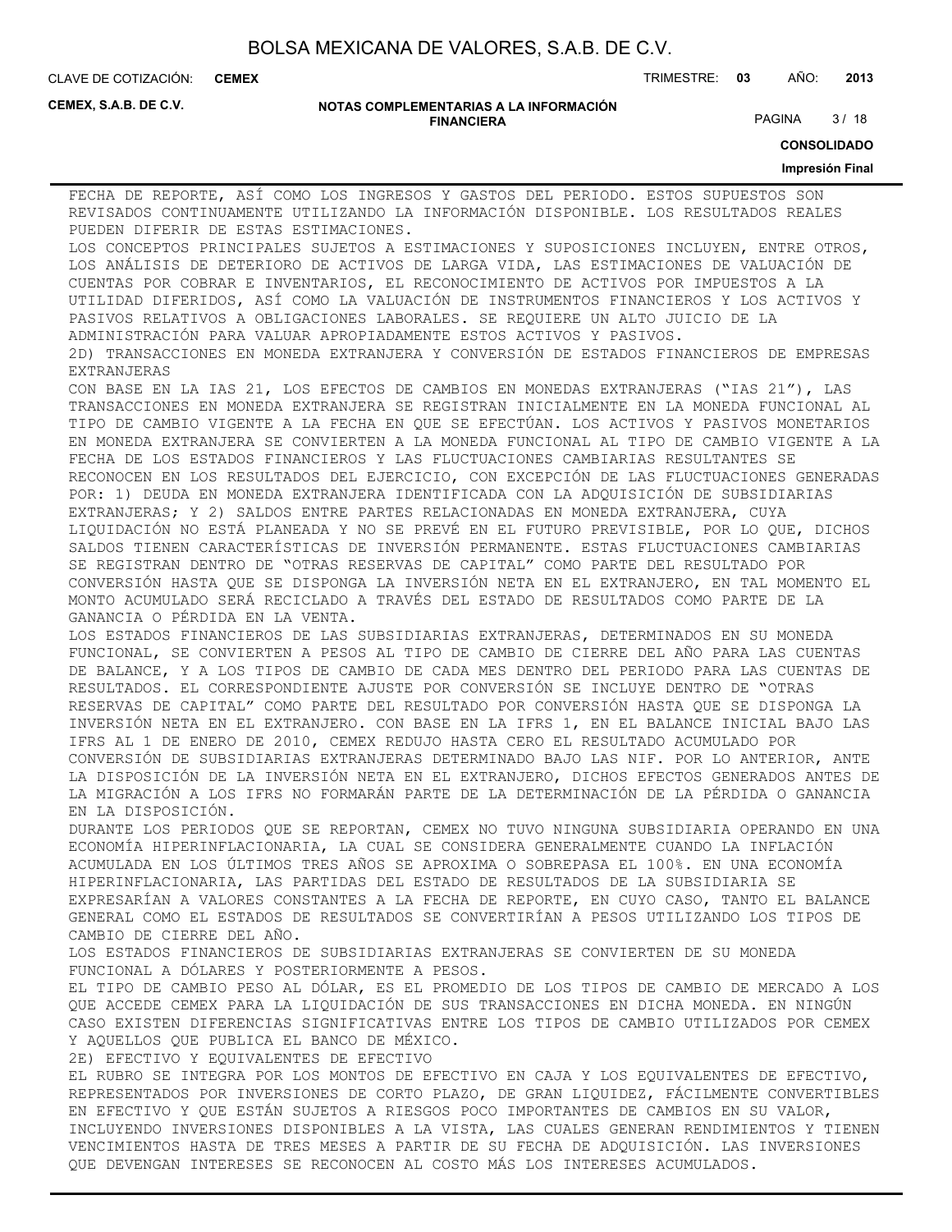FECHA DE REPORTE, ASÍ COMO LOS INGRESOS Y GASTOS DEL PERIODO. ESTOS SUPUESTOS SON REVISADOS CONTINUAMENTE UTILIZANDO LA INFORMACIÓN DISPONIBLE. LOS RESULTADOS REALES PUEDEN DIFERIR DE ESTAS ESTIMACIONES.

LOS CONCEPTOS PRINCIPALES SUJETOS A ESTIMACIONES Y SUPOSICIONES INCLUYEN, ENTRE OTROS, LOS ANÁLISIS DE DETERIORO DE ACTIVOS DE LARGA VIDA, LAS ESTIMACIONES DE VALUACIÓN DE CUENTAS POR COBRAR E INVENTARIOS, EL RECONOCIMIENTO DE ACTIVOS POR IMPUESTOS A LA UTILIDAD DIFERIDOS, ASÍ COMO LA VALUACIÓN DE INSTRUMENTOS FINANCIEROS Y LOS ACTIVOS Y PASIVOS RELATIVOS A OBLIGACIONES LABORALES. SE REQUIERE UN ALTO JUICIO DE LA ADMINISTRACIÓN PARA VALUAR APROPIADAMENTE ESTOS ACTIVOS Y PASIVOS.

2D) TRANSACCIONES EN MONEDA EXTRANJERA Y CONVERSIÓN DE ESTADOS FINANCIEROS DE EMPRESAS EXTRANJERAS

CON BASE EN LA IAS 21, LOS EFECTOS DE CAMBIOS EN MONEDAS EXTRANJERAS ("IAS 21"), LAS TRANSACCIONES EN MONEDA EXTRANJERA SE REGISTRAN INICIALMENTE EN LA MONEDA FUNCIONAL AL TIPO DE CAMBIO VIGENTE A LA FECHA EN QUE SE EFECTÚAN. LOS ACTIVOS Y PASIVOS MONETARIOS EN MONEDA EXTRANJERA SE CONVIERTEN A LA MONEDA FUNCIONAL AL TIPO DE CAMBIO VIGENTE A LA FECHA DE LOS ESTADOS FINANCIEROS Y LAS FLUCTUACIONES CAMBIARIAS RESULTANTES SE RECONOCEN EN LOS RESULTADOS DEL EJERCICIO, CON EXCEPCIÓN DE LAS FLUCTUACIONES GENERADAS POR: 1) DEUDA EN MONEDA EXTRANJERA IDENTIFICADA CON LA ADQUISICIÓN DE SUBSIDIARIAS EXTRANJERAS; Y 2) SALDOS ENTRE PARTES RELACIONADAS EN MONEDA EXTRANJERA, CUYA LIQUIDACIÓN NO ESTÁ PLANEADA Y NO SE PREVÉ EN EL FUTURO PREVISIBLE, POR LO QUE, DICHOS SALDOS TIENEN CARACTERÍSTICAS DE INVERSIÓN PERMANENTE. ESTAS FLUCTUACIONES CAMBIARIAS SE REGISTRAN DENTRO DE "OTRAS RESERVAS DE CAPITAL" COMO PARTE DEL RESULTADO POR CONVERSIÓN HASTA QUE SE DISPONGA LA INVERSIÓN NETA EN EL EXTRANJERO, EN TAL MOMENTO EL MONTO ACUMULADO SERÁ RECICLADO A TRAVÉS DEL ESTADO DE RESULTADOS COMO PARTE DE LA GANANCIA O PÉRDIDA EN LA VENTA.

LOS ESTADOS FINANCIEROS DE LAS SUBSIDIARIAS EXTRANJERAS, DETERMINADOS EN SU MONEDA FUNCIONAL, SE CONVIERTEN A PESOS AL TIPO DE CAMBIO DE CIERRE DEL AÑO PARA LAS CUENTAS DE BALANCE, Y A LOS TIPOS DE CAMBIO DE CADA MES DENTRO DEL PERIODO PARA LAS CUENTAS DE RESULTADOS. EL CORRESPONDIENTE AJUSTE POR CONVERSIÓN SE INCLUYE DENTRO DE "OTRAS RESERVAS DE CAPITAL" COMO PARTE DEL RESULTADO POR CONVERSIÓN HASTA QUE SE DISPONGA LA INVERSIÓN NETA EN EL EXTRANJERO. CON BASE EN LA IFRS 1, EN EL BALANCE INICIAL BAJO LAS IFRS AL 1 DE ENERO DE 2010, CEMEX REDUJO HASTA CERO EL RESULTADO ACUMULADO POR CONVERSIÓN DE SUBSIDIARIAS EXTRANJERAS DETERMINADO BAJO LAS NIF. POR LO ANTERIOR, ANTE LA DISPOSICIÓN DE LA INVERSIÓN NETA EN EL EXTRANJERO, DICHOS EFECTOS GENERADOS ANTES DE LA MIGRACIÓN A LOS IFRS NO FORMARÁN PARTE DE LA DETERMINACIÓN DE LA PÉRDIDA O GANANCIA EN LA DISPOSICIÓN.

DURANTE LOS PERIODOS QUE SE REPORTAN, CEMEX NO TUVO NINGUNA SUBSIDIARIA OPERANDO EN UNA ECONOMÍA HIPERINFLACIONARIA, LA CUAL SE CONSIDERA GENERALMENTE CUANDO LA INFLACIÓN ACUMULADA EN LOS ÚLTIMOS TRES AÑOS SE APROXIMA O SOBREPASA EL 100%. EN UNA ECONOMÍA HIPERINFLACIONARIA, LAS PARTIDAS DEL ESTADO DE RESULTADOS DE LA SUBSIDIARIA SE EXPRESARÍAN A VALORES CONSTANTES A LA FECHA DE REPORTE, EN CUYO CASO, TANTO EL BALANCE GENERAL COMO EL ESTADOS DE RESULTADOS SE CONVERTIRÍAN A PESOS UTILIZANDO LOS TIPOS DE CAMBIO DE CIERRE DEL AÑO.

LOS ESTADOS FINANCIEROS DE SUBSIDIARIAS EXTRANJERAS SE CONVIERTEN DE SU MONEDA FUNCIONAL A DÓLARES Y POSTERIORMENTE A PESOS.

EL TIPO DE CAMBIO PESO AL DÓLAR, ES EL PROMEDIO DE LOS TIPOS DE CAMBIO DE MERCADO A LOS QUE ACCEDE CEMEX PARA LA LIQUIDACIÓN DE SUS TRANSACCIONES EN DICHA MONEDA. EN NINGÚN CASO EXISTEN DIFERENCIAS SIGNIFICATIVAS ENTRE LOS TIPOS DE CAMBIO UTILIZADOS POR CEMEX Y AQUELLOS QUE PUBLICA EL BANCO DE MÉXICO.

2E) EFECTIVO Y EQUIVALENTES DE EFECTIVO

EL RUBRO SE INTEGRA POR LOS MONTOS DE EFECTIVO EN CAJA Y LOS EQUIVALENTES DE EFECTIVO, REPRESENTADOS POR INVERSIONES DE CORTO PLAZO, DE GRAN LIQUIDEZ, FÁCILMENTE CONVERTIBLES EN EFECTIVO Y QUE ESTÁN SUJETOS A RIESGOS POCO IMPORTANTES DE CAMBIOS EN SU VALOR, INCLUYENDO INVERSIONES DISPONIBLES A LA VISTA, LAS CUALES GENERAN RENDIMIENTOS Y TIENEN VENCIMIENTOS HASTA DE TRES MESES A PARTIR DE SU FECHA DE ADQUISICIÓN. LAS INVERSIONES QUE DEVENGAN INTERESES SE RECONOCEN AL COSTO MÁS LOS INTERESES ACUMULADOS.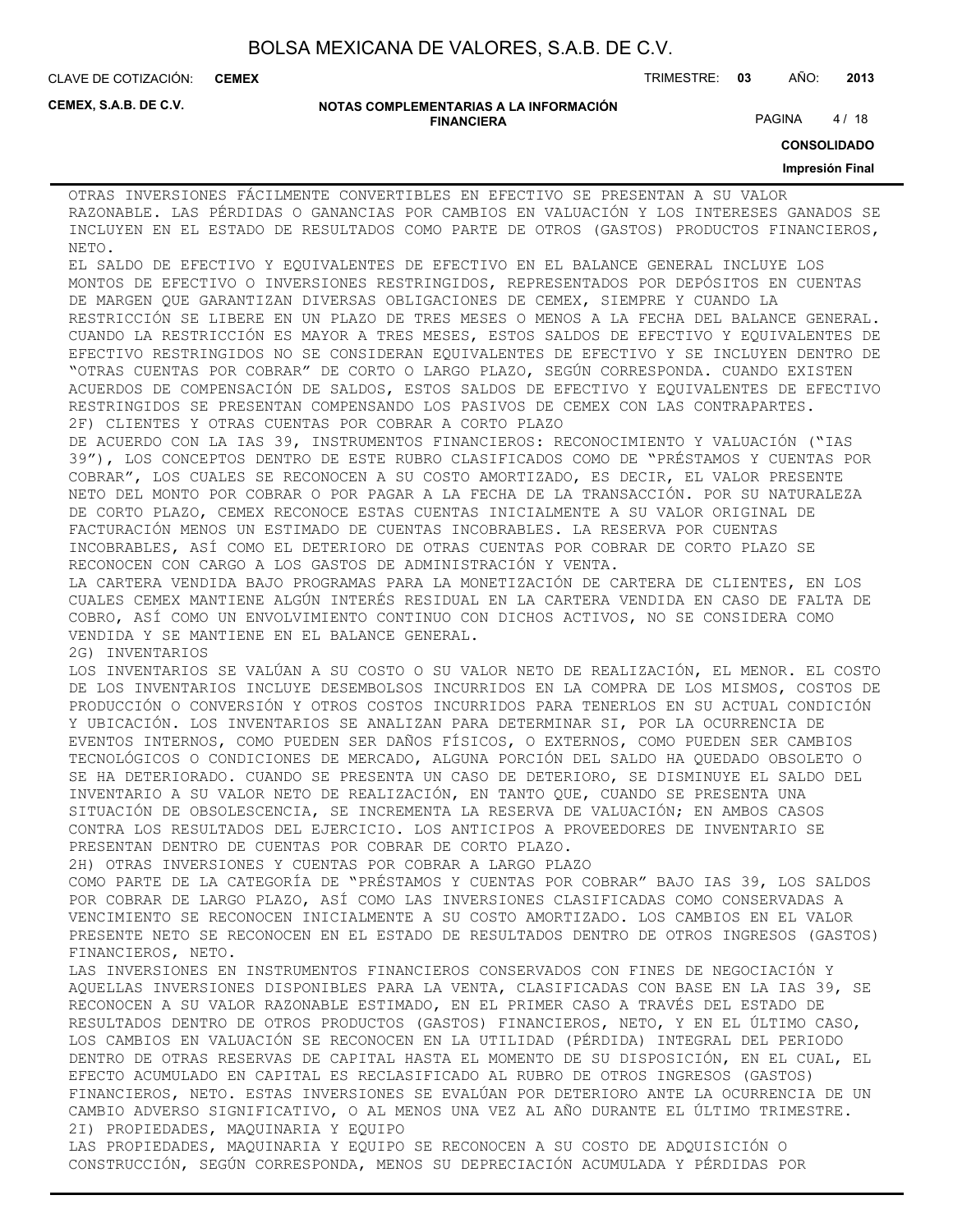OTRAS INVERSIONES FÁCILMENTE CONVERTIBLES EN EFECTIVO SE PRESENTAN A SU VALOR RAZONABLE. LAS PÉRDIDAS O GANANCIAS POR CAMBIOS EN VALUACIÓN Y LOS INTERESES GANADOS SE INCLUYEN EN EL ESTADO DE RESULTADOS COMO PARTE DE OTROS (GASTOS) PRODUCTOS FINANCIEROS, NETO.

EL SALDO DE EFECTIVO Y EQUIVALENTES DE EFECTIVO EN EL BALANCE GENERAL INCLUYE LOS MONTOS DE EFECTIVO O INVERSIONES RESTRINGIDOS, REPRESENTADOS POR DEPÓSITOS EN CUENTAS DE MARGEN QUE GARANTIZAN DIVERSAS OBLIGACIONES DE CEMEX, SIEMPRE Y CUANDO LA RESTRICCIÓN SE LIBERE EN UN PLAZO DE TRES MESES O MENOS A LA FECHA DEL BALANCE GENERAL. CUANDO LA RESTRICCIÓN ES MAYOR A TRES MESES, ESTOS SALDOS DE EFECTIVO Y EQUIVALENTES DE EFECTIVO RESTRINGIDOS NO SE CONSIDERAN EQUIVALENTES DE EFECTIVO Y SE INCLUYEN DENTRO DE "OTRAS CUENTAS POR COBRAR" DE CORTO O LARGO PLAZO, SEGÚN CORRESPONDA. CUANDO EXISTEN ACUERDOS DE COMPENSACIÓN DE SALDOS, ESTOS SALDOS DE EFECTIVO Y EQUIVALENTES DE EFECTIVO RESTRINGIDOS SE PRESENTAN COMPENSANDO LOS PASIVOS DE CEMEX CON LAS CONTRAPARTES.

2F) CLIENTES Y OTRAS CUENTAS POR COBRAR A CORTO PLAZO

DE ACUERDO CON LA IAS 39, INSTRUMENTOS FINANCIEROS: RECONOCIMIENTO Y VALUACIÓN ("IAS 39"), LOS CONCEPTOS DENTRO DE ESTE RUBRO CLASIFICADOS COMO DE "PRÉSTAMOS Y CUENTAS POR COBRAR", LOS CUALES SE RECONOCEN A SU COSTO AMORTIZADO, ES DECIR, EL VALOR PRESENTE NETO DEL MONTO POR COBRAR O POR PAGAR A LA FECHA DE LA TRANSACCIÓN. POR SU NATURALEZA DE CORTO PLAZO, CEMEX RECONOCE ESTAS CUENTAS INICIALMENTE A SU VALOR ORIGINAL DE FACTURACIÓN MENOS UN ESTIMADO DE CUENTAS INCOBRABLES. LA RESERVA POR CUENTAS INCOBRABLES, ASÍ COMO EL DETERIORO DE OTRAS CUENTAS POR COBRAR DE CORTO PLAZO SE RECONOCEN CON CARGO A LOS GASTOS DE ADMINISTRACIÓN Y VENTA.

LA CARTERA VENDIDA BAJO PROGRAMAS PARA LA MONETIZACIÓN DE CARTERA DE CLIENTES, EN LOS CUALES CEMEX MANTIENE ALGÚN INTERÉS RESIDUAL EN LA CARTERA VENDIDA EN CASO DE FALTA DE COBRO, ASÍ COMO UN ENVOLVIMIENTO CONTINUO CON DICHOS ACTIVOS, NO SE CONSIDERA COMO VENDIDA Y SE MANTIENE EN EL BALANCE GENERAL.

2G) INVENTARIOS

LOS INVENTARIOS SE VALÚAN A SU COSTO O SU VALOR NETO DE REALIZACIÓN, EL MENOR. EL COSTO DE LOS INVENTARIOS INCLUYE DESEMBOLSOS INCURRIDOS EN LA COMPRA DE LOS MISMOS, COSTOS DE PRODUCCIÓN O CONVERSIÓN Y OTROS COSTOS INCURRIDOS PARA TENERLOS EN SU ACTUAL CONDICIÓN Y UBICACIÓN. LOS INVENTARIOS SE ANALIZAN PARA DETERMINAR SI, POR LA OCURRENCIA DE EVENTOS INTERNOS, COMO PUEDEN SER DAÑOS FÍSICOS, O EXTERNOS, COMO PUEDEN SER CAMBIOS TECNOLÓGICOS O CONDICIONES DE MERCADO, ALGUNA PORCIÓN DEL SALDO HA QUEDADO OBSOLETO O SE HA DETERIORADO. CUANDO SE PRESENTA UN CASO DE DETERIORO, SE DISMINUYE EL SALDO DEL INVENTARIO A SU VALOR NETO DE REALIZACIÓN, EN TANTO QUE, CUANDO SE PRESENTA UNA SITUACIÓN DE OBSOLESCENCIA, SE INCREMENTA LA RESERVA DE VALUACIÓN; EN AMBOS CASOS CONTRA LOS RESULTADOS DEL EJERCICIO. LOS ANTICIPOS A PROVEEDORES DE INVENTARIO SE PRESENTAN DENTRO DE CUENTAS POR COBRAR DE CORTO PLAZO.

2H) OTRAS INVERSIONES Y CUENTAS POR COBRAR A LARGO PLAZO

COMO PARTE DE LA CATEGORÍA DE "PRÉSTAMOS Y CUENTAS POR COBRAR" BAJO IAS 39, LOS SALDOS POR COBRAR DE LARGO PLAZO, ASÍ COMO LAS INVERSIONES CLASIFICADAS COMO CONSERVADAS A VENCIMIENTO SE RECONOCEN INICIALMENTE A SU COSTO AMORTIZADO. LOS CAMBIOS EN EL VALOR PRESENTE NETO SE RECONOCEN EN EL ESTADO DE RESULTADOS DENTRO DE OTROS INGRESOS (GASTOS) FINANCIEROS, NETO.

LAS INVERSIONES EN INSTRUMENTOS FINANCIEROS CONSERVADOS CON FINES DE NEGOCIACIÓN Y AQUELLAS INVERSIONES DISPONIBLES PARA LA VENTA, CLASIFICADAS CON BASE EN LA IAS 39, SE RECONOCEN A SU VALOR RAZONABLE ESTIMADO, EN EL PRIMER CASO A TRAVÉS DEL ESTADO DE RESULTADOS DENTRO DE OTROS PRODUCTOS (GASTOS) FINANCIEROS, NETO, Y EN EL ÚLTIMO CASO, LOS CAMBIOS EN VALUACIÓN SE RECONOCEN EN LA UTILIDAD (PÉRDIDA) INTEGRAL DEL PERIODO DENTRO DE OTRAS RESERVAS DE CAPITAL HASTA EL MOMENTO DE SU DISPOSICIÓN, EN EL CUAL, EL EFECTO ACUMULADO EN CAPITAL ES RECLASIFICADO AL RUBRO DE OTROS INGRESOS (GASTOS) FINANCIEROS, NETO. ESTAS INVERSIONES SE EVALÚAN POR DETERIORO ANTE LA OCURRENCIA DE UN CAMBIO ADVERSO SIGNIFICATIVO, O AL MENOS UNA VEZ AL AÑO DURANTE EL ÚLTIMO TRIMESTRE.

2I) PROPIEDADES, MAQUINARIA Y EQUIPO

LAS PROPIEDADES, MAQUINARIA Y EQUIPO SE RECONOCEN A SU COSTO DE ADQUISICIÓN O CONSTRUCCIÓN, SEGÚN CORRESPONDA, MENOS SU DEPRECIACIÓN ACUMULADA Y PÉRDIDAS POR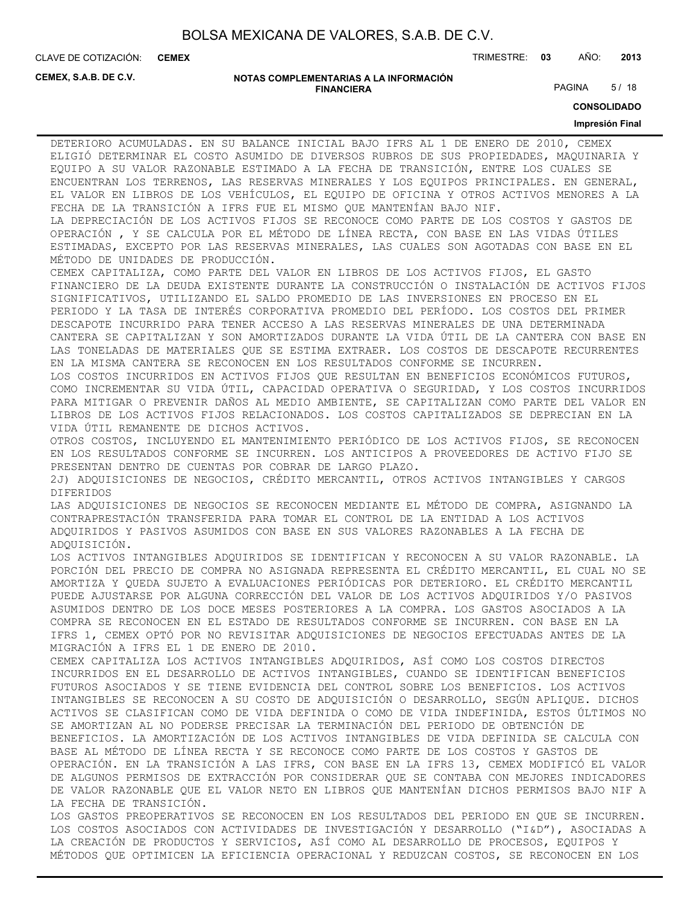DETERIORO ACUMULADAS. EN SU BALANCE INICIAL BAJO IFRS AL 1 DE ENERO DE 2010, CEMEX ELIGIÓ DETERMINAR EL COSTO ASUMIDO DE DIVERSOS RUBROS DE SUS PROPIEDADES, MAQUINARIA Y EQUIPO A SU VALOR RAZONABLE ESTIMADO A LA FECHA DE TRANSICIÓN, ENTRE LOS CUALES SE ENCUENTRAN LOS TERRENOS, LAS RESERVAS MINERALES Y LOS EQUIPOS PRINCIPALES. EN GENERAL, EL VALOR EN LIBROS DE LOS VEHÍCULOS, EL EQUIPO DE OFICINA Y OTROS ACTIVOS MENORES A LA FECHA DE LA TRANSICIÓN A IFRS FUE EL MISMO QUE MANTENÍAN BAJO NIF.

LA DEPRECIACIÓN DE LOS ACTIVOS FIJOS SE RECONOCE COMO PARTE DE LOS COSTOS Y GASTOS DE OPERACIÓN , Y SE CALCULA POR EL MÉTODO DE LÍNEA RECTA, CON BASE EN LAS VIDAS ÚTILES ESTIMADAS, EXCEPTO POR LAS RESERVAS MINERALES, LAS CUALES SON AGOTADAS CON BASE EN EL MÉTODO DE UNIDADES DE PRODUCCIÓN.

CEMEX CAPITALIZA, COMO PARTE DEL VALOR EN LIBROS DE LOS ACTIVOS FIJOS, EL GASTO FINANCIERO DE LA DEUDA EXISTENTE DURANTE LA CONSTRUCCIÓN O INSTALACIÓN DE ACTIVOS FIJOS SIGNIFICATIVOS, UTILIZANDO EL SALDO PROMEDIO DE LAS INVERSIONES EN PROCESO EN EL PERIODO Y LA TASA DE INTERÉS CORPORATIVA PROMEDIO DEL PERÍODO. LOS COSTOS DEL PRIMER DESCAPOTE INCURRIDO PARA TENER ACCESO A LAS RESERVAS MINERALES DE UNA DETERMINADA CANTERA SE CAPITALIZAN Y SON AMORTIZADOS DURANTE LA VIDA ÚTIL DE LA CANTERA CON BASE EN LAS TONELADAS DE MATERIALES QUE SE ESTIMA EXTRAER. LOS COSTOS DE DESCAPOTE RECURRENTES EN LA MISMA CANTERA SE RECONOCEN EN LOS RESULTADOS CONFORME SE INCURREN.

LOS COSTOS INCURRIDOS EN ACTIVOS FIJOS QUE RESULTAN EN BENEFICIOS ECONÓMICOS FUTUROS, COMO INCREMENTAR SU VIDA ÚTIL, CAPACIDAD OPERATIVA O SEGURIDAD, Y LOS COSTOS INCURRIDOS PARA MITIGAR O PREVENIR DAÑOS AL MEDIO AMBIENTE, SE CAPITALIZAN COMO PARTE DEL VALOR EN LIBROS DE LOS ACTIVOS FIJOS RELACIONADOS. LOS COSTOS CAPITALIZADOS SE DEPRECIAN EN LA VIDA ÚTIL REMANENTE DE DICHOS ACTIVOS.

OTROS COSTOS, INCLUYENDO EL MANTENIMIENTO PERIÓDICO DE LOS ACTIVOS FIJOS, SE RECONOCEN EN LOS RESULTADOS CONFORME SE INCURREN. LOS ANTICIPOS A PROVEEDORES DE ACTIVO FIJO SE PRESENTAN DENTRO DE CUENTAS POR COBRAR DE LARGO PLAZO.

2J) ADQUISICIONES DE NEGOCIOS, CRÉDITO MERCANTIL, OTROS ACTIVOS INTANGIBLES Y CARGOS DIFERIDOS

LAS ADQUISICIONES DE NEGOCIOS SE RECONOCEN MEDIANTE EL MÉTODO DE COMPRA, ASIGNANDO LA CONTRAPRESTACIÓN TRANSFERIDA PARA TOMAR EL CONTROL DE LA ENTIDAD A LOS ACTIVOS ADQUIRIDOS Y PASIVOS ASUMIDOS CON BASE EN SUS VALORES RAZONABLES A LA FECHA DE ADQUISICIÓN.

LOS ACTIVOS INTANGIBLES ADQUIRIDOS SE IDENTIFICAN Y RECONOCEN A SU VALOR RAZONABLE. LA PORCIÓN DEL PRECIO DE COMPRA NO ASIGNADA REPRESENTA EL CRÉDITO MERCANTIL, EL CUAL NO SE AMORTIZA Y QUEDA SUJETO A EVALUACIONES PERIÓDICAS POR DETERIORO. EL CRÉDITO MERCANTIL PUEDE AJUSTARSE POR ALGUNA CORRECCIÓN DEL VALOR DE LOS ACTIVOS ADQUIRIDOS Y/O PASIVOS ASUMIDOS DENTRO DE LOS DOCE MESES POSTERIORES A LA COMPRA. LOS GASTOS ASOCIADOS A LA COMPRA SE RECONOCEN EN EL ESTADO DE RESULTADOS CONFORME SE INCURREN. CON BASE EN LA IFRS 1, CEMEX OPTÓ POR NO REVISITAR ADQUISICIONES DE NEGOCIOS EFECTUADAS ANTES DE LA MIGRACIÓN A IFRS EL 1 DE ENERO DE 2010.

CEMEX CAPITALIZA LOS ACTIVOS INTANGIBLES ADQUIRIDOS, ASÍ COMO LOS COSTOS DIRECTOS INCURRIDOS EN EL DESARROLLO DE ACTIVOS INTANGIBLES, CUANDO SE IDENTIFICAN BENEFICIOS FUTUROS ASOCIADOS Y SE TIENE EVIDENCIA DEL CONTROL SOBRE LOS BENEFICIOS. LOS ACTIVOS INTANGIBLES SE RECONOCEN A SU COSTO DE ADQUISICIÓN O DESARROLLO, SEGÚN APLIQUE. DICHOS ACTIVOS SE CLASIFICAN COMO DE VIDA DEFINIDA O COMO DE VIDA INDEFINIDA, ESTOS ÚLTIMOS NO SE AMORTIZAN AL NO PODERSE PRECISAR LA TERMINACIÓN DEL PERIODO DE OBTENCIÓN DE BENEFICIOS. LA AMORTIZACIÓN DE LOS ACTIVOS INTANGIBLES DE VIDA DEFINIDA SE CALCULA CON BASE AL MÉTODO DE LÍNEA RECTA Y SE RECONOCE COMO PARTE DE LOS COSTOS Y GASTOS DE OPERACIÓN. EN LA TRANSICIÓN A LAS IFRS, CON BASE EN LA IFRS 13, CEMEX MODIFICÓ EL VALOR DE ALGUNOS PERMISOS DE EXTRACCIÓN POR CONSIDERAR QUE SE CONTABA CON MEJORES INDICADORES DE VALOR RAZONABLE QUE EL VALOR NETO EN LIBROS QUE MANTENÍAN DICHOS PERMISOS BAJO NIF A LA FECHA DE TRANSICIÓN.

LOS GASTOS PREOPERATIVOS SE RECONOCEN EN LOS RESULTADOS DEL PERIODO EN QUE SE INCURREN. LOS COSTOS ASOCIADOS CON ACTIVIDADES DE INVESTIGACIÓN Y DESARROLLO ("I&D"), ASOCIADAS A LA CREACIÓN DE PRODUCTOS Y SERVICIOS, ASÍ COMO AL DESARROLLO DE PROCESOS, EQUIPOS Y MÉTODOS QUE OPTIMICEN LA EFICIENCIA OPERACIONAL Y REDUZCAN COSTOS, SE RECONOCEN EN LOS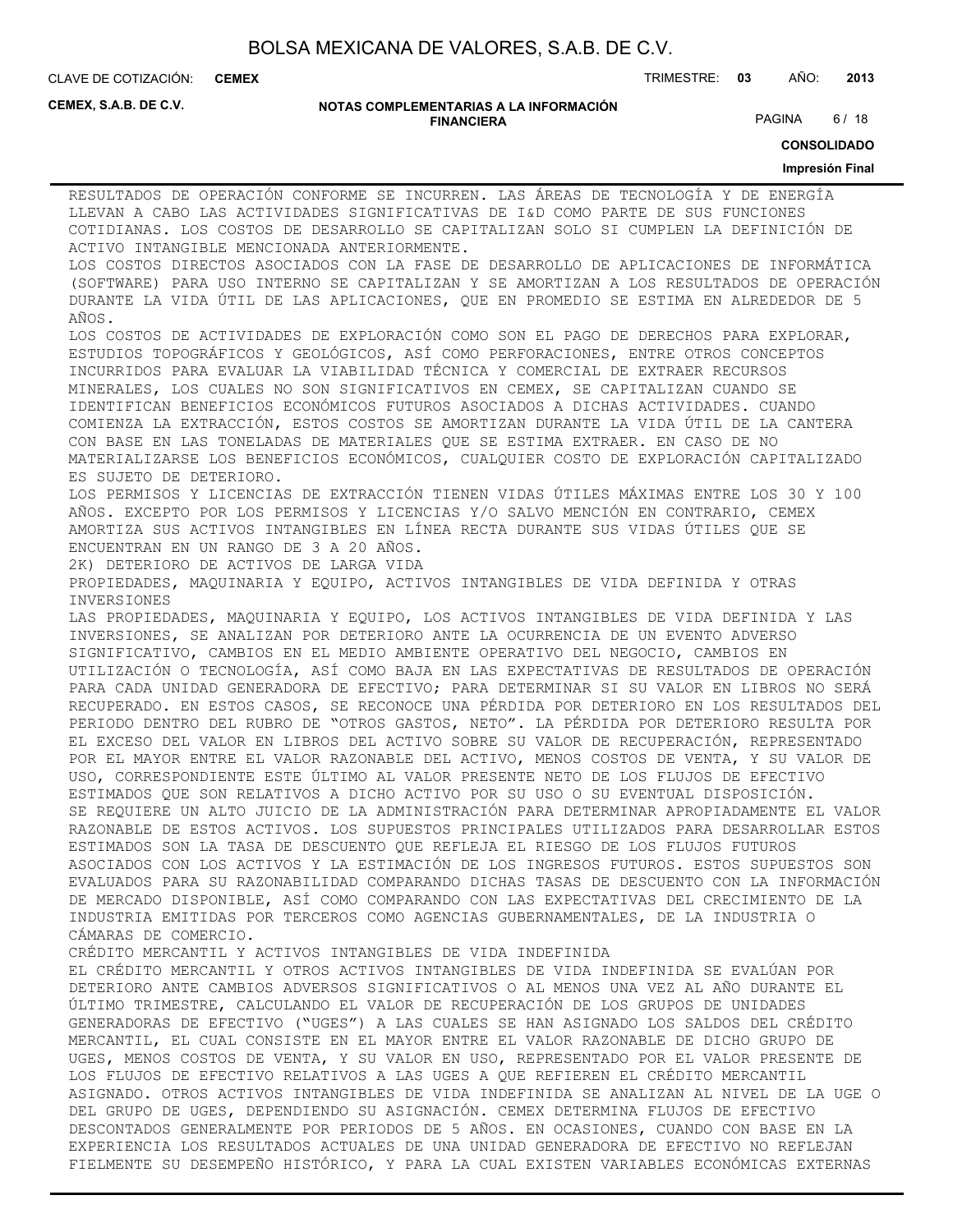RESULTADOS DE OPERACIÓN CONFORME SE INCURREN. LAS ÁREAS DE TECNOLOGÍA Y DE ENERGÍA LLEVAN A CABO LAS ACTIVIDADES SIGNIFICATIVAS DE I&D COMO PARTE DE SUS FUNCIONES COTIDIANAS. LOS COSTOS DE DESARROLLO SE CAPITALIZAN SOLO SI CUMPLEN LA DEFINICIÓN DE ACTIVO INTANGIBLE MENCIONADA ANTERIORMENTE.

LOS COSTOS DIRECTOS ASOCIADOS CON LA FASE DE DESARROLLO DE APLICACIONES DE INFORMÁTICA (SOFTWARE) PARA USO INTERNO SE CAPITALIZAN Y SE AMORTIZAN A LOS RESULTADOS DE OPERACIÓN DURANTE LA VIDA ÚTIL DE LAS APLICACIONES, QUE EN PROMEDIO SE ESTIMA EN ALREDEDOR DE 5 AÑOS.

LOS COSTOS DE ACTIVIDADES DE EXPLORACIÓN COMO SON EL PAGO DE DERECHOS PARA EXPLORAR, ESTUDIOS TOPOGRÁFICOS Y GEOLÓGICOS, ASÍ COMO PERFORACIONES, ENTRE OTROS CONCEPTOS INCURRIDOS PARA EVALUAR LA VIABILIDAD TÉCNICA Y COMERCIAL DE EXTRAER RECURSOS MINERALES, LOS CUALES NO SON SIGNIFICATIVOS EN CEMEX, SE CAPITALIZAN CUANDO SE IDENTIFICAN BENEFICIOS ECONÓMICOS FUTUROS ASOCIADOS A DICHAS ACTIVIDADES. CUANDO COMIENZA LA EXTRACCIÓN, ESTOS COSTOS SE AMORTIZAN DURANTE LA VIDA ÚTIL DE LA CANTERA CON BASE EN LAS TONELADAS DE MATERIALES QUE SE ESTIMA EXTRAER. EN CASO DE NO MATERIALIZARSE LOS BENEFICIOS ECONÓMICOS, CUALQUIER COSTO DE EXPLORACIÓN CAPITALIZADO ES SUJETO DE DETERIORO.

LOS PERMISOS Y LICENCIAS DE EXTRACCIÓN TIENEN VIDAS ÚTILES MÁXIMAS ENTRE LOS 30 Y 100 AÑOS. EXCEPTO POR LOS PERMISOS Y LICENCIAS Y/O SALVO MENCIÓN EN CONTRARIO, CEMEX AMORTIZA SUS ACTIVOS INTANGIBLES EN LÍNEA RECTA DURANTE SUS VIDAS ÚTILES QUE SE ENCUENTRAN EN UN RANGO DE 3 A 20 AÑOS.

## 2K) DETERIORO DE ACTIVOS DE LARGA VIDA

### PROPIEDADES, MAQUINARIA Y EQUIPO, ACTIVOS INTANGIBLES DE VIDA DEFINIDA Y OTRAS INVERSIONES

LAS PROPIEDADES, MAQUINARIA Y EQUIPO, LOS ACTIVOS INTANGIBLES DE VIDA DEFINIDA Y LAS INVERSIONES, SE ANALIZAN POR DETERIORO ANTE LA OCURRENCIA DE UN EVENTO ADVERSO SIGNIFICATIVO, CAMBIOS EN EL MEDIO AMBIENTE OPERATIVO DEL NEGOCIO, CAMBIOS EN UTILIZACIÓN O TECNOLOGÍA, ASÍ COMO BAJA EN LAS EXPECTATIVAS DE RESULTADOS DE OPERACIÓN PARA CADA UNIDAD GENERADORA DE EFECTIVO; PARA DETERMINAR SI SU VALOR EN LIBROS NO SERÁ RECUPERADO. EN ESTOS CASOS, SE RECONOCE UNA PÉRDIDA POR DETERIORO EN LOS RESULTADOS DEL PERIODO DENTRO DEL RUBRO DE "OTROS GASTOS, NETO". LA PÉRDIDA POR DETERIORO RESULTA POR EL EXCESO DEL VALOR EN LIBROS DEL ACTIVO SOBRE SU VALOR DE RECUPERACIÓN, REPRESENTADO POR EL MAYOR ENTRE EL VALOR RAZONABLE DEL ACTIVO, MENOS COSTOS DE VENTA, Y SU VALOR DE USO, CORRESPONDIENTE ESTE ÚLTIMO AL VALOR PRESENTE NETO DE LOS FLUJOS DE EFECTIVO ESTIMADOS QUE SON RELATIVOS A DICHO ACTIVO POR SU USO O SU EVENTUAL DISPOSICIÓN.

SE REQUIERE UN ALTO JUICIO DE LA ADMINISTRACIÓN PARA DETERMINAR APROPIADAMENTE EL VALOR RAZONABLE DE ESTOS ACTIVOS. LOS SUPUESTOS PRINCIPALES UTILIZADOS PARA DESARROLLAR ESTOS ESTIMADOS SON LA TASA DE DESCUENTO QUE REFLEJA EL RIESGO DE LOS FLUJOS FUTUROS ASOCIADOS CON LOS ACTIVOS Y LA ESTIMACIÓN DE LOS INGRESOS FUTUROS. ESTOS SUPUESTOS SON EVALUADOS PARA SU RAZONABILIDAD COMPARANDO DICHAS TASAS DE DESCUENTO CON LA INFORMACIÓN DE MERCADO DISPONIBLE, ASÍ COMO COMPARANDO CON LAS EXPECTATIVAS DEL CRECIMIENTO DE LA INDUSTRIA EMITIDAS POR TERCEROS COMO AGENCIAS GUBERNAMENTALES, DE LA INDUSTRIA O CÁMARAS DE COMERCIO.

### CRÉDITO MERCANTIL Y ACTIVOS INTANGIBLES DE VIDA INDEFINIDA

EL CRÉDITO MERCANTIL Y OTROS ACTIVOS INTANGIBLES DE VIDA INDEFINIDA SE EVALÚAN POR DETERIORO ANTE CAMBIOS ADVERSOS SIGNIFICATIVOS O AL MENOS UNA VEZ AL AÑO DURANTE EL ÚLTIMO TRIMESTRE, CALCULANDO EL VALOR DE RECUPERACIÓN DE LOS GRUPOS DE UNIDADES GENERADORAS DE EFECTIVO ("UGES") A LAS CUALES SE HAN ASIGNADO LOS SALDOS DEL CRÉDITO MERCANTIL, EL CUAL CONSISTE EN EL MAYOR ENTRE EL VALOR RAZONABLE DE DICHO GRUPO DE UGES, MENOS COSTOS DE VENTA, Y SU VALOR EN USO, REPRESENTADO POR EL VALOR PRESENTE DE LOS FLUJOS DE EFECTIVO RELATIVOS A LAS UGES A QUE REFIEREN EL CRÉDITO MERCANTIL ASIGNADO. OTROS ACTIVOS INTANGIBLES DE VIDA INDEFINIDA SE ANALIZAN AL NIVEL DE LA UGE O DEL GRUPO DE UGES, DEPENDIENDO SU ASIGNACIÓN. CEMEX DETERMINA FLUJOS DE EFECTIVO DESCONTADOS GENERALMENTE POR PERIODOS DE 5 AÑOS. EN OCASIONES, CUANDO CON BASE EN LA EXPERIENCIA LOS RESULTADOS ACTUALES DE UNA UNIDAD GENERADORA DE EFECTIVO NO REFLEJAN FIELMENTE SU DESEMPEÑO HISTÓRICO, Y PARA LA CUAL EXISTEN VARIABLES ECONÓMICAS EXTERNAS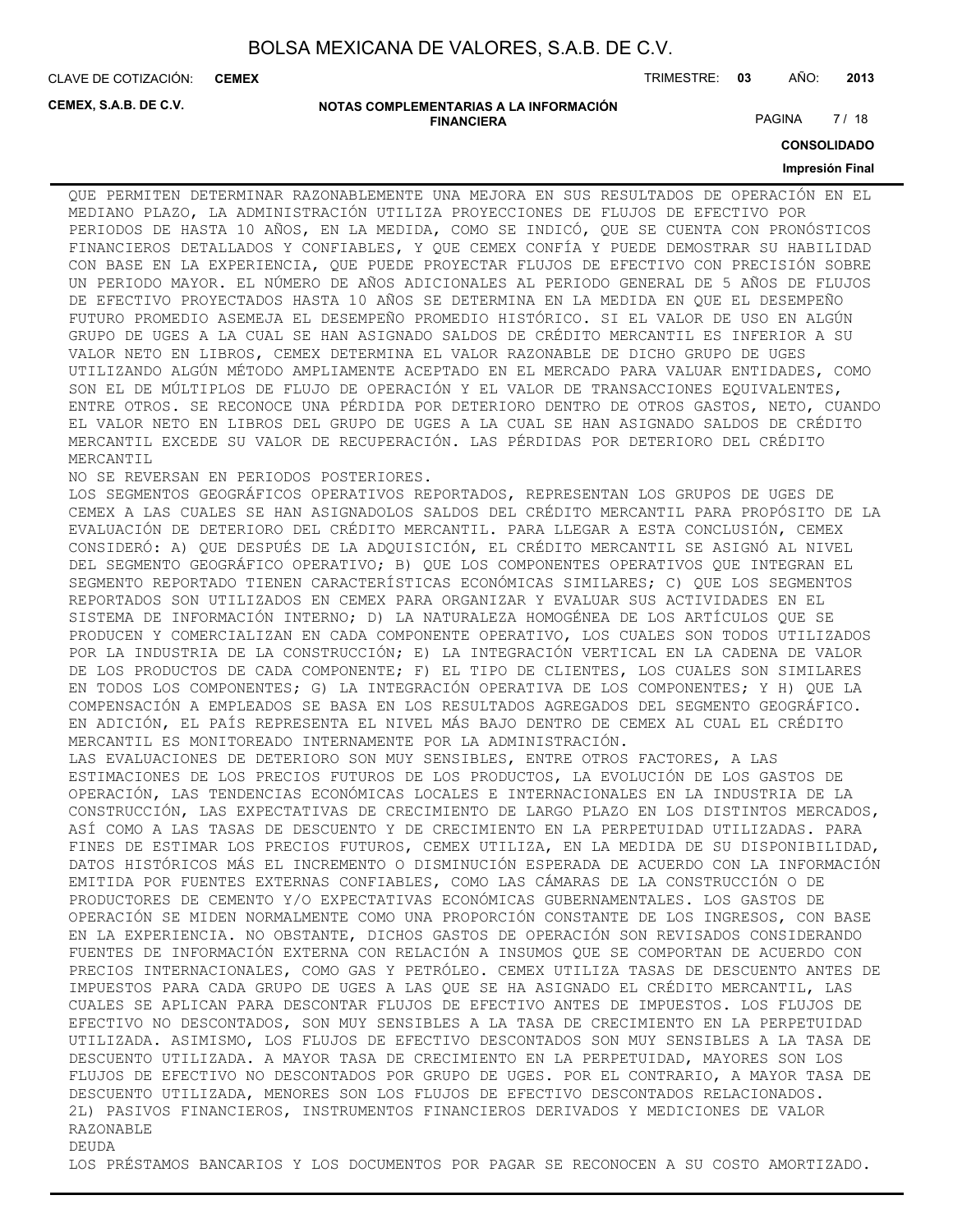QUE PERMITEN DETERMINAR RAZONABLEMENTE UNA MEJORA EN SUS RESULTADOS DE OPERACIÓN EN EL MEDIANO PLAZO, LA ADMINISTRACIÓN UTILIZA PROYECCIONES DE FLUJOS DE EFECTIVO POR PERIODOS DE HASTA 10 AÑOS, EN LA MEDIDA, COMO SE INDICÓ, QUE SE CUENTA CON PRONÓSTICOS FINANCIEROS DETALLADOS Y CONFIABLES, Y QUE CEMEX CONFÍA Y PUEDE DEMOSTRAR SU HABILIDAD CON BASE EN LA EXPERIENCIA, QUE PUEDE PROYECTAR FLUJOS DE EFECTIVO CON PRECISIÓN SOBRE UN PERIODO MAYOR. EL NÚMERO DE AÑOS ADICIONALES AL PERIODO GENERAL DE 5 AÑOS DE FLUJOS DE EFECTIVO PROYECTADOS HASTA 10 AÑOS SE DETERMINA EN LA MEDIDA EN QUE EL DESEMPEÑO FUTURO PROMEDIO ASEMEJA EL DESEMPEÑO PROMEDIO HISTÓRICO. SI EL VALOR DE USO EN ALGÚN GRUPO DE UGES A LA CUAL SE HAN ASIGNADO SALDOS DE CRÉDITO MERCANTIL ES INFERIOR A SU VALOR NETO EN LIBROS, CEMEX DETERMINA EL VALOR RAZONABLE DE DICHO GRUPO DE UGES UTILIZANDO ALGÚN MÉTODO AMPLIAMENTE ACEPTADO EN EL MERCADO PARA VALUAR ENTIDADES, COMO SON EL DE MÚLTIPLOS DE FLUJO DE OPERACIÓN Y EL VALOR DE TRANSACCIONES EQUIVALENTES, ENTRE OTROS. SE RECONOCE UNA PÉRDIDA POR DETERIORO DENTRO DE OTROS GASTOS, NETO, CUANDO EL VALOR NETO EN LIBROS DEL GRUPO DE UGES A LA CUAL SE HAN ASIGNADO SALDOS DE CRÉDITO MERCANTIL EXCEDE SU VALOR DE RECUPERACIÓN. LAS PÉRDIDAS POR DETERIORO DEL CRÉDITO MERCANTIL
NO SE REVERSAN EN PERIODOS POSTERIORES.

LOS SEGMENTOS GEOGRÁFICOS OPERATIVOS REPORTADOS, REPRESENTAN LOS GRUPOS DE UGES DE CEMEX A LAS CUALES SE HAN ASIGNADOLOS SALDOS DEL CRÉDITO MERCANTIL PARA PROPÓSITO DE LA EVALUACIÓN DE DETERIORO DEL CRÉDITO MERCANTIL. PARA LLEGAR A ESTA CONCLUSIÓN, CEMEX CONSIDERÓ: A) QUE DESPUÉS DE LA ADQUISICIÓN, EL CRÉDITO MERCANTIL SE ASIGNÓ AL NIVEL DEL SEGMENTO GEOGRÁFICO OPERATIVO; B) QUE LOS COMPONENTES OPERATIVOS QUE INTEGRAN EL SEGMENTO REPORTADO TIENEN CARACTERÍSTICAS ECONÓMICAS SIMILARES; C) QUE LOS SEGMENTOS REPORTADOS SON UTILIZADOS EN CEMEX PARA ORGANIZAR Y EVALUAR SUS ACTIVIDADES EN EL SISTEMA DE INFORMACIÓN INTERNO; D) LA NATURALEZA HOMOGÉNEA DE LOS ARTÍCULOS QUE SE PRODUCEN Y COMERCIALIZAN EN CADA COMPONENTE OPERATIVO, LOS CUALES SON TODOS UTILIZADOS POR LA INDUSTRIA DE LA CONSTRUCCIÓN; E) LA INTEGRACIÓN VERTICAL EN LA CADENA DE VALOR DE LOS PRODUCTOS DE CADA COMPONENTE; F) EL TIPO DE CLIENTES, LOS CUALES SON SIMILARES EN TODOS LOS COMPONENTES; G) LA INTEGRACIÓN OPERATIVA DE LOS COMPONENTES; Y H) QUE LA COMPENSACIÓN A EMPLEADOS SE BASA EN LOS RESULTADOS AGREGADOS DEL SEGMENTO GEOGRÁFICO. EN ADICIÓN, EL PAÍS REPRESENTA EL NIVEL MÁS BAJO DENTRO DE CEMEX AL CUAL EL CRÉDITO MERCANTIL ES MONITOREADO INTERNAMENTE POR LA ADMINISTRACIÓN.

LAS EVALUACIONES DE DETERIORO SON MUY SENSIBLES, ENTRE OTROS FACTORES, A LAS ESTIMACIONES DE LOS PRECIOS FUTUROS DE LOS PRODUCTOS, LA EVOLUCIÓN DE LOS GASTOS DE OPERACIÓN, LAS TENDENCIAS ECONÓMICAS LOCALES E INTERNACIONALES EN LA INDUSTRIA DE LA CONSTRUCCIÓN, LAS EXPECTATIVAS DE CRECIMIENTO DE LARGO PLAZO EN LOS DISTINTOS MERCADOS, ASÍ COMO A LAS TASAS DE DESCUENTO Y DE CRECIMIENTO EN LA PERPETUIDAD UTILIZADAS. PARA FINES DE ESTIMAR LOS PRECIOS FUTUROS, CEMEX UTILIZA, EN LA MEDIDA DE SU DISPONIBILIDAD, DATOS HISTÓRICOS MÁS EL INCREMENTO O DISMINUCIÓN ESPERADA DE ACUERDO CON LA INFORMACIÓN EMITIDA POR FUENTES EXTERNAS CONFIABLES, COMO LAS CÁMARAS DE LA CONSTRUCCIÓN O DE PRODUCTORES DE CEMENTO Y/O EXPECTATIVAS ECONÓMICAS GUBERNAMENTALES. LOS GASTOS DE OPERACIÓN SE MIDEN NORMALMENTE COMO UNA PROPORCIÓN CONSTANTE DE LOS INGRESOS, CON BASE EN LA EXPERIENCIA. NO OBSTANTE, DICHOS GASTOS DE OPERACIÓN SON REVISADOS CONSIDERANDO FUENTES DE INFORMACIÓN EXTERNA CON RELACIÓN A INSUMOS QUE SE COMPORTAN DE ACUERDO CON PRECIOS INTERNACIONALES, COMO GAS Y PETRÓLEO. CEMEX UTILIZA TASAS DE DESCUENTO ANTES DE IMPUESTOS PARA CADA GRUPO DE UGES A LAS QUE SE HA ASIGNADO EL CRÉDITO MERCANTIL, LAS CUALES SE APLICAN PARA DESCONTAR FLUJOS DE EFECTIVO ANTES DE IMPUESTOS. LOS FLUJOS DE EFECTIVO NO DESCONTADOS, SON MUY SENSIBLES A LA TASA DE CRECIMIENTO EN LA PERPETUIDAD UTILIZADA. ASIMISMO, LOS FLUJOS DE EFECTIVO DESCONTADOS SON MUY SENSIBLES A LA TASA DE DESCUENTO UTILIZADA. A MAYOR TASA DE CRECIMIENTO EN LA PERPETUIDAD, MAYORES SON LOS FLUJOS DE EFECTIVO NO DESCONTADOS POR GRUPO DE UGES. POR EL CONTRARIO, A MAYOR TASA DE DESCUENTO UTILIZADA, MENORES SON LOS FLUJOS DE EFECTIVO DESCONTADOS RELACIONADOS.

## 2L) PASIVOS FINANCIEROS, INSTRUMENTOS FINANCIEROS DERIVADOS Y MEDICIONES DE VALOR RAZONABLE

### DEUDA

LOS PRÉSTAMOS BANCARIOS Y LOS DOCUMENTOS POR PAGAR SE RECONOCEN A SU COSTO AMORTIZADO.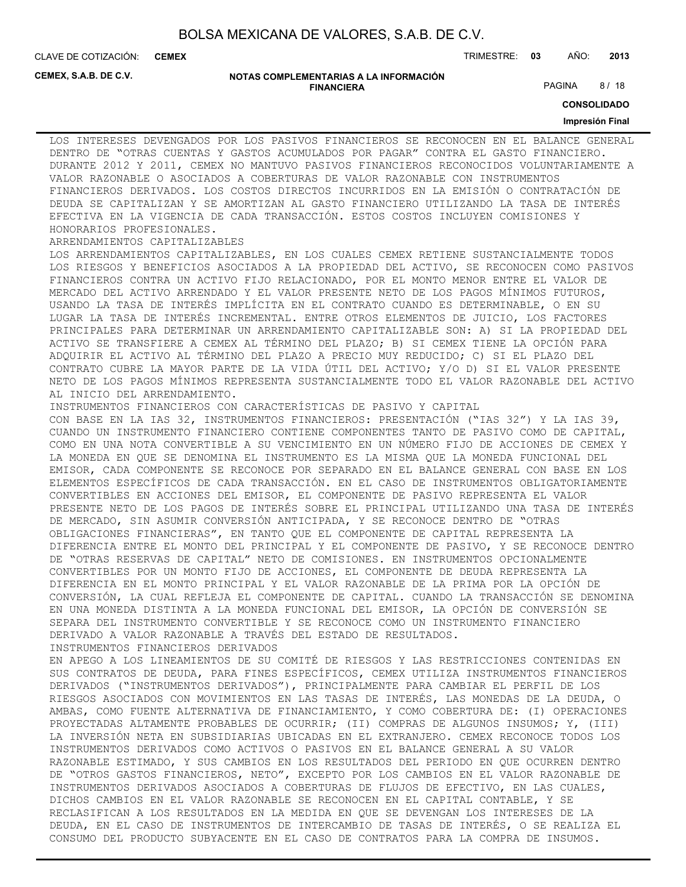LOS INTERESES DEVENGADOS POR LOS PASIVOS FINANCIEROS SE RECONOCEN EN EL BALANCE GENERAL DENTRO DE "OTRAS CUENTAS Y GASTOS ACUMULADOS POR PAGAR" CONTRA EL GASTO FINANCIERO. DURANTE 2012 Y 2011, CEMEX NO MANTUVO PASIVOS FINANCIEROS RECONOCIDOS VOLUNTARIAMENTE A VALOR RAZONABLE O ASOCIADOS A COBERTURAS DE VALOR RAZONABLE CON INSTRUMENTOS FINANCIEROS DERIVADOS. LOS COSTOS DIRECTOS INCURRIDOS EN LA EMISIÓN O CONTRATACIÓN DE DEUDA SE CAPITALIZAN Y SE AMORTIZAN AL GASTO FINANCIERO UTILIZANDO LA TASA DE INTERÉS EFECTIVA EN LA VIGENCIA DE CADA TRANSACCIÓN. ESTOS COSTOS INCLUYEN COMISIONES Y HONORARIOS PROFESIONALES.

ARRENDAMIENTOS CAPITALIZABLES

LOS ARRENDAMIENTOS CAPITALIZABLES, EN LOS CUALES CEMEX RETIENE SUSTANCIALMENTE TODOS LOS RIESGOS Y BENEFICIOS ASOCIADOS A LA PROPIEDAD DEL ACTIVO, SE RECONOCEN COMO PASIVOS FINANCIEROS CONTRA UN ACTIVO FIJO RELACIONADO, POR EL MONTO MENOR ENTRE EL VALOR DE MERCADO DEL ACTIVO ARRENDADO Y EL VALOR PRESENTE NETO DE LOS PAGOS MÍNIMOS FUTUROS, USANDO LA TASA DE INTERÉS IMPLÍCITA EN EL CONTRATO CUANDO ES DETERMINABLE, O EN SU LUGAR LA TASA DE INTERÉS INCREMENTAL. ENTRE OTROS ELEMENTOS DE JUICIO, LOS FACTORES PRINCIPALES PARA DETERMINAR UN ARRENDAMIENTO CAPITALIZABLE SON: A) SI LA PROPIEDAD DEL ACTIVO SE TRANSFIERE A CEMEX AL TÉRMINO DEL PLAZO; B) SI CEMEX TIENE LA OPCIÓN PARA ADQUIRIR EL ACTIVO AL TÉRMINO DEL PLAZO A PRECIO MUY REDUCIDO; C) SI EL PLAZO DEL CONTRATO CUBRE LA MAYOR PARTE DE LA VIDA ÚTIL DEL ACTIVO; Y/O D) SI EL VALOR PRESENTE NETO DE LOS PAGOS MÍNIMOS REPRESENTA SUSTANCIALMENTE TODO EL VALOR RAZONABLE DEL ACTIVO AL INICIO DEL ARRENDAMIENTO.

INSTRUMENTOS FINANCIEROS CON CARACTERÍSTICAS DE PASIVO Y CAPITAL

CON BASE EN LA IAS 32, INSTRUMENTOS FINANCIEROS: PRESENTACIÓN ("IAS 32") Y LA IAS 39, CUANDO UN INSTRUMENTO FINANCIERO CONTIENE COMPONENTES TANTO DE PASIVO COMO DE CAPITAL, COMO EN UNA NOTA CONVERTIBLE A SU VENCIMIENTO EN UN NÚMERO FIJO DE ACCIONES DE CEMEX Y LA MONEDA EN QUE SE DENOMINA EL INSTRUMENTO ES LA MISMA QUE LA MONEDA FUNCIONAL DEL EMISOR, CADA COMPONENTE SE RECONOCE POR SEPARADO EN EL BALANCE GENERAL CON BASE EN LOS ELEMENTOS ESPECÍFICOS DE CADA TRANSACCIÓN. EN EL CASO DE INSTRUMENTOS OBLIGATORIAMENTE CONVERTIBLES EN ACCIONES DEL EMISOR, EL COMPONENTE DE PASIVO REPRESENTA EL VALOR PRESENTE NETO DE LOS PAGOS DE INTERÉS SOBRE EL PRINCIPAL UTILIZANDO UNA TASA DE INTERÉS DE MERCADO, SIN ASUMIR CONVERSIÓN ANTICIPADA, Y SE RECONOCE DENTRO DE "OTRAS OBLIGACIONES FINANCIERAS", EN TANTO QUE EL COMPONENTE DE CAPITAL REPRESENTA LA DIFERENCIA ENTRE EL MONTO DEL PRINCIPAL Y EL COMPONENTE DE PASIVO, Y SE RECONOCE DENTRO DE "OTRAS RESERVAS DE CAPITAL" NETO DE COMISIONES. EN INSTRUMENTOS OPCIONALMENTE CONVERTIBLES POR UN MONTO FIJO DE ACCIONES, EL COMPONENTE DE DEUDA REPRESENTA LA DIFERENCIA EN EL MONTO PRINCIPAL Y EL VALOR RAZONABLE DE LA PRIMA POR LA OPCIÓN DE CONVERSIÓN, LA CUAL REFLEJA EL COMPONENTE DE CAPITAL. CUANDO LA TRANSACCIÓN SE DENOMINA EN UNA MONEDA DISTINTA A LA MONEDA FUNCIONAL DEL EMISOR, LA OPCIÓN DE CONVERSIÓN SE SEPARA DEL INSTRUMENTO CONVERTIBLE Y SE RECONOCE COMO UN INSTRUMENTO FINANCIERO DERIVADO A VALOR RAZONABLE A TRAVÉS DEL ESTADO DE RESULTADOS.

INSTRUMENTOS FINANCIEROS DERIVADOS

EN APEGO A LOS LINEAMIENTOS DE SU COMITÉ DE RIESGOS Y LAS RESTRICCIONES CONTENIDAS EN SUS CONTRATOS DE DEUDA, PARA FINES ESPECÍFICOS, CEMEX UTILIZA INSTRUMENTOS FINANCIEROS DERIVADOS ("INSTRUMENTOS DERIVADOS"), PRINCIPALMENTE PARA CAMBIAR EL PERFIL DE LOS RIESGOS ASOCIADOS CON MOVIMIENTOS EN LAS TASAS DE INTERÉS, LAS MONEDAS DE LA DEUDA, O AMBAS, COMO FUENTE ALTERNATIVA DE FINANCIAMIENTO, Y COMO COBERTURA DE: (I) OPERACIONES PROYECTADAS ALTAMENTE PROBABLES DE OCURRIR; (II) COMPRAS DE ALGUNOS INSUMOS; Y, (III) LA INVERSIÓN NETA EN SUBSIDIARIAS UBICADAS EN EL EXTRANJERO. CEMEX RECONOCE TODOS LOS INSTRUMENTOS DERIVADOS COMO ACTIVOS O PASIVOS EN EL BALANCE GENERAL A SU VALOR RAZONABLE ESTIMADO, Y SUS CAMBIOS EN LOS RESULTADOS DEL PERIODO EN QUE OCURREN DENTRO DE "OTROS GASTOS FINANCIEROS, NETO", EXCEPTO POR LOS CAMBIOS EN EL VALOR RAZONABLE DE INSTRUMENTOS DERIVADOS ASOCIADOS A COBERTURAS DE FLUJOS DE EFECTIVO, EN LAS CUALES, DICHOS CAMBIOS EN EL VALOR RAZONABLE SE RECONOCEN EN EL CAPITAL CONTABLE, Y SE RECLASIFICAN A LOS RESULTADOS EN LA MEDIDA EN QUE SE DEVENGAN LOS INTERESES DE LA DEUDA, EN EL CASO DE INSTRUMENTOS DE INTERCAMBIO DE TASAS DE INTERÉS, O SE REALIZA EL CONSUMO DEL PRODUCTO SUBYACENTE EN EL CASO DE CONTRATOS PARA LA COMPRA DE INSUMOS.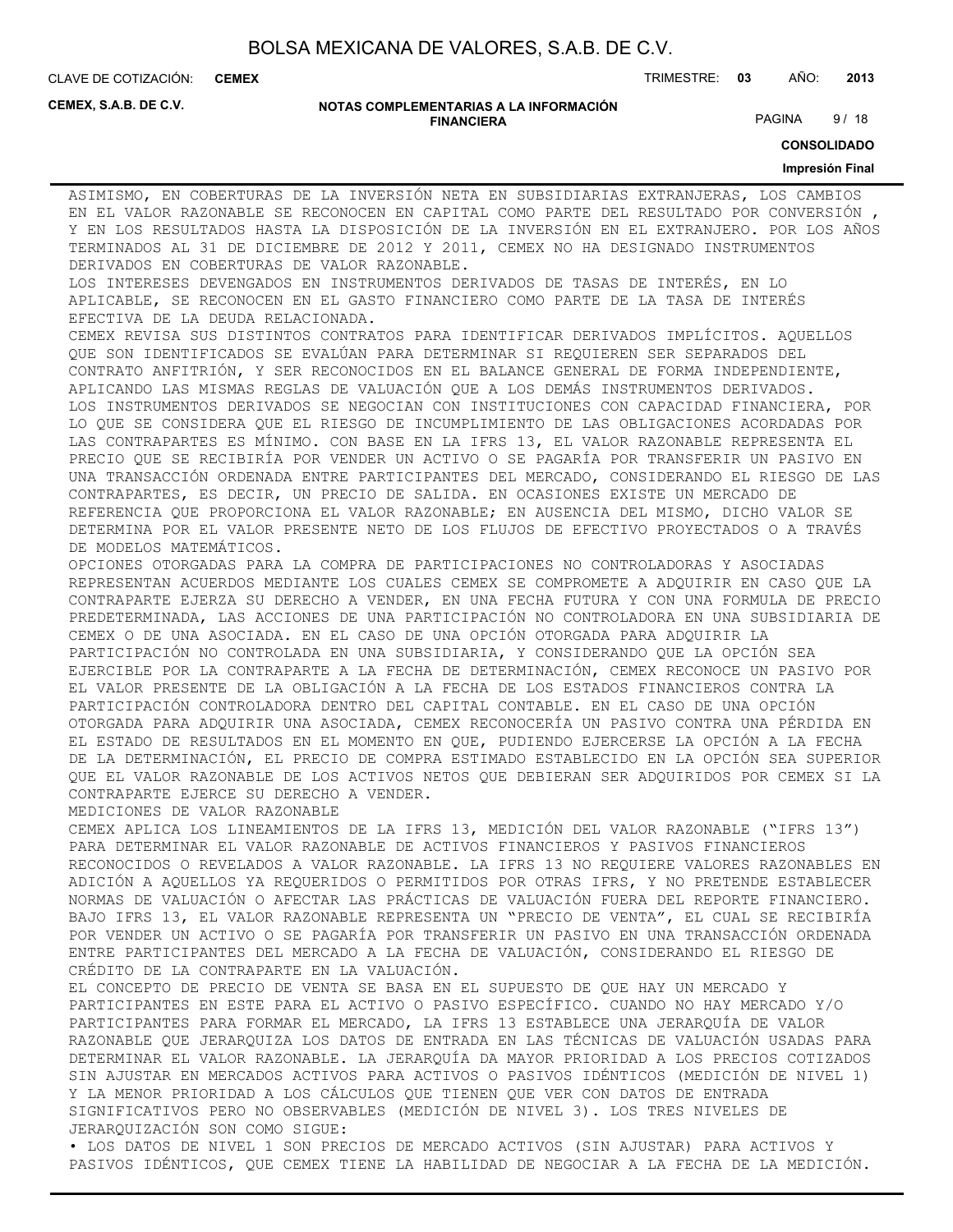ASIMISMO, EN COBERTURAS DE LA INVERSIÓN NETA EN SUBSIDIARIAS EXTRANJERAS, LOS CAMBIOS EN EL VALOR RAZONABLE SE RECONOCEN EN CAPITAL COMO PARTE DEL RESULTADO POR CONVERSIÓN , Y EN LOS RESULTADOS HASTA LA DISPOSICIÓN DE LA INVERSIÓN EN EL EXTRANJERO. POR LOS AÑOS TERMINADOS AL 31 DE DICIEMBRE DE 2012 Y 2011, CEMEX NO HA DESIGNADO INSTRUMENTOS DERIVADOS EN COBERTURAS DE VALOR RAZONABLE.

LOS INTERESES DEVENGADOS EN INSTRUMENTOS DERIVADOS DE TASAS DE INTERÉS, EN LO APLICABLE, SE RECONOCEN EN EL GASTO FINANCIERO COMO PARTE DE LA TASA DE INTERÉS EFECTIVA DE LA DEUDA RELACIONADA.

CEMEX REVISA SUS DISTINTOS CONTRATOS PARA IDENTIFICAR DERIVADOS IMPLÍCITOS. AQUELLOS QUE SON IDENTIFICADOS SE EVALÚAN PARA DETERMINAR SI REQUIEREN SER SEPARADOS DEL CONTRATO ANFITRIÓN, Y SER RECONOCIDOS EN EL BALANCE GENERAL DE FORMA INDEPENDIENTE, APLICANDO LAS MISMAS REGLAS DE VALUACIÓN QUE A LOS DEMÁS INSTRUMENTOS DERIVADOS.

LOS INSTRUMENTOS DERIVADOS SE NEGOCIAN CON INSTITUCIONES CON CAPACIDAD FINANCIERA, POR LO QUE SE CONSIDERA QUE EL RIESGO DE INCUMPLIMIENTO DE LAS OBLIGACIONES ACORDADAS POR LAS CONTRAPARTES ES MÍNIMO. CON BASE EN LA IFRS 13, EL VALOR RAZONABLE REPRESENTA EL PRECIO QUE SE RECIBIRÍA POR VENDER UN ACTIVO O SE PAGARÍA POR TRANSFERIR UN PASIVO EN UNA TRANSACCIÓN ORDENADA ENTRE PARTICIPANTES DEL MERCADO, CONSIDERANDO EL RIESGO DE LAS CONTRAPARTES, ES DECIR, UN PRECIO DE SALIDA. EN OCASIONES EXISTE UN MERCADO DE REFERENCIA QUE PROPORCIONA EL VALOR RAZONABLE; EN AUSENCIA DEL MISMO, DICHO VALOR SE DETERMINA POR EL VALOR PRESENTE NETO DE LOS FLUJOS DE EFECTIVO PROYECTADOS O A TRAVÉS DE MODELOS MATEMÁTICOS.

OPCIONES OTORGADAS PARA LA COMPRA DE PARTICIPACIONES NO CONTROLADORAS Y ASOCIADAS REPRESENTAN ACUERDOS MEDIANTE LOS CUALES CEMEX SE COMPROMETE A ADQUIRIR EN CASO QUE LA CONTRAPARTE EJERZA SU DERECHO A VENDER, EN UNA FECHA FUTURA Y CON UNA FORMULA DE PRECIO PREDETERMINADA, LAS ACCIONES DE UNA PARTICIPACIÓN NO CONTROLADORA EN UNA SUBSIDIARIA DE CEMEX O DE UNA ASOCIADA. EN EL CASO DE UNA OPCIÓN OTORGADA PARA ADQUIRIR LA PARTICIPACIÓN NO CONTROLADA EN UNA SUBSIDIARIA, Y CONSIDERANDO QUE LA OPCIÓN SEA EJERCIBLE POR LA CONTRAPARTE A LA FECHA DE DETERMINACIÓN, CEMEX RECONOCE UN PASIVO POR EL VALOR PRESENTE DE LA OBLIGACIÓN A LA FECHA DE LOS ESTADOS FINANCIEROS CONTRA LA PARTICIPACIÓN CONTROLADORA DENTRO DEL CAPITAL CONTABLE. EN EL CASO DE UNA OPCIÓN OTORGADA PARA ADQUIRIR UNA ASOCIADA, CEMEX RECONOCERÍA UN PASIVO CONTRA UNA PÉRDIDA EN EL ESTADO DE RESULTADOS EN EL MOMENTO EN QUE, PUDIENDO EJERCERSE LA OPCIÓN A LA FECHA DE LA DETERMINACIÓN, EL PRECIO DE COMPRA ESTIMADO ESTABLECIDO EN LA OPCIÓN SEA SUPERIOR QUE EL VALOR RAZONABLE DE LOS ACTIVOS NETOS QUE DEBIERAN SER ADQUIRIDOS POR CEMEX SI LA CONTRAPARTE EJERCE SU DERECHO A VENDER.

MEDICIONES DE VALOR RAZONABLE

CEMEX APLICA LOS LINEAMIENTOS DE LA IFRS 13, MEDICIÓN DEL VALOR RAZONABLE ("IFRS 13") PARA DETERMINAR EL VALOR RAZONABLE DE ACTIVOS FINANCIEROS Y PASIVOS FINANCIEROS RECONOCIDOS O REVELADOS A VALOR RAZONABLE. LA IFRS 13 NO REQUIERE VALORES RAZONABLES EN ADICIÓN A AQUELLOS YA REQUERIDOS O PERMITIDOS POR OTRAS IFRS, Y NO PRETENDE ESTABLECER NORMAS DE VALUACIÓN O AFECTAR LAS PRÁCTICAS DE VALUACIÓN FUERA DEL REPORTE FINANCIERO. BAJO IFRS 13, EL VALOR RAZONABLE REPRESENTA UN "PRECIO DE VENTA", EL CUAL SE RECIBIRÍA POR VENDER UN ACTIVO O SE PAGARÍA POR TRANSFERIR UN PASIVO EN UNA TRANSACCIÓN ORDENADA ENTRE PARTICIPANTES DEL MERCADO A LA FECHA DE VALUACIÓN, CONSIDERANDO EL RIESGO DE CRÉDITO DE LA CONTRAPARTE EN LA VALUACIÓN.

EL CONCEPTO DE PRECIO DE VENTA SE BASA EN EL SUPUESTO DE QUE HAY UN MERCADO Y PARTICIPANTES EN ESTE PARA EL ACTIVO O PASIVO ESPECÍFICO. CUANDO NO HAY MERCADO Y/O PARTICIPANTES PARA FORMAR EL MERCADO, LA IFRS 13 ESTABLECE UNA JERARQUÍA DE VALOR RAZONABLE QUE JERARQUIZA LOS DATOS DE ENTRADA EN LAS TÉCNICAS DE VALUACIÓN USADAS PARA DETERMINAR EL VALOR RAZONABLE. LA JERARQUÍA DA MAYOR PRIORIDAD A LOS PRECIOS COTIZADOS SIN AJUSTAR EN MERCADOS ACTIVOS PARA ACTIVOS O PASIVOS IDÉNTICOS (MEDICIÓN DE NIVEL 1) Y LA MENOR PRIORIDAD A LOS CÁLCULOS QUE TIENEN QUE VER CON DATOS DE ENTRADA SIGNIFICATIVOS PERO NO OBSERVABLES (MEDICIÓN DE NIVEL 3). LOS TRES NIVELES DE JERARQUIZACIÓN SON COMO SIGUE:

• LOS DATOS DE NIVEL 1 SON PRECIOS DE MERCADO ACTIVOS (SIN AJUSTAR) PARA ACTIVOS Y PASIVOS IDÉNTICOS, QUE CEMEX TIENE LA HABILIDAD DE NEGOCIAR A LA FECHA DE LA MEDICIÓN.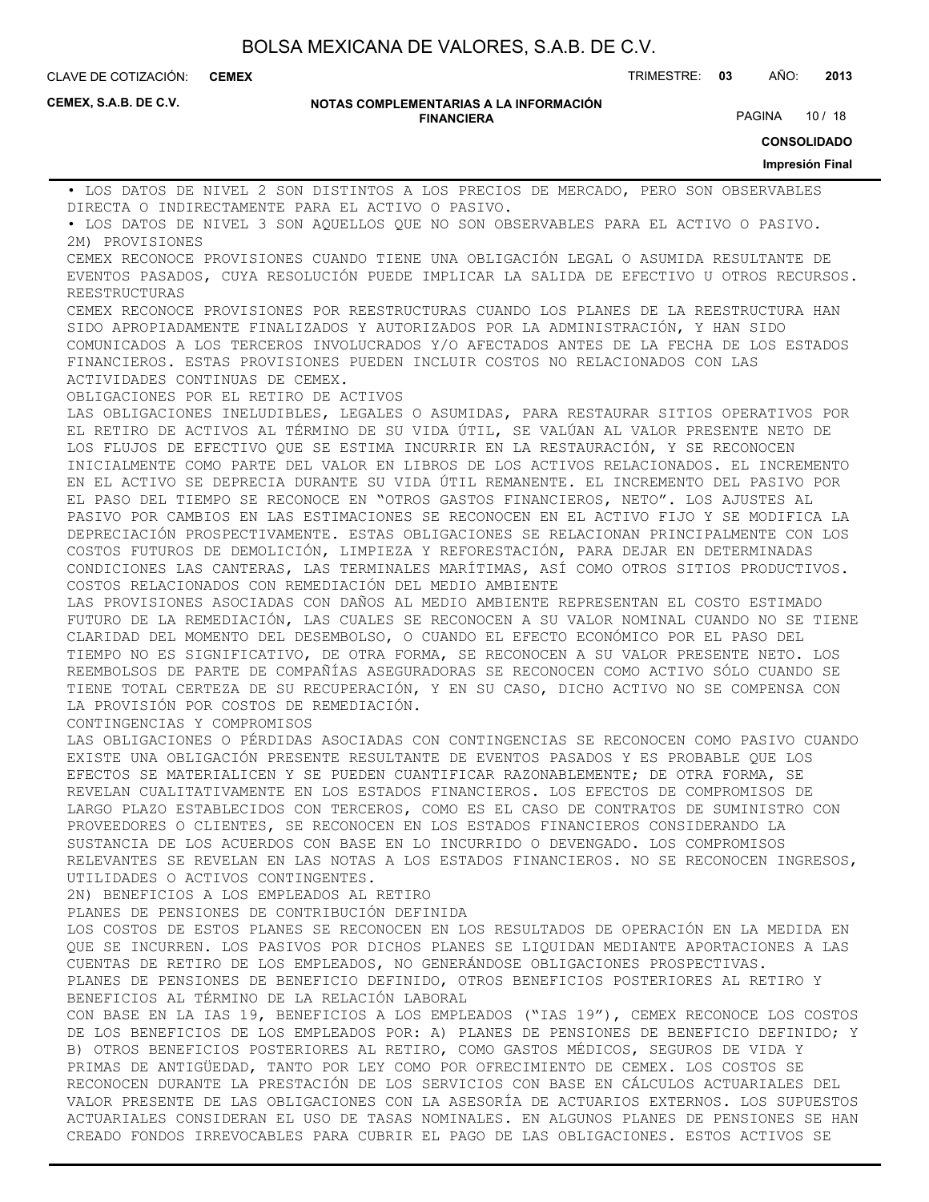• LOS DATOS DE NIVEL 2 SON DISTINTOS A LOS PRECIOS DE MERCADO, PERO SON OBSERVABLES DIRECTA O INDIRECTAMENTE PARA EL ACTIVO O PASIVO.

• LOS DATOS DE NIVEL 3 SON AQUELLOS QUE NO SON OBSERVABLES PARA EL ACTIVO O PASIVO.

2M) PROVISIONES

CEMEX RECONOCE PROVISIONES CUANDO TIENE UNA OBLIGACIÓN LEGAL O ASUMIDA RESULTANTE DE EVENTOS PASADOS, CUYA RESOLUCIÓN PUEDE IMPLICAR LA SALIDA DE EFECTIVO U OTROS RECURSOS.

REESTRUCTURAS

CEMEX RECONOCE PROVISIONES POR REESTRUCTURAS CUANDO LOS PLANES DE LA REESTRUCTURA HAN SIDO APROPIADAMENTE FINALIZADOS Y AUTORIZADOS POR LA ADMINISTRACIÓN, Y HAN SIDO COMUNICADOS A LOS TERCEROS INVOLUCRADOS Y/O AFECTADOS ANTES DE LA FECHA DE LOS ESTADOS FINANCIEROS. ESTAS PROVISIONES PUEDEN INCLUIR COSTOS NO RELACIONADOS CON LAS ACTIVIDADES CONTINUAS DE CEMEX.

OBLIGACIONES POR EL RETIRO DE ACTIVOS

LAS OBLIGACIONES INELUDIBLES, LEGALES O ASUMIDAS, PARA RESTAURAR SITIOS OPERATIVOS POR EL RETIRO DE ACTIVOS AL TÉRMINO DE SU VIDA ÚTIL, SE VALÚAN AL VALOR PRESENTE NETO DE LOS FLUJOS DE EFECTIVO QUE SE ESTIMA INCURRIR EN LA RESTAURACIÓN, Y SE RECONOCEN INICIALMENTE COMO PARTE DEL VALOR EN LIBROS DE LOS ACTIVOS RELACIONADOS. EL INCREMENTO EN EL ACTIVO SE DEPRECIA DURANTE SU VIDA ÚTIL REMANENTE. EL INCREMENTO DEL PASIVO POR EL PASO DEL TIEMPO SE RECONOCE EN "OTROS GASTOS FINANCIEROS, NETO". LOS AJUSTES AL PASIVO POR CAMBIOS EN LAS ESTIMACIONES SE RECONOCEN EN EL ACTIVO FIJO Y SE MODIFICA LA DEPRECIACIÓN PROSPECTIVAMENTE. ESTAS OBLIGACIONES SE RELACIONAN PRINCIPALMENTE CON LOS COSTOS FUTUROS DE DEMOLICIÓN, LIMPIEZA Y REFORESTACIÓN, PARA DEJAR EN DETERMINADAS CONDICIONES LAS CANTERAS, LAS TERMINALES MARÍTIMAS, ASÍ COMO OTROS SITIOS PRODUCTIVOS.

COSTOS RELACIONADOS CON REMEDIACIÓN DEL MEDIO AMBIENTE

LAS PROVISIONES ASOCIADAS CON DAÑOS AL MEDIO AMBIENTE REPRESENTAN EL COSTO ESTIMADO FUTURO DE LA REMEDIACIÓN, LAS CUALES SE RECONOCEN A SU VALOR NOMINAL CUANDO NO SE TIENE CLARIDAD DEL MOMENTO DEL DESEMBOLSO, O CUANDO EL EFECTO ECONÓMICO POR EL PASO DEL TIEMPO NO ES SIGNIFICATIVO, DE OTRA FORMA, SE RECONOCEN A SU VALOR PRESENTE NETO. LOS REEMBOLSOS DE PARTE DE COMPAÑÍAS ASEGURADORAS SE RECONOCEN COMO ACTIVO SÓLO CUANDO SE TIENE TOTAL CERTEZA DE SU RECUPERACIÓN, Y EN SU CASO, DICHO ACTIVO NO SE COMPENSA CON LA PROVISIÓN POR COSTOS DE REMEDIACIÓN.

CONTINGENCIAS Y COMPROMISOS

LAS OBLIGACIONES O PÉRDIDAS ASOCIADAS CON CONTINGENCIAS SE RECONOCEN COMO PASIVO CUANDO EXISTE UNA OBLIGACIÓN PRESENTE RESULTANTE DE EVENTOS PASADOS Y ES PROBABLE QUE LOS EFECTOS SE MATERIALICEN Y SE PUEDEN CUANTIFICAR RAZONABLEMENTE; DE OTRA FORMA, SE REVELAN CUALITATIVAMENTE EN LOS ESTADOS FINANCIEROS. LOS EFECTOS DE COMPROMISOS DE LARGO PLAZO ESTABLECIDOS CON TERCEROS, COMO ES EL CASO DE CONTRATOS DE SUMINISTRO CON PROVEEDORES O CLIENTES, SE RECONOCEN EN LOS ESTADOS FINANCIEROS CONSIDERANDO LA SUSTANCIA DE LOS ACUERDOS CON BASE EN LO INCURRIDO O DEVENGADO. LOS COMPROMISOS RELEVANTES SE REVELAN EN LAS NOTAS A LOS ESTADOS FINANCIEROS. NO SE RECONOCEN INGRESOS, UTILIDADES O ACTIVOS CONTINGENTES.

2N) BENEFICIOS A LOS EMPLEADOS AL RETIRO

PLANES DE PENSIONES DE CONTRIBUCIÓN DEFINIDA

LOS COSTOS DE ESTOS PLANES SE RECONOCEN EN LOS RESULTADOS DE OPERACIÓN EN LA MEDIDA EN QUE SE INCURREN. LOS PASIVOS POR DICHOS PLANES SE LIQUIDAN MEDIANTE APORTACIONES A LAS CUENTAS DE RETIRO DE LOS EMPLEADOS, NO GENERÁNDOSE OBLIGACIONES PROSPECTIVAS.

PLANES DE PENSIONES DE BENEFICIO DEFINIDO, OTROS BENEFICIOS POSTERIORES AL RETIRO Y BENEFICIOS AL TÉRMINO DE LA RELACIÓN LABORAL

CON BASE EN LA IAS 19, BENEFICIOS A LOS EMPLEADOS ("IAS 19"), CEMEX RECONOCE LOS COSTOS DE LOS BENEFICIOS DE LOS EMPLEADOS POR: A) PLANES DE PENSIONES DE BENEFICIO DEFINIDO; Y B) OTROS BENEFICIOS POSTERIORES AL RETIRO, COMO GASTOS MÉDICOS, SEGUROS DE VIDA Y PRIMAS DE ANTIGÜEDAD, TANTO POR LEY COMO POR OFRECIMIENTO DE CEMEX. LOS COSTOS SE RECONOCEN DURANTE LA PRESTACIÓN DE LOS SERVICIOS CON BASE EN CÁLCULOS ACTUARIALES DEL VALOR PRESENTE DE LAS OBLIGACIONES CON LA ASESORÍA DE ACTUARIOS EXTERNOS. LOS SUPUESTOS ACTUARIALES CONSIDERAN EL USO DE TASAS NOMINALES. EN ALGUNOS PLANES DE PENSIONES SE HAN CREADO FONDOS IRREVOCABLES PARA CUBRIR EL PAGO DE LAS OBLIGACIONES. ESTOS ACTIVOS SE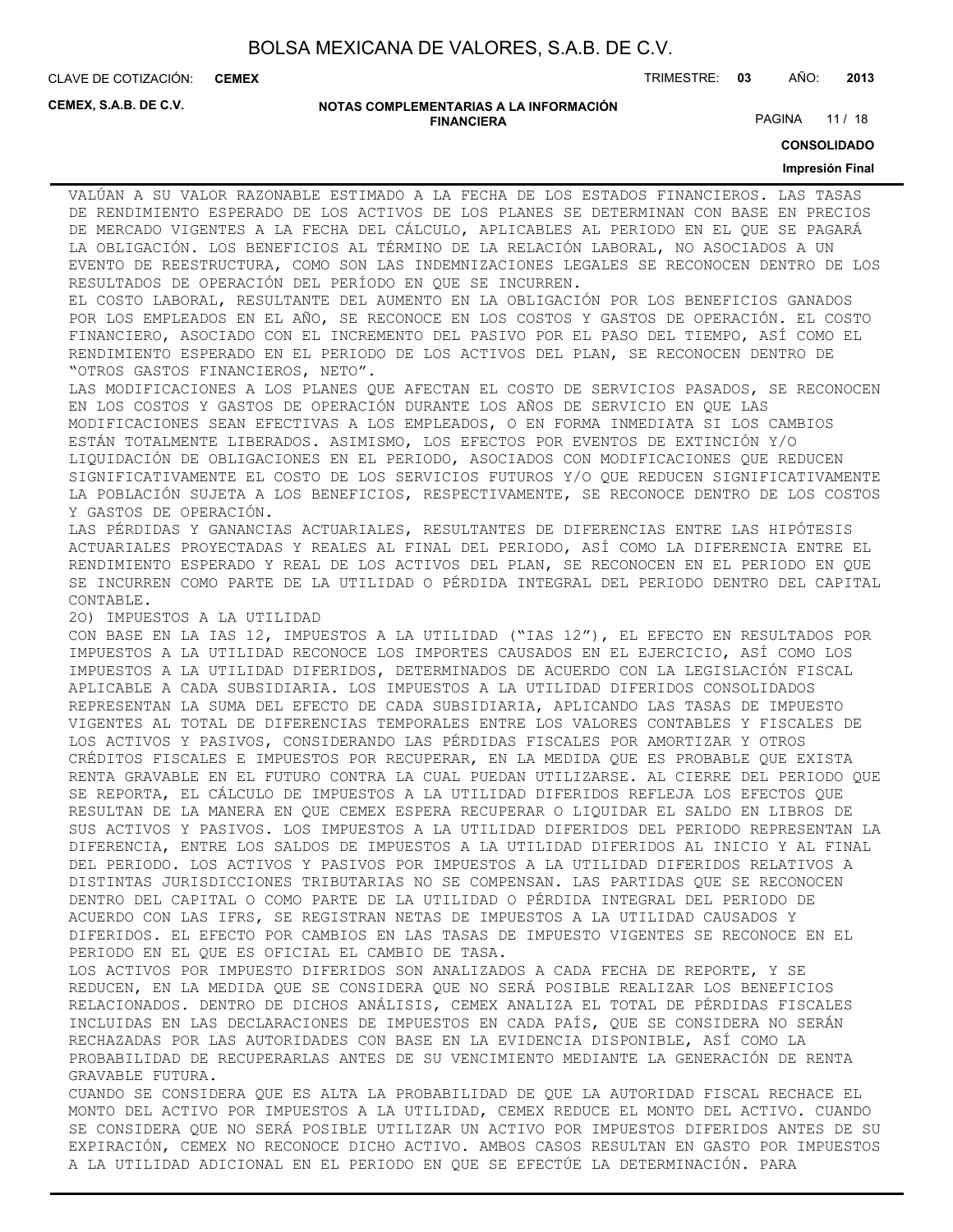VALÚAN A SU VALOR RAZONABLE ESTIMADO A LA FECHA DE LOS ESTADOS FINANCIEROS. LAS TASAS DE RENDIMIENTO ESPERADO DE LOS ACTIVOS DE LOS PLANES SE DETERMINAN CON BASE EN PRECIOS DE MERCADO VIGENTES A LA FECHA DEL CÁLCULO, APLICABLES AL PERIODO EN EL QUE SE PAGARÁ LA OBLIGACIÓN. LOS BENEFICIOS AL TÉRMINO DE LA RELACIÓN LABORAL, NO ASOCIADOS A UN EVENTO DE REESTRUCTURA, COMO SON LAS INDEMNIZACIONES LEGALES SE RECONOCEN DENTRO DE LOS RESULTADOS DE OPERACIÓN DEL PERÍODO EN QUE SE INCURREN.

EL COSTO LABORAL, RESULTANTE DEL AUMENTO EN LA OBLIGACIÓN POR LOS BENEFICIOS GANADOS POR LOS EMPLEADOS EN EL AÑO, SE RECONOCE EN LOS COSTOS Y GASTOS DE OPERACIÓN. EL COSTO FINANCIERO, ASOCIADO CON EL INCREMENTO DEL PASIVO POR EL PASO DEL TIEMPO, ASÍ COMO EL RENDIMIENTO ESPERADO EN EL PERIODO DE LOS ACTIVOS DEL PLAN, SE RECONOCEN DENTRO DE "OTROS GASTOS FINANCIEROS, NETO".

LAS MODIFICACIONES A LOS PLANES QUE AFECTAN EL COSTO DE SERVICIOS PASADOS, SE RECONOCEN EN LOS COSTOS Y GASTOS DE OPERACIÓN DURANTE LOS AÑOS DE SERVICIO EN QUE LAS MODIFICACIONES SEAN EFECTIVAS A LOS EMPLEADOS, O EN FORMA INMEDIATA SI LOS CAMBIOS ESTÁN TOTALMENTE LIBERADOS. ASIMISMO, LOS EFECTOS POR EVENTOS DE EXTINCIÓN Y/O LIQUIDACIÓN DE OBLIGACIONES EN EL PERIODO, ASOCIADOS CON MODIFICACIONES QUE REDUCEN SIGNIFICATIVAMENTE EL COSTO DE LOS SERVICIOS FUTUROS Y/O QUE REDUCEN SIGNIFICATIVAMENTE LA POBLACIÓN SUJETA A LOS BENEFICIOS, RESPECTIVAMENTE, SE RECONOCE DENTRO DE LOS COSTOS Y GASTOS DE OPERACIÓN.

LAS PÉRDIDAS Y GANANCIAS ACTUARIALES, RESULTANTES DE DIFERENCIAS ENTRE LAS HIPÓTESIS ACTUARIALES PROYECTADAS Y REALES AL FINAL DEL PERIODO, ASÍ COMO LA DIFERENCIA ENTRE EL RENDIMIENTO ESPERADO Y REAL DE LOS ACTIVOS DEL PLAN, SE RECONOCEN EN EL PERIODO EN QUE SE INCURREN COMO PARTE DE LA UTILIDAD O PÉRDIDA INTEGRAL DEL PERIODO DENTRO DEL CAPITAL CONTABLE.

2O) IMPUESTOS A LA UTILIDAD

CON BASE EN LA IAS 12, IMPUESTOS A LA UTILIDAD ("IAS 12"), EL EFECTO EN RESULTADOS POR IMPUESTOS A LA UTILIDAD RECONOCE LOS IMPORTES CAUSADOS EN EL EJERCICIO, ASÍ COMO LOS IMPUESTOS A LA UTILIDAD DIFERIDOS, DETERMINADOS DE ACUERDO CON LA LEGISLACIÓN FISCAL APLICABLE A CADA SUBSIDIARIA. LOS IMPUESTOS A LA UTILIDAD DIFERIDOS CONSOLIDADOS REPRESENTAN LA SUMA DEL EFECTO DE CADA SUBSIDIARIA, APLICANDO LAS TASAS DE IMPUESTO VIGENTES AL TOTAL DE DIFERENCIAS TEMPORALES ENTRE LOS VALORES CONTABLES Y FISCALES DE LOS ACTIVOS Y PASIVOS, CONSIDERANDO LAS PÉRDIDAS FISCALES POR AMORTIZAR Y OTROS CRÉDITOS FISCALES E IMPUESTOS POR RECUPERAR, EN LA MEDIDA QUE ES PROBABLE QUE EXISTA RENTA GRAVABLE EN EL FUTURO CONTRA LA CUAL PUEDAN UTILIZARSE. AL CIERRE DEL PERIODO QUE SE REPORTA, EL CÁLCULO DE IMPUESTOS A LA UTILIDAD DIFERIDOS REFLEJA LOS EFECTOS QUE RESULTAN DE LA MANERA EN QUE CEMEX ESPERA RECUPERAR O LIQUIDAR EL SALDO EN LIBROS DE SUS ACTIVOS Y PASIVOS. LOS IMPUESTOS A LA UTILIDAD DIFERIDOS DEL PERIODO REPRESENTAN LA DIFERENCIA, ENTRE LOS SALDOS DE IMPUESTOS A LA UTILIDAD DIFERIDOS AL INICIO Y AL FINAL DEL PERIODO. LOS ACTIVOS Y PASIVOS POR IMPUESTOS A LA UTILIDAD DIFERIDOS RELATIVOS A DISTINTAS JURISDICCIONES TRIBUTARIAS NO SE COMPENSAN. LAS PARTIDAS QUE SE RECONOCEN DENTRO DEL CAPITAL O COMO PARTE DE LA UTILIDAD O PÉRDIDA INTEGRAL DEL PERIODO DE ACUERDO CON LAS IFRS, SE REGISTRAN NETAS DE IMPUESTOS A LA UTILIDAD CAUSADOS Y DIFERIDOS. EL EFECTO POR CAMBIOS EN LAS TASAS DE IMPUESTO VIGENTES SE RECONOCE EN EL PERIODO EN EL QUE ES OFICIAL EL CAMBIO DE TASA.

LOS ACTIVOS POR IMPUESTO DIFERIDOS SON ANALIZADOS A CADA FECHA DE REPORTE, Y SE REDUCEN, EN LA MEDIDA QUE SE CONSIDERA QUE NO SERÁ POSIBLE REALIZAR LOS BENEFICIOS RELACIONADOS. DENTRO DE DICHOS ANÁLISIS, CEMEX ANALIZA EL TOTAL DE PÉRDIDAS FISCALES INCLUIDAS EN LAS DECLARACIONES DE IMPUESTOS EN CADA PAÍS, QUE SE CONSIDERA NO SERÁN RECHAZADAS POR LAS AUTORIDADES CON BASE EN LA EVIDENCIA DISPONIBLE, ASÍ COMO LA PROBABILIDAD DE RECUPERARLAS ANTES DE SU VENCIMIENTO MEDIANTE LA GENERACIÓN DE RENTA GRAVABLE FUTURA.

CUANDO SE CONSIDERA QUE ES ALTA LA PROBABILIDAD DE QUE LA AUTORIDAD FISCAL RECHACE EL MONTO DEL ACTIVO POR IMPUESTOS A LA UTILIDAD, CEMEX REDUCE EL MONTO DEL ACTIVO. CUANDO SE CONSIDERA QUE NO SERÁ POSIBLE UTILIZAR UN ACTIVO POR IMPUESTOS DIFERIDOS ANTES DE SU EXPIRACIÓN, CEMEX NO RECONOCE DICHO ACTIVO. AMBOS CASOS RESULTAN EN GASTO POR IMPUESTOS A LA UTILIDAD ADICIONAL EN EL PERIODO EN QUE SE EFECTÚE LA DETERMINACIÓN. PARA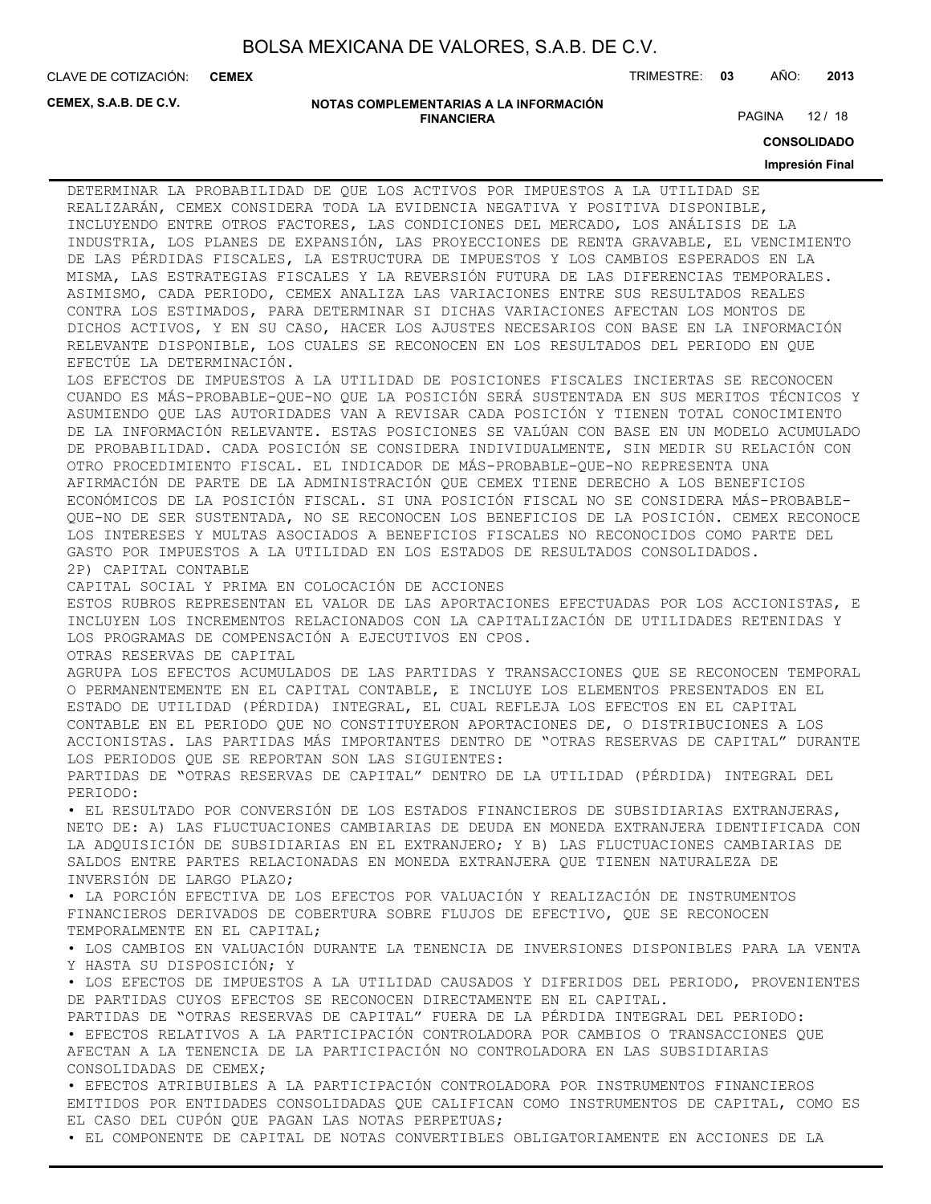DETERMINAR LA PROBABILIDAD DE QUE LOS ACTIVOS POR IMPUESTOS A LA UTILIDAD SE REALIZARÁN, CEMEX CONSIDERA TODA LA EVIDENCIA NEGATIVA Y POSITIVA DISPONIBLE, INCLUYENDO ENTRE OTROS FACTORES, LAS CONDICIONES DEL MERCADO, LOS ANÁLISIS DE LA INDUSTRIA, LOS PLANES DE EXPANSIÓN, LAS PROYECCIONES DE RENTA GRAVABLE, EL VENCIMIENTO DE LAS PÉRDIDAS FISCALES, LA ESTRUCTURA DE IMPUESTOS Y LOS CAMBIOS ESPERADOS EN LA MISMA, LAS ESTRATEGIAS FISCALES Y LA REVERSIÓN FUTURA DE LAS DIFERENCIAS TEMPORALES. ASIMISMO, CADA PERIODO, CEMEX ANALIZA LAS VARIACIONES ENTRE SUS RESULTADOS REALES CONTRA LOS ESTIMADOS, PARA DETERMINAR SI DICHAS VARIACIONES AFECTAN LOS MONTOS DE DICHOS ACTIVOS, Y EN SU CASO, HACER LOS AJUSTES NECESARIOS CON BASE EN LA INFORMACIÓN RELEVANTE DISPONIBLE, LOS CUALES SE RECONOCEN EN LOS RESULTADOS DEL PERIODO EN QUE EFECTÚE LA DETERMINACIÓN.

LOS EFECTOS DE IMPUESTOS A LA UTILIDAD DE POSICIONES FISCALES INCIERTAS SE RECONOCEN CUANDO ES MÁS-PROBABLE-QUE-NO QUE LA POSICIÓN SERÁ SUSTENTADA EN SUS MERITOS TÉCNICOS Y ASUMIENDO QUE LAS AUTORIDADES VAN A REVISAR CADA POSICIÓN Y TIENEN TOTAL CONOCIMIENTO DE LA INFORMACIÓN RELEVANTE. ESTAS POSICIONES SE VALÚAN CON BASE EN UN MODELO ACUMULADO DE PROBABILIDAD. CADA POSICIÓN SE CONSIDERA INDIVIDUALMENTE, SIN MEDIR SU RELACIÓN CON OTRO PROCEDIMIENTO FISCAL. EL INDICADOR DE MÁS-PROBABLE-QUE-NO REPRESENTA UNA AFIRMACIÓN DE PARTE DE LA ADMINISTRACIÓN QUE CEMEX TIENE DERECHO A LOS BENEFICIOS ECONÓMICOS DE LA POSICIÓN FISCAL. SI UNA POSICIÓN FISCAL NO SE CONSIDERA MÁS-PROBABLE-QUE-NO DE SER SUSTENTADA, NO SE RECONOCEN LOS BENEFICIOS DE LA POSICIÓN. CEMEX RECONOCE LOS INTERESES Y MULTAS ASOCIADOS A BENEFICIOS FISCALES NO RECONOCIDOS COMO PARTE DEL GASTO POR IMPUESTOS A LA UTILIDAD EN LOS ESTADOS DE RESULTADOS CONSOLIDADOS.

2P) CAPITAL CONTABLE

CAPITAL SOCIAL Y PRIMA EN COLOCACIÓN DE ACCIONES

ESTOS RUBROS REPRESENTAN EL VALOR DE LAS APORTACIONES EFECTUADAS POR LOS ACCIONISTAS, E INCLUYEN LOS INCREMENTOS RELACIONADOS CON LA CAPITALIZACIÓN DE UTILIDADES RETENIDAS Y LOS PROGRAMAS DE COMPENSACIÓN A EJECUTIVOS EN CPOS.

OTRAS RESERVAS DE CAPITAL

AGRUPA LOS EFECTOS ACUMULADOS DE LAS PARTIDAS Y TRANSACCIONES QUE SE RECONOCEN TEMPORAL O PERMANENTEMENTE EN EL CAPITAL CONTABLE, E INCLUYE LOS ELEMENTOS PRESENTADOS EN EL ESTADO DE UTILIDAD (PÉRDIDA) INTEGRAL, EL CUAL REFLEJA LOS EFECTOS EN EL CAPITAL CONTABLE EN EL PERIODO QUE NO CONSTITUYERON APORTACIONES DE, O DISTRIBUCIONES A LOS ACCIONISTAS. LAS PARTIDAS MÁS IMPORTANTES DENTRO DE "OTRAS RESERVAS DE CAPITAL" DURANTE LOS PERIODOS QUE SE REPORTAN SON LAS SIGUIENTES:

PARTIDAS DE "OTRAS RESERVAS DE CAPITAL" DENTRO DE LA UTILIDAD (PÉRDIDA) INTEGRAL DEL PERIODO:

- EL RESULTADO POR CONVERSIÓN DE LOS ESTADOS FINANCIEROS DE SUBSIDIARIAS EXTRANJERAS, NETO DE: A) LAS FLUCTUACIONES CAMBIARIAS DE DEUDA EN MONEDA EXTRANJERA IDENTIFICADA CON LA ADQUISICIÓN DE SUBSIDIARIAS EN EL EXTRANJERO; Y B) LAS FLUCTUACIONES CAMBIARIAS DE SALDOS ENTRE PARTES RELACIONADAS EN MONEDA EXTRANJERA QUE TIENEN NATURALEZA DE INVERSIÓN DE LARGO PLAZO;
- LA PORCIÓN EFECTIVA DE LOS EFECTOS POR VALUACIÓN Y REALIZACIÓN DE INSTRUMENTOS FINANCIEROS DERIVADOS DE COBERTURA SOBRE FLUJOS DE EFECTIVO, QUE SE RECONOCEN TEMPORALMENTE EN EL CAPITAL;
- LOS CAMBIOS EN VALUACIÓN DURANTE LA TENENCIA DE INVERSIONES DISPONIBLES PARA LA VENTA Y HASTA SU DISPOSICIÓN; Y
- LOS EFECTOS DE IMPUESTOS A LA UTILIDAD CAUSADOS Y DIFERIDOS DEL PERIODO, PROVENIENTES DE PARTIDAS CUYOS EFECTOS SE RECONOCEN DIRECTAMENTE EN EL CAPITAL.

PARTIDAS DE "OTRAS RESERVAS DE CAPITAL" FUERA DE LA PÉRDIDA INTEGRAL DEL PERIODO:

- EFECTOS RELATIVOS A LA PARTICIPACIÓN CONTROLADORA POR CAMBIOS O TRANSACCIONES QUE AFECTAN A LA TENENCIA DE LA PARTICIPACIÓN NO CONTROLADORA EN LAS SUBSIDIARIAS CONSOLIDADAS DE CEMEX;
- EFECTOS ATRIBUIBLES A LA PARTICIPACIÓN CONTROLADORA POR INSTRUMENTOS FINANCIEROS EMITIDOS POR ENTIDADES CONSOLIDADAS QUE CALIFICAN COMO INSTRUMENTOS DE CAPITAL, COMO ES EL CASO DEL CUPÓN QUE PAGAN LAS NOTAS PERPETUAS;
- EL COMPONENTE DE CAPITAL DE NOTAS CONVERTIBLES OBLIGATORIAMENTE EN ACCIONES DE LA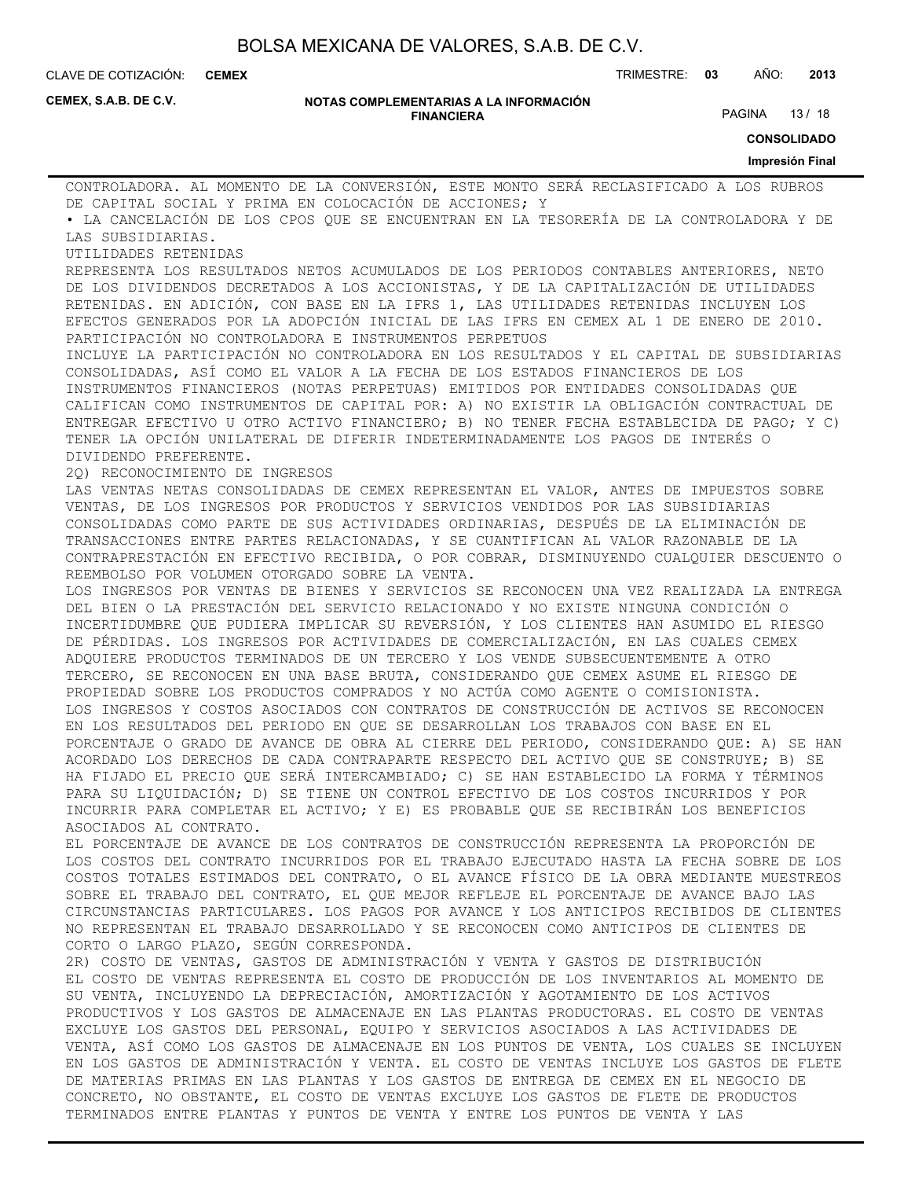CONTROLADORA. AL MOMENTO DE LA CONVERSIÓN, ESTE MONTO SERÁ RECLASIFICADO A LOS RUBROS DE CAPITAL SOCIAL Y PRIMA EN COLOCACIÓN DE ACCIONES; Y

• LA CANCELACIÓN DE LOS CPOS QUE SE ENCUENTRAN EN LA TESORERÍA DE LA CONTROLADORA Y DE LAS SUBSIDIARIAS.

UTILIDADES RETENIDAS

REPRESENTA LOS RESULTADOS NETOS ACUMULADOS DE LOS PERIODOS CONTABLES ANTERIORES, NETO DE LOS DIVIDENDOS DECRETADOS A LOS ACCIONISTAS, Y DE LA CAPITALIZACIÓN DE UTILIDADES RETENIDAS. EN ADICIÓN, CON BASE EN LA IFRS 1, LAS UTILIDADES RETENIDAS INCLUYEN LOS EFECTOS GENERADOS POR LA ADOPCIÓN INICIAL DE LAS IFRS EN CEMEX AL 1 DE ENERO DE 2010.

PARTICIPACIÓN NO CONTROLADORA E INSTRUMENTOS PERPETUOS

INCLUYE LA PARTICIPACIÓN NO CONTROLADORA EN LOS RESULTADOS Y EL CAPITAL DE SUBSIDIARIAS CONSOLIDADAS, ASÍ COMO EL VALOR A LA FECHA DE LOS ESTADOS FINANCIEROS DE LOS INSTRUMENTOS FINANCIEROS (NOTAS PERPETUAS) EMITIDOS POR ENTIDADES CONSOLIDADAS QUE CALIFICAN COMO INSTRUMENTOS DE CAPITAL POR: A) NO EXISTIR LA OBLIGACIÓN CONTRACTUAL DE ENTREGAR EFECTIVO U OTRO ACTIVO FINANCIERO; B) NO TENER FECHA ESTABLECIDA DE PAGO; Y C) TENER LA OPCIÓN UNILATERAL DE DIFERIR INDETERMINADAMENTE LOS PAGOS DE INTERÉS O DIVIDENDO PREFERENTE.

2Q) RECONOCIMIENTO DE INGRESOS

LAS VENTAS NETAS CONSOLIDADAS DE CEMEX REPRESENTAN EL VALOR, ANTES DE IMPUESTOS SOBRE VENTAS, DE LOS INGRESOS POR PRODUCTOS Y SERVICIOS VENDIDOS POR LAS SUBSIDIARIAS CONSOLIDADAS COMO PARTE DE SUS ACTIVIDADES ORDINARIAS, DESPUÉS DE LA ELIMINACIÓN DE TRANSACCIONES ENTRE PARTES RELACIONADAS, Y SE CUANTIFICAN AL VALOR RAZONABLE DE LA CONTRAPRESTACIÓN EN EFECTIVO RECIBIDA, O POR COBRAR, DISMINUYENDO CUALQUIER DESCUENTO O REEMBOLSO POR VOLUMEN OTORGADO SOBRE LA VENTA.

LOS INGRESOS POR VENTAS DE BIENES Y SERVICIOS SE RECONOCEN UNA VEZ REALIZADA LA ENTREGA DEL BIEN O LA PRESTACIÓN DEL SERVICIO RELACIONADO Y NO EXISTE NINGUNA CONDICIÓN O INCERTIDUMBRE QUE PUDIERA IMPLICAR SU REVERSIÓN, Y LOS CLIENTES HAN ASUMIDO EL RIESGO DE PÉRDIDAS. LOS INGRESOS POR ACTIVIDADES DE COMERCIALIZACIÓN, EN LAS CUALES CEMEX ADQUIERE PRODUCTOS TERMINADOS DE UN TERCERO Y LOS VENDE SUBSECUENTEMENTE A OTRO TERCERO, SE RECONOCEN EN UNA BASE BRUTA, CONSIDERANDO QUE CEMEX ASUME EL RIESGO DE PROPIEDAD SOBRE LOS PRODUCTOS COMPRADOS Y NO ACTÚA COMO AGENTE O COMISIONISTA.

LOS INGRESOS Y COSTOS ASOCIADOS CON CONTRATOS DE CONSTRUCCIÓN DE ACTIVOS SE RECONOCEN EN LOS RESULTADOS DEL PERIODO EN QUE SE DESARROLLAN LOS TRABAJOS CON BASE EN EL PORCENTAJE O GRADO DE AVANCE DE OBRA AL CIERRE DEL PERIODO, CONSIDERANDO QUE: A) SE HAN ACORDADO LOS DERECHOS DE CADA CONTRAPARTE RESPECTO DEL ACTIVO QUE SE CONSTRUYE; B) SE HA FIJADO EL PRECIO QUE SERÁ INTERCAMBIADO; C) SE HAN ESTABLECIDO LA FORMA Y TÉRMINOS PARA SU LIQUIDACIÓN; D) SE TIENE UN CONTROL EFECTIVO DE LOS COSTOS INCURRIDOS Y POR INCURRIR PARA COMPLETAR EL ACTIVO; Y E) ES PROBABLE QUE SE RECIBIRÁN LOS BENEFICIOS ASOCIADOS AL CONTRATO.

EL PORCENTAJE DE AVANCE DE LOS CONTRATOS DE CONSTRUCCIÓN REPRESENTA LA PROPORCIÓN DE LOS COSTOS DEL CONTRATO INCURRIDOS POR EL TRABAJO EJECUTADO HASTA LA FECHA SOBRE DE LOS COSTOS TOTALES ESTIMADOS DEL CONTRATO, O EL AVANCE FÍSICO DE LA OBRA MEDIANTE MUESTREOS SOBRE EL TRABAJO DEL CONTRATO, EL QUE MEJOR REFLEJE EL PORCENTAJE DE AVANCE BAJO LAS CIRCUNSTANCIAS PARTICULARES. LOS PAGOS POR AVANCE Y LOS ANTICIPOS RECIBIDOS DE CLIENTES NO REPRESENTAN EL TRABAJO DESARROLLADO Y SE RECONOCEN COMO ANTICIPOS DE CLIENTES DE CORTO O LARGO PLAZO, SEGÚN CORRESPONDA.

2R) COSTO DE VENTAS, GASTOS DE ADMINISTRACIÓN Y VENTA Y GASTOS DE DISTRIBUCIÓN

EL COSTO DE VENTAS REPRESENTA EL COSTO DE PRODUCCIÓN DE LOS INVENTARIOS AL MOMENTO DE SU VENTA, INCLUYENDO LA DEPRECIACIÓN, AMORTIZACIÓN Y AGOTAMIENTO DE LOS ACTIVOS PRODUCTIVOS Y LOS GASTOS DE ALMACENAJE EN LAS PLANTAS PRODUCTORAS. EL COSTO DE VENTAS EXCLUYE LOS GASTOS DEL PERSONAL, EQUIPO Y SERVICIOS ASOCIADOS A LAS ACTIVIDADES DE VENTA, ASÍ COMO LOS GASTOS DE ALMACENAJE EN LOS PUNTOS DE VENTA, LOS CUALES SE INCLUYEN EN LOS GASTOS DE ADMINISTRACIÓN Y VENTA. EL COSTO DE VENTAS INCLUYE LOS GASTOS DE FLETE DE MATERIAS PRIMAS EN LAS PLANTAS Y LOS GASTOS DE ENTREGA DE CEMEX EN EL NEGOCIO DE CONCRETO, NO OBSTANTE, EL COSTO DE VENTAS EXCLUYE LOS GASTOS DE FLETE DE PRODUCTOS TERMINADOS ENTRE PLANTAS Y PUNTOS DE VENTA Y ENTRE LOS PUNTOS DE VENTA Y LAS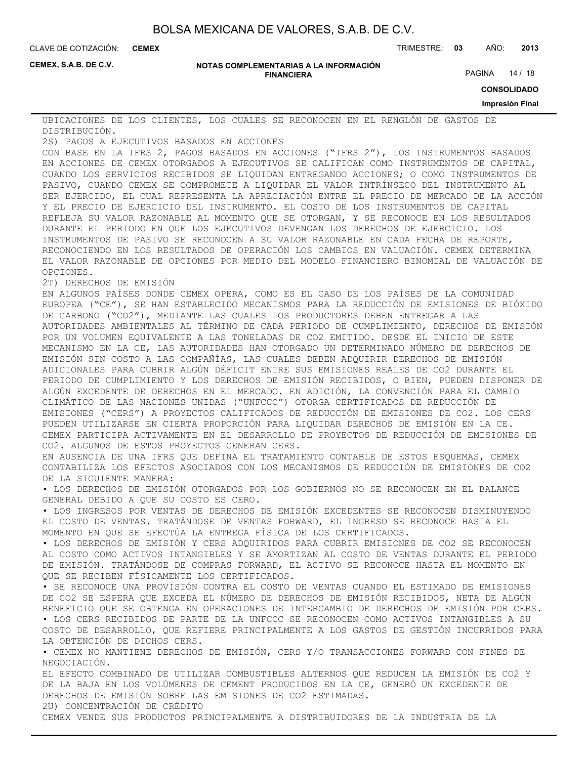UBICACIONES DE LOS CLIENTES, LOS CUALES SE RECONOCEN EN EL RENGLÓN DE GASTOS DE DISTRIBUCIÓN.

2S) PAGOS A EJECUTIVOS BASADOS EN ACCIONES

CON BASE EN LA IFRS 2, PAGOS BASADOS EN ACCIONES ("IFRS 2"), LOS INSTRUMENTOS BASADOS EN ACCIONES DE CEMEX OTORGADOS A EJECUTIVOS SE CALIFICAN COMO INSTRUMENTOS DE CAPITAL, CUANDO LOS SERVICIOS RECIBIDOS SE LIQUIDAN ENTREGANDO ACCIONES; O COMO INSTRUMENTOS DE PASIVO, CUANDO CEMEX SE COMPROMETE A LIQUIDAR EL VALOR INTRÍNSECO DEL INSTRUMENTO AL SER EJERCIDO, EL CUAL REPRESENTA LA APRECIACIÓN ENTRE EL PRECIO DE MERCADO DE LA ACCIÓN Y EL PRECIO DE EJERCICIO DEL INSTRUMENTO. EL COSTO DE LOS INSTRUMENTOS DE CAPITAL REFLEJA SU VALOR RAZONABLE AL MOMENTO QUE SE OTORGAN, Y SE RECONOCE EN LOS RESULTADOS DURANTE EL PERIODO EN QUE LOS EJECUTIVOS DEVENGAN LOS DERECHOS DE EJERCICIO. LOS INSTRUMENTOS DE PASIVO SE RECONOCEN A SU VALOR RAZONABLE EN CADA FECHA DE REPORTE, RECONOCIENDO EN LOS RESULTADOS DE OPERACIÓN LOS CAMBIOS EN VALUACIÓN. CEMEX DETERMINA EL VALOR RAZONABLE DE OPCIONES POR MEDIO DEL MODELO FINANCIERO BINOMIAL DE VALUACIÓN DE OPCIONES.

2T) DERECHOS DE EMISIÓN

EN ALGUNOS PAÍSES DONDE CEMEX OPERA, COMO ES EL CASO DE LOS PAÍSES DE LA COMUNIDAD EUROPEA ("CE"), SE HAN ESTABLECIDO MECANISMOS PARA LA REDUCCIÓN DE EMISIONES DE BIÓXIDO DE CARBONO ("CO2"), MEDIANTE LAS CUALES LOS PRODUCTORES DEBEN ENTREGAR A LAS AUTORIDADES AMBIENTALES AL TÉRMINO DE CADA PERIODO DE CUMPLIMIENTO, DERECHOS DE EMISIÓN POR UN VOLUMEN EQUIVALENTE A LAS TONELADAS DE CO2 EMITIDO. DESDE EL INICIO DE ESTE MECANISMO EN LA CE, LAS AUTORIDADES HAN OTORGADO UN DETERMINADO NÚMERO DE DERECHOS DE EMISIÓN SIN COSTO A LAS COMPAÑÍAS, LAS CUALES DEBEN ADQUIRIR DERECHOS DE EMISIÓN ADICIONALES PARA CUBRIR ALGÚN DÉFICIT ENTRE SUS EMISIONES REALES DE CO2 DURANTE EL PERIODO DE CUMPLIMIENTO Y LOS DERECHOS DE EMISIÓN RECIBIDOS, O BIEN, PUEDEN DISPONER DE ALGÚN EXCEDENTE DE DERECHOS EN EL MERCADO. EN ADICIÓN, LA CONVENCIÓN PARA EL CAMBIO CLIMÁTICO DE LAS NACIONES UNIDAS ("UNFCCC") OTORGA CERTIFICADOS DE REDUCCIÓN DE EMISIONES ("CERS") A PROYECTOS CALIFICADOS DE REDUCCIÓN DE EMISIONES DE CO2. LOS CERS PUEDEN UTILIZARSE EN CIERTA PROPORCIÓN PARA LIQUIDAR DERECHOS DE EMISIÓN EN LA CE. CEMEX PARTICIPA ACTIVAMENTE EN EL DESARROLLO DE PROYECTOS DE REDUCCIÓN DE EMISIONES DE CO2. ALGUNOS DE ESTOS PROYECTOS GENERAN CERS.

EN AUSENCIA DE UNA IFRS QUE DEFINA EL TRATAMIENTO CONTABLE DE ESTOS ESQUEMAS, CEMEX CONTABILIZA LOS EFECTOS ASOCIADOS CON LOS MECANISMOS DE REDUCCIÓN DE EMISIONES DE CO2 DE LA SIGUIENTE MANERA:

- LOS DERECHOS DE EMISIÓN OTORGADOS POR LOS GOBIERNOS NO SE RECONOCEN EN EL BALANCE GENERAL DEBIDO A QUE SU COSTO ES CERO.
- LOS INGRESOS POR VENTAS DE DERECHOS DE EMISIÓN EXCEDENTES SE RECONOCEN DISMINUYENDO EL COSTO DE VENTAS. TRATÁNDOSE DE VENTAS FORWARD, EL INGRESO SE RECONOCE HASTA EL MOMENTO EN QUE SE EFECTÚA LA ENTREGA FÍSICA DE LOS CERTIFICADOS.
- LOS DERECHOS DE EMISIÓN Y CERS ADQUIRIDOS PARA CUBRIR EMISIONES DE CO2 SE RECONOCEN AL COSTO COMO ACTIVOS INTANGIBLES Y SE AMORTIZAN AL COSTO DE VENTAS DURANTE EL PERIODO DE EMISIÓN. TRATÁNDOSE DE COMPRAS FORWARD, EL ACTIVO SE RECONOCE HASTA EL MOMENTO EN QUE SE RECIBEN FÍSICAMENTE LOS CERTIFICADOS.
- SE RECONOCE UNA PROVISIÓN CONTRA EL COSTO DE VENTAS CUANDO EL ESTIMADO DE EMISIONES DE CO2 SE ESPERA QUE EXCEDA EL NÚMERO DE DERECHOS DE EMISIÓN RECIBIDOS, NETA DE ALGÚN BENEFICIO QUE SE OBTENGA EN OPERACIONES DE INTERCAMBIO DE DERECHOS DE EMISIÓN POR CERS.
- LOS CERS RECIBIDOS DE PARTE DE LA UNFCCC SE RECONOCEN COMO ACTIVOS INTANGIBLES A SU COSTO DE DESARROLLO, QUE REFIERE PRINCIPALMENTE A LOS GASTOS DE GESTIÓN INCURRIDOS PARA LA OBTENCIÓN DE DICHOS CERS.
- CEMEX NO MANTIENE DERECHOS DE EMISIÓN, CERS Y/O TRANSACCIONES FORWARD CON FINES DE NEGOCIACIÓN.

EL EFECTO COMBINADO DE UTILIZAR COMBUSTIBLES ALTERNOS QUE REDUCEN LA EMISIÓN DE CO2 Y DE LA BAJA EN LOS VOLÚMENES DE CEMENT PRODUCIDOS EN LA CE, GENERÓ UN EXCEDENTE DE DERECHOS DE EMISIÓN SOBRE LAS EMISIONES DE CO2 ESTIMADAS.

2U) CONCENTRACIÓN DE CRÉDITO

CEMEX VENDE SUS PRODUCTOS PRINCIPALMENTE A DISTRIBUIDORES DE LA INDUSTRIA DE LA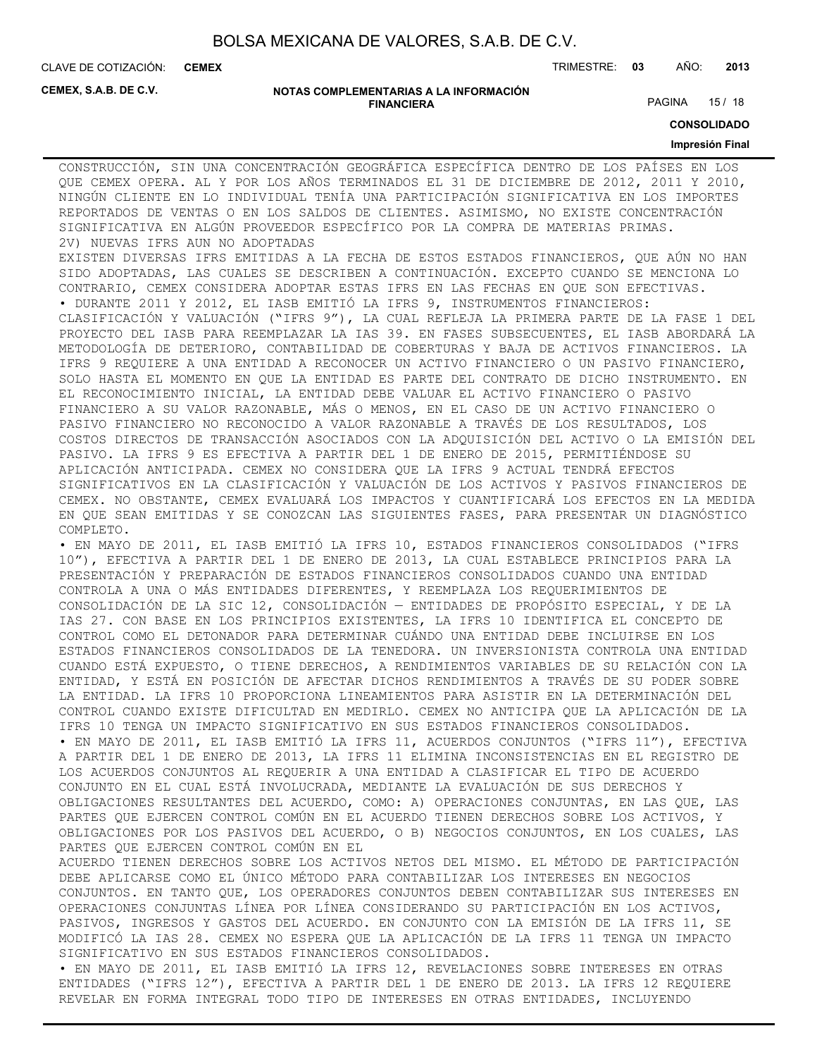CONSTRUCCIÓN, SIN UNA CONCENTRACIÓN GEOGRÁFICA ESPECÍFICA DENTRO DE LOS PAÍSES EN LOS QUE CEMEX OPERA. AL Y POR LOS AÑOS TERMINADOS EL 31 DE DICIEMBRE DE 2012, 2011 Y 2010, NINGÚN CLIENTE EN LO INDIVIDUAL TENÍA UNA PARTICIPACIÓN SIGNIFICATIVA EN LOS IMPORTES REPORTADOS DE VENTAS O EN LOS SALDOS DE CLIENTES. ASIMISMO, NO EXISTE CONCENTRACIÓN SIGNIFICATIVA EN ALGÚN PROVEEDOR ESPECÍFICO POR LA COMPRA DE MATERIAS PRIMAS.

2V) NUEVAS IFRS AUN NO ADOPTADAS

EXISTEN DIVERSAS IFRS EMITIDAS A LA FECHA DE ESTOS ESTADOS FINANCIEROS, QUE AÚN NO HAN SIDO ADOPTADAS, LAS CUALES SE DESCRIBEN A CONTINUACIÓN. EXCEPTO CUANDO SE MENCIONA LO CONTRARIO, CEMEX CONSIDERA ADOPTAR ESTAS IFRS EN LAS FECHAS EN QUE SON EFECTIVAS.

• DURANTE 2011 Y 2012, EL IASB EMITIÓ LA IFRS 9, INSTRUMENTOS FINANCIEROS: CLASIFICACIÓN Y VALUACIÓN ("IFRS 9"), LA CUAL REFLEJA LA PRIMERA PARTE DE LA FASE 1 DEL PROYECTO DEL IASB PARA REEMPLAZAR LA IAS 39. EN FASES SUBSECUENTES, EL IASB ABORDARÁ LA METODOLOGÍA DE DETERIORO, CONTABILIDAD DE COBERTURAS Y BAJA DE ACTIVOS FINANCIEROS. LA IFRS 9 REQUIERE A UNA ENTIDAD A RECONOCER UN ACTIVO FINANCIERO O UN PASIVO FINANCIERO, SOLO HASTA EL MOMENTO EN QUE LA ENTIDAD ES PARTE DEL CONTRATO DE DICHO INSTRUMENTO. EN EL RECONOCIMIENTO INICIAL, LA ENTIDAD DEBE VALUAR EL ACTIVO FINANCIERO O PASIVO FINANCIERO A SU VALOR RAZONABLE, MÁS O MENOS, EN EL CASO DE UN ACTIVO FINANCIERO O PASIVO FINANCIERO NO RECONOCIDO A VALOR RAZONABLE A TRAVÉS DE LOS RESULTADOS, LOS COSTOS DIRECTOS DE TRANSACCIÓN ASOCIADOS CON LA ADQUISICIÓN DEL ACTIVO O LA EMISIÓN DEL PASIVO. LA IFRS 9 ES EFECTIVA A PARTIR DEL 1 DE ENERO DE 2015, PERMITIÉNDOSE SU APLICACIÓN ANTICIPADA. CEMEX NO CONSIDERA QUE LA IFRS 9 ACTUAL TENDRÁ EFECTOS SIGNIFICATIVOS EN LA CLASIFICACIÓN Y VALUACIÓN DE LOS ACTIVOS Y PASIVOS FINANCIEROS DE CEMEX. NO OBSTANTE, CEMEX EVALUARÁ LOS IMPACTOS Y CUANTIFICARÁ LOS EFECTOS EN LA MEDIDA EN QUE SEAN EMITIDAS Y SE CONOZCAN LAS SIGUIENTES FASES, PARA PRESENTAR UN DIAGNÓSTICO COMPLETO.

• EN MAYO DE 2011, EL IASB EMITIÓ LA IFRS 10, ESTADOS FINANCIEROS CONSOLIDADOS ("IFRS 10"), EFECTIVA A PARTIR DEL 1 DE ENERO DE 2013, LA CUAL ESTABLECE PRINCIPIOS PARA LA PRESENTACIÓN Y PREPARACIÓN DE ESTADOS FINANCIEROS CONSOLIDADOS CUANDO UNA ENTIDAD CONTROLA A UNA O MÁS ENTIDADES DIFERENTES, Y REEMPLAZA LOS REQUERIMIENTOS DE CONSOLIDACIÓN DE LA SIC 12, CONSOLIDACIÓN — ENTIDADES DE PROPÓSITO ESPECIAL, Y DE LA IAS 27. CON BASE EN LOS PRINCIPIOS EXISTENTES, LA IFRS 10 IDENTIFICA EL CONCEPTO DE CONTROL COMO EL DETONADOR PARA DETERMINAR CUÁNDO UNA ENTIDAD DEBE INCLUIRSE EN LOS ESTADOS FINANCIEROS CONSOLIDADOS DE LA TENEDORA. UN INVERSIONISTA CONTROLA UNA ENTIDAD CUANDO ESTÁ EXPUESTO, O TIENE DERECHOS, A RENDIMIENTOS VARIABLES DE SU RELACIÓN CON LA ENTIDAD, Y ESTÁ EN POSICIÓN DE AFECTAR DICHOS RENDIMIENTOS A TRAVÉS DE SU PODER SOBRE LA ENTIDAD. LA IFRS 10 PROPORCIONA LINEAMIENTOS PARA ASISTIR EN LA DETERMINACIÓN DEL CONTROL CUANDO EXISTE DIFICULTAD EN MEDIRLO. CEMEX NO ANTICIPA QUE LA APLICACIÓN DE LA IFRS 10 TENGA UN IMPACTO SIGNIFICATIVO EN SUS ESTADOS FINANCIEROS CONSOLIDADOS.

• EN MAYO DE 2011, EL IASB EMITIÓ LA IFRS 11, ACUERDOS CONJUNTOS ("IFRS 11"), EFECTIVA A PARTIR DEL 1 DE ENERO DE 2013, LA IFRS 11 ELIMINA INCONSISTENCIAS EN EL REGISTRO DE LOS ACUERDOS CONJUNTOS AL REQUERIR A UNA ENTIDAD A CLASIFICAR EL TIPO DE ACUERDO CONJUNTO EN EL CUAL ESTÁ INVOLUCRADA, MEDIANTE LA EVALUACIÓN DE SUS DERECHOS Y OBLIGACIONES RESULTANTES DEL ACUERDO, COMO: A) OPERACIONES CONJUNTAS, EN LAS QUE, LAS PARTES QUE EJERCEN CONTROL COMÚN EN EL ACUERDO TIENEN DERECHOS SOBRE LOS ACTIVOS, Y OBLIGACIONES POR LOS PASIVOS DEL ACUERDO, O B) NEGOCIOS CONJUNTOS, EN LOS CUALES, LAS PARTES QUE EJERCEN CONTROL COMÚN EN EL ACUERDO TIENEN DERECHOS SOBRE LOS ACTIVOS NETOS DEL MISMO. EL MÉTODO DE PARTICIPACIÓN DEBE APLICARSE COMO EL ÚNICO MÉTODO PARA CONTABILIZAR LOS INTERESES EN NEGOCIOS CONJUNTOS. EN TANTO QUE, LOS OPERADORES CONJUNTOS DEBEN CONTABILIZAR SUS INTERESES EN OPERACIONES CONJUNTAS LÍNEA POR LÍNEA CONSIDERANDO SU PARTICIPACIÓN EN LOS ACTIVOS, PASIVOS, INGRESOS Y GASTOS DEL ACUERDO. EN CONJUNTO CON LA EMISIÓN DE LA IFRS 11, SE MODIFICÓ LA IAS 28. CEMEX NO ESPERA QUE LA APLICACIÓN DE LA IFRS 11 TENGA UN IMPACTO SIGNIFICATIVO EN SUS ESTADOS FINANCIEROS CONSOLIDADOS.

• EN MAYO DE 2011, EL IASB EMITIÓ LA IFRS 12, REVELACIONES SOBRE INTERESES EN OTRAS ENTIDADES ("IFRS 12"), EFECTIVA A PARTIR DEL 1 DE ENERO DE 2013. LA IFRS 12 REQUIERE REVELAR EN FORMA INTEGRAL TODO TIPO DE INTERESES EN OTRAS ENTIDADES, INCLUYENDO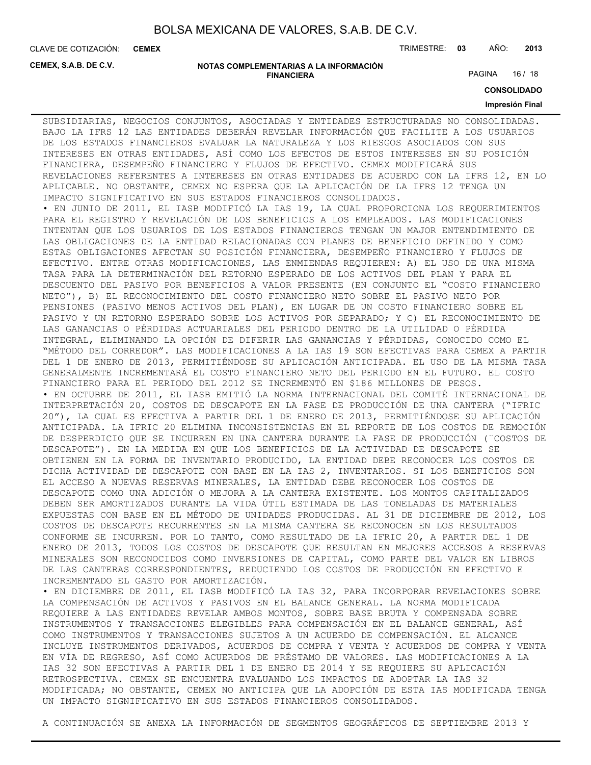SUBSIDIARIAS, NEGOCIOS CONJUNTOS, ASOCIADAS Y ENTIDADES ESTRUCTURADAS NO CONSOLIDADAS. BAJO LA IFRS 12 LAS ENTIDADES DEBERÁN REVELAR INFORMACIÓN QUE FACILITE A LOS USUARIOS DE LOS ESTADOS FINANCIEROS EVALUAR LA NATURALEZA Y LOS RIESGOS ASOCIADOS CON SUS INTERESES EN OTRAS ENTIDADES, ASÍ COMO LOS EFECTOS DE ESTOS INTERESES EN SU POSICIÓN FINANCIERA, DESEMPEÑO FINANCIERO Y FLUJOS DE EFECTIVO. CEMEX MODIFICARÁ SUS REVELACIONES REFERENTES A INTERESES EN OTRAS ENTIDADES DE ACUERDO CON LA IFRS 12, EN LO APLICABLE. NO OBSTANTE, CEMEX NO ESPERA QUE LA APLICACIÓN DE LA IFRS 12 TENGA UN IMPACTO SIGNIFICATIVO EN SUS ESTADOS FINANCIEROS CONSOLIDADOS.

• EN JUNIO DE 2011, EL IASB MODIFICÓ LA IAS 19, LA CUAL PROPORCIONA LOS REQUERIMIENTOS PARA EL REGISTRO Y REVELACIÓN DE LOS BENEFICIOS A LOS EMPLEADOS. LAS MODIFICACIONES INTENTAN QUE LOS USUARIOS DE LOS ESTADOS FINANCIEROS TENGAN UN MAJOR ENTENDIMIENTO DE LAS OBLIGACIONES DE LA ENTIDAD RELACIONADAS CON PLANES DE BENEFICIO DEFINIDO Y COMO ESTAS OBLIGACIONES AFECTAN SU POSICIÓN FINANCIERA, DESEMPEÑO FINANCIERO Y FLUJOS DE EFECTIVO. ENTRE OTRAS MODIFICACIONES, LAS ENMIENDAS REQUIEREN: A) EL USO DE UNA MISMA TASA PARA LA DETERMINACIÓN DEL RETORNO ESPERADO DE LOS ACTIVOS DEL PLAN Y PARA EL DESCUENTO DEL PASIVO POR BENEFICIOS A VALOR PRESENTE (EN CONJUNTO EL "COSTO FINANCIERO NETO"), B) EL RECONOCIMIENTO DEL COSTO FINANCIERO NETO SOBRE EL PASIVO NETO POR PENSIONES (PASIVO MENOS ACTIVOS DEL PLAN), EN LUGAR DE UN COSTO FINANCIERO SOBRE EL PASIVO Y UN RETORNO ESPERADO SOBRE LOS ACTIVOS POR SEPARADO; Y C) EL RECONOCIMIENTO DE LAS GANANCIAS O PÉRDIDAS ACTUARIALES DEL PERIODO DENTRO DE LA UTILIDAD O PÉRDIDA INTEGRAL, ELIMINANDO LA OPCIÓN DE DIFERIR LAS GANANCIAS Y PÉRDIDAS, CONOCIDO COMO EL "MÉTODO DEL CORREDOR". LAS MODIFICACIONES A LA IAS 19 SON EFECTIVAS PARA CEMEX A PARTIR DEL 1 DE ENERO DE 2013, PERMITIÉNDOSE SU APLICACIÓN ANTICIPADA. EL USO DE LA MISMA TASA GENERALMENTE INCREMENTARÁ EL COSTO FINANCIERO NETO DEL PERIODO EN EL FUTURO. EL COSTO FINANCIERO PARA EL PERIODO DEL 2012 SE INCREMENTÓ EN $186 MILLONES DE PESOS.

• EN OCTUBRE DE 2011, EL IASB EMITIÓ LA NORMA INTERNACIONAL DEL COMITÉ INTERNACIONAL DE INTERPRETACIÓN 20, COSTOS DE DESCAPOTE EN LA FASE DE PRODUCCIÓN DE UNA CANTERA ("IFRIC 20"), LA CUAL ES EFECTIVA A PARTIR DEL 1 DE ENERO DE 2013, PERMITIÉNDOSE SU APLICACIÓN ANTICIPADA. LA IFRIC 20 ELIMINA INCONSISTENCIAS EN EL REPORTE DE LOS COSTOS DE REMOCIÓN DE DESPERDICIO QUE SE INCURREN EN UNA CANTERA DURANTE LA FASE DE PRODUCCIÓN (¨COSTOS DE DESCAPOTE"). EN LA MEDIDA EN QUE LOS BENEFICIOS DE LA ACTIVIDAD DE DESCAPOTE SE OBTIENEN EN LA FORMA DE INVENTARIO PRODUCIDO, LA ENTIDAD DEBE RECONOCER LOS COSTOS DE DICHA ACTIVIDAD DE DESCAPOTE CON BASE EN LA IAS 2, INVENTARIOS. SI LOS BENEFICIOS SON EL ACCESO A NUEVAS RESERVAS MINERALES, LA ENTIDAD DEBE RECONOCER LOS COSTOS DE DESCAPOTE COMO UNA ADICIÓN O MEJORA A LA CANTERA EXISTENTE. LOS MONTOS CAPITALIZADOS DEBEN SER AMORTIZADOS DURANTE LA VIDA ÚTIL ESTIMADA DE LAS TONELADAS DE MATERIALES EXPUESTAS CON BASE EN EL MÉTODO DE UNIDADES PRODUCIDAS. AL 31 DE DICIEMBRE DE 2012, LOS COSTOS DE DESCAPOTE RECURRENTES EN LA MISMA CANTERA SE RECONOCEN EN LOS RESULTADOS CONFORME SE INCURREN. POR LO TANTO, COMO RESULTADO DE LA IFRIC 20, A PARTIR DEL 1 DE ENERO DE 2013, TODOS LOS COSTOS DE DESCAPOTE QUE RESULTAN EN MEJORES ACCESOS A RESERVAS MINERALES SON RECONOCIDOS COMO INVERSIONES DE CAPITAL, COMO PARTE DEL VALOR EN LIBROS DE LAS CANTERAS CORRESPONDIENTES, REDUCIENDO LOS COSTOS DE PRODUCCIÓN EN EFECTIVO E INCREMENTADO EL GASTO POR AMORTIZACIÓN.

• EN DICIEMBRE DE 2011, EL IASB MODIFICÓ LA IAS 32, PARA INCORPORAR REVELACIONES SOBRE LA COMPENSACIÓN DE ACTIVOS Y PASIVOS EN EL BALANCE GENERAL. LA NORMA MODIFICADA REQUIERE A LAS ENTIDADES REVELAR AMBOS MONTOS, SOBRE BASE BRUTA Y COMPENSADA SOBRE INSTRUMENTOS Y TRANSACCIONES ELEGIBLES PARA COMPENSACIÓN EN EL BALANCE GENERAL, ASÍ COMO INSTRUMENTOS Y TRANSACCIONES SUJETOS A UN ACUERDO DE COMPENSACIÓN. EL ALCANCE INCLUYE INSTRUMENTOS DERIVADOS, ACUERDOS DE COMPRA Y VENTA Y ACUERDOS DE COMPRA Y VENTA EN VÍA DE REGRESO, ASÍ COMO ACUERDOS DE PRÉSTAMO DE VALORES. LAS MODIFICACIONES A LA IAS 32 SON EFECTIVAS A PARTIR DEL 1 DE ENERO DE 2014 Y SE REQUIERE SU APLICACIÓN RETROSPECTIVA. CEMEX SE ENCUENTRA EVALUANDO LOS IMPACTOS DE ADOPTAR LA IAS 32 MODIFICADA; NO OBSTANTE, CEMEX NO ANTICIPA QUE LA ADOPCIÓN DE ESTA IAS MODIFICADA TENGA UN IMPACTO SIGNIFICATIVO EN SUS ESTADOS FINANCIEROS CONSOLIDADOS.

A CONTINUACIÓN SE ANEXA LA INFORMACIÓN DE SEGMENTOS GEOGRÁFICOS DE SEPTIEMBRE 2013 Y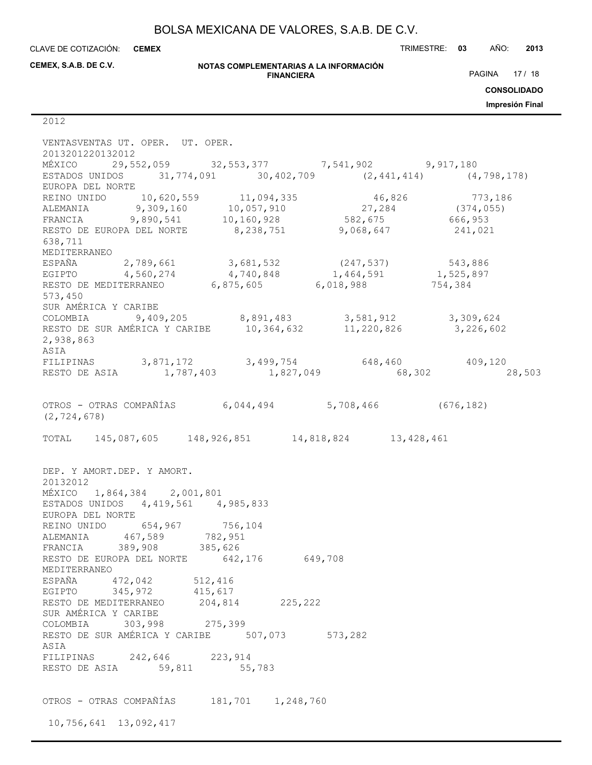2012

| | VENTAS 2013 | VENTAS 2012 | UT. OPER. 2013 | UT. OPER. 2012 |
|---|---|---|---|---|
| MÉXICO | 29,552,059 | 32,553,377 | 7,541,902 | 9,917,180 |
| ESTADOS UNIDOS | 31,774,091 | 30,402,709 | (2,441,414) | (4,798,178) |
| EUROPA DEL NORTE | | | | |
| REINO UNIDO | 10,620,559 | 11,094,335 | 46,826 | 773,186 |
| ALEMANIA | 9,309,160 | 10,057,910 | 27,284 | (374,055) |
| FRANCIA | 9,890,541 | 10,160,928 | 582,675 | 666,953 |
| RESTO DE EUROPA DEL NORTE | 8,238,751 | 9,068,647 | 241,021 | 638,711 |
| MEDITERRANEO | | | | |
| ESPAÑA | 2,789,661 | 3,681,532 | (247,537) | 543,886 |
| EGIPTO | 4,560,274 | 4,740,848 | 1,464,591 | 1,525,897 |
| RESTO DE MEDITERRANEO | 6,875,605 | 6,018,988 | 754,384 | 573,450 |
| SUR AMÉRICA Y CARIBE | | | | |
| COLOMBIA | 9,409,205 | 8,891,483 | 3,581,912 | 3,309,624 |
| RESTO DE SUR AMÉRICA Y CARIBE | 10,364,632 | 11,220,826 | 3,226,602 | 2,938,863 |
| ASIA | | | | |
| FILIPINAS | 3,871,172 | 3,499,754 | 648,460 | 409,120 |
| RESTO DE ASIA | 1,787,403 | 1,827,049 | 68,302 | 28,503 |
| OTROS - OTRAS COMPAÑÍAS | 6,044,494 | 5,708,466 | (676,182) | (2,724,678) |
| TOTAL | 145,087,605 | 148,926,851 | 14,818,824 | 13,428,461 |

| | DEP. Y AMORT. 2013 | DEP. Y AMORT. 2012 |
|---|---|---|
| MÉXICO | 1,864,384 | 2,001,801 |
| ESTADOS UNIDOS | 4,419,561 | 4,985,833 |
| EUROPA DEL NORTE | | |
| REINO UNIDO | 654,967 | 756,104 |
| ALEMANIA | 467,589 | 782,951 |
| FRANCIA | 389,908 | 385,626 |
| RESTO DE EUROPA DEL NORTE | 642,176 | 649,708 |
| MEDITERRANEO | | |
| ESPAÑA | 472,042 | 512,416 |
| EGIPTO | 345,972 | 415,617 |
| RESTO DE MEDITERRANEO | 204,814 | 225,222 |
| SUR AMÉRICA Y CARIBE | | |
| COLOMBIA | 303,998 | 275,399 |
| RESTO DE SUR AMÉRICA Y CARIBE | 507,073 | 573,282 |
| ASIA | | |
| FILIPINAS | 242,646 | 223,914 |
| RESTO DE ASIA | 59,811 | 55,783 |
| OTROS - OTRAS COMPAÑÍAS | 181,701 | 1,248,760 |
| | 10,756,641 | 13,092,417 |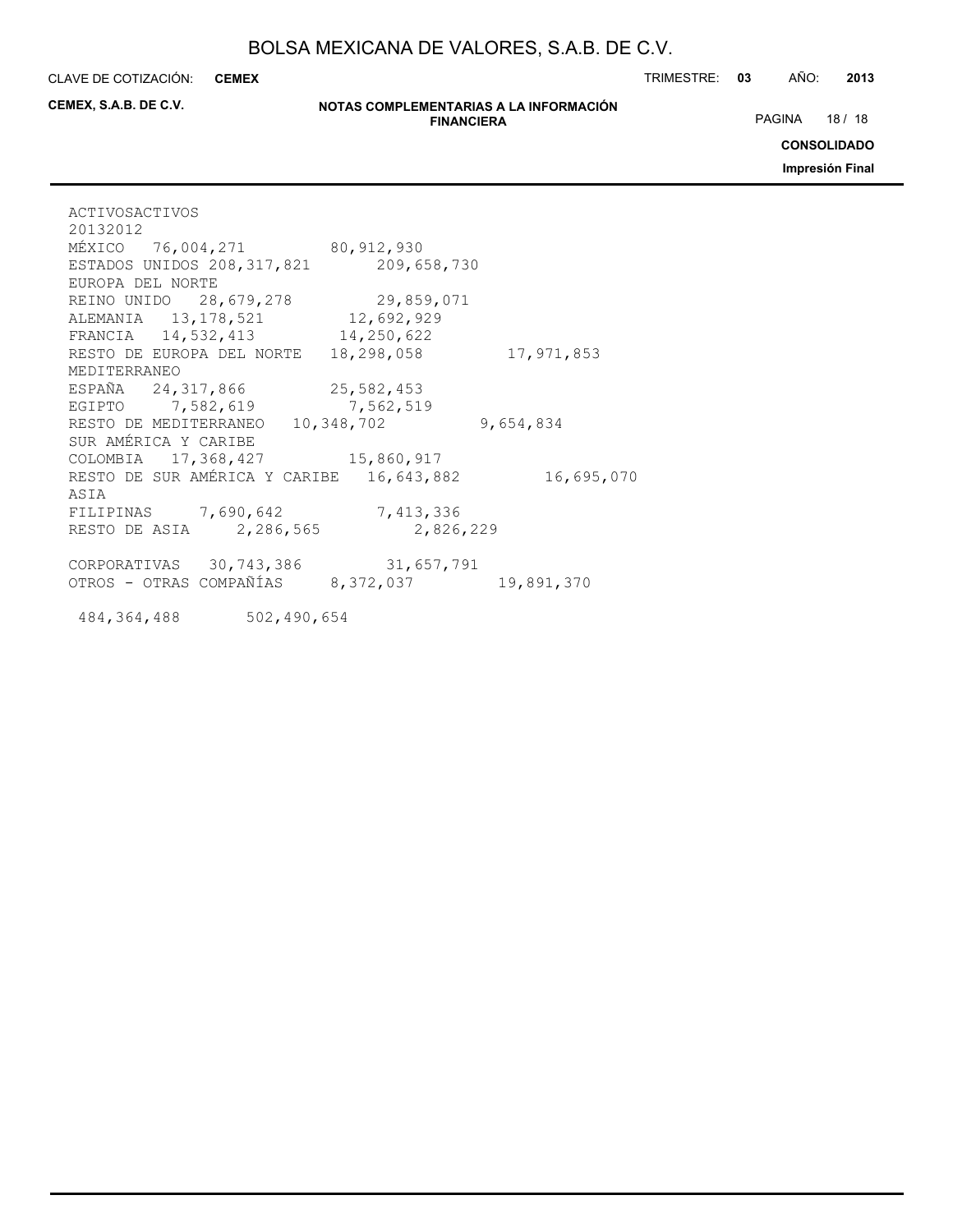| ACTIVOS | ACTIVOS |  |
| --- | --- | --- |
|  | 2013 | 2012 |
| MÉXICO | 76,004,271 | 80,912,930 |
| ESTADOS UNIDOS | 208,317,821 | 209,658,730 |
| EUROPA DEL NORTE |  |  |
| REINO UNIDO | 28,679,278 | 29,859,071 |
| ALEMANIA | 13,178,521 | 12,692,929 |
| FRANCIA | 14,532,413 | 14,250,622 |
| RESTO DE EUROPA DEL NORTE | 18,298,058 | 17,971,853 |
| MEDITERRANEO |  |  |
| ESPAÑA | 24,317,866 | 25,582,453 |
| EGIPTO | 7,582,619 | 7,562,519 |
| RESTO DE MEDITERRANEO | 10,348,702 | 9,654,834 |
| SUR AMÉRICA Y CARIBE |  |  |
| COLOMBIA | 17,368,427 | 15,860,917 |
| RESTO DE SUR AMÉRICA Y CARIBE | 16,643,882 | 16,695,070 |
| ASIA |  |  |
| FILIPINAS | 7,690,642 | 7,413,336 |
| RESTO DE ASIA | 2,286,565 | 2,826,229 |
| CORPORATIVAS | 30,743,386 | 31,657,791 |
| OTROS - OTRAS COMPAÑÍAS | 8,372,037 | 19,891,370 |
|  | 484,364,488 | 502,490,654 |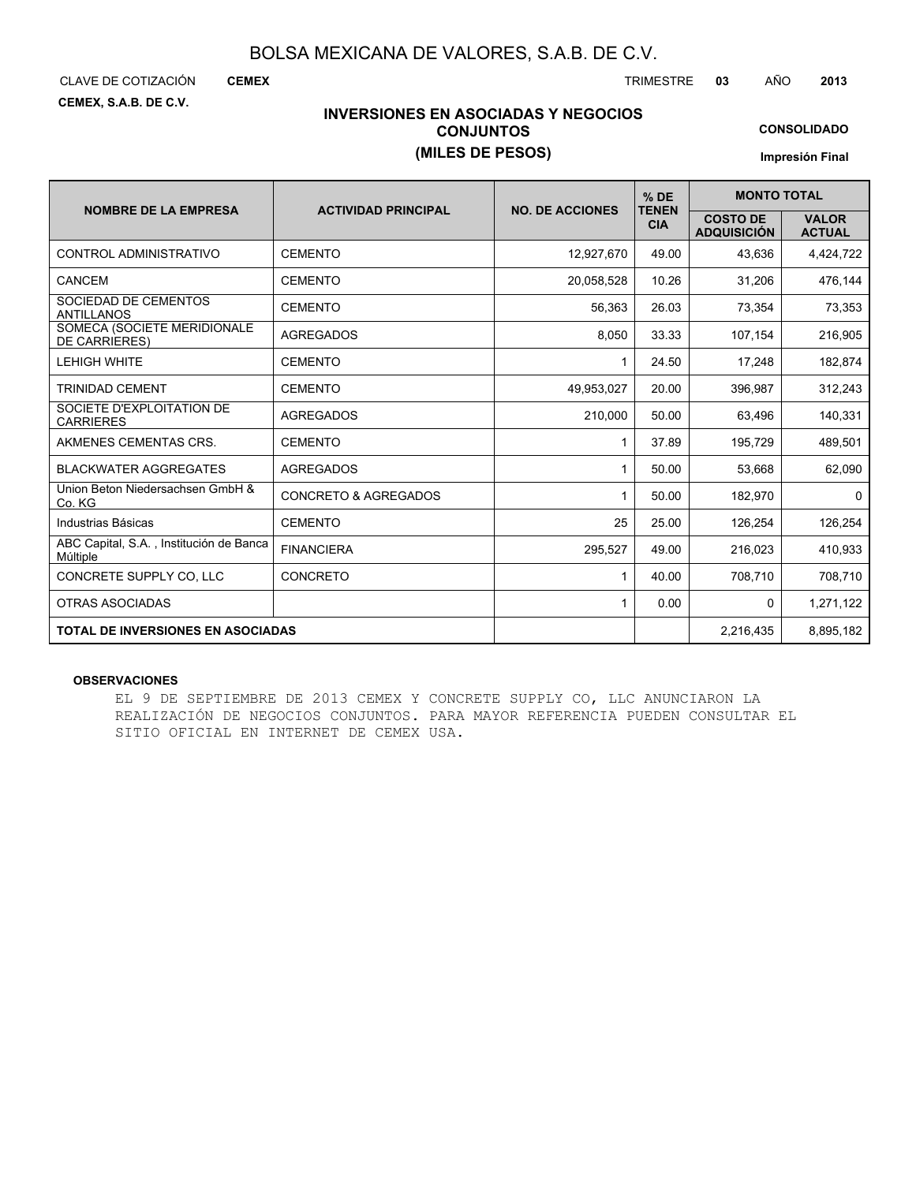# BOLSA MEXICANA DE VALORES, S.A.B. DE C.V.

CLAVE DE COTIZACIÓN **CEMEX** TRIMESTRE **03** AÑO **2013**

**CEMEX, S.A.B. DE C.V.**

## INVERSIONES EN ASOCIADAS Y NEGOCIOS CONJUNTOS
## (MILES DE PESOS)

**CONSOLIDADO**

**Impresión Final**

| NOMBRE DE LA EMPRESA | ACTIVIDAD PRINCIPAL | NO. DE ACCIONES | % DE TENENCIA | MONTO TOTAL | |
|---|---|---|---|---|---|
| | | | | COSTO DE ADQUISICIÓN | VALOR ACTUAL |
| CONTROL ADMINISTRATIVO | CEMENTO | 12,927,670 | 49.00 | 43,636 | 4,424,722 |
| CANCEM | CEMENTO | 20,058,528 | 10.26 | 31,206 | 476,144 |
| SOCIEDAD DE CEMENTOS ANTILLANOS | CEMENTO | 56,363 | 26.03 | 73,354 | 73,353 |
| SOMECA (SOCIETE MERIDIONALE DE CARRIERES) | AGREGADOS | 8,050 | 33.33 | 107,154 | 216,905 |
| LEHIGH WHITE | CEMENTO | 1 | 24.50 | 17,248 | 182,874 |
| TRINIDAD CEMENT | CEMENTO | 49,953,027 | 20.00 | 396,987 | 312,243 |
| SOCIETE D'EXPLOITATION DE CARRIERES | AGREGADOS | 210,000 | 50.00 | 63,496 | 140,331 |
| AKMENES CEMENTAS CRS. | CEMENTO | 1 | 37.89 | 195,729 | 489,501 |
| BLACKWATER AGGREGATES | AGREGADOS | 1 | 50.00 | 53,668 | 62,090 |
| Union Beton Niedersachsen GmbH & Co. KG | CONCRETO & AGREGADOS | 1 | 50.00 | 182,970 | 0 |
| Industrias Básicas | CEMENTO | 25 | 25.00 | 126,254 | 126,254 |
| ABC Capital, S.A. , Institución de Banca Múltiple | FINANCIERA | 295,527 | 49.00 | 216,023 | 410,933 |
| CONCRETE SUPPLY CO, LLC | CONCRETO | 1 | 40.00 | 708,710 | 708,710 |
| OTRAS ASOCIADAS | | 1 | 0.00 | 0 | 1,271,122 |
| **TOTAL DE INVERSIONES EN ASOCIADAS** | | | | 2,216,435 | 8,895,182 |

**OBSERVACIONES**

EL 9 DE SEPTIEMBRE DE 2013 CEMEX Y CONCRETE SUPPLY CO, LLC ANUNCIARON LA REALIZACIÓN DE NEGOCIOS CONJUNTOS. PARA MAYOR REFERENCIA PUEDEN CONSULTAR EL SITIO OFICIAL EN INTERNET DE CEMEX USA.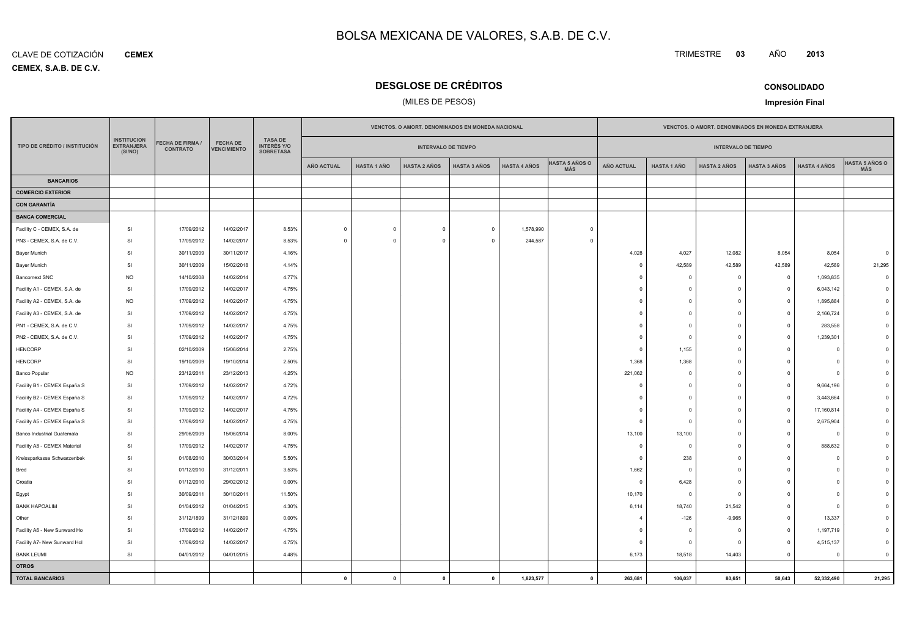# BOLSA MEXICANA DE VALORES, S.A.B. DE C.V.

CLAVE DE COTIZACIÓN **CEMEX**

**CEMEX, S.A.B. DE C.V.**

TRIMESTRE **03** AÑO **2013**

## DESGLOSE DE CRÉDITOS

(MILES DE PESOS)

**CONSOLIDADO**

**Impresión Final**

| TIPO DE CRÉDITO / INSTITUCIÓN | INSTITUCION EXTRANJERA (SI/NO) | FECHA DE FIRMA / CONTRATO | FECHA DE VENCIMIENTO | TASA DE INTERÉS Y/O SOBRETASA | VENCTOS. O AMORT. DENOMINADOS EN MONEDA NACIONAL | | | | | | VENCTOS. O AMORT. DENOMINADOS EN MONEDA EXTRANJERA | | | | | |
|---|---|---|---|---|---|---|---|---|---|---|---|---|---|---|---|---|
| | | | | | INTERVALO DE TIEMPO | | | | | | INTERVALO DE TIEMPO | | | | | |
| | | | | | AÑO ACTUAL | HASTA 1 AÑO | HASTA 2 AÑOS | HASTA 3 AÑOS | HASTA 4 AÑOS | HASTA 5 AÑOS O MÁS | AÑO ACTUAL | HASTA 1 AÑO | HASTA 2 AÑOS | HASTA 3 AÑOS | HASTA 4 AÑOS | HASTA 5 AÑOS O MÁS |
| **BANCARIOS** | | | | | | | | | | | | | | | | |
| **COMERCIO EXTERIOR** | | | | | | | | | | | | | | | | |
| **CON GARANTÍA** | | | | | | | | | | | | | | | | |
| **BANCA COMERCIAL** | | | | | | | | | | | | | | | | |
| Facility C - CEMEX, S.A. de | SI | 17/09/2012 | 14/02/2017 | 8.53% | 0 | 0 | 0 | 0 | 1,578,990 | 0 | | | | | | |
| PN3 - CEMEX, S.A. de C.V. | SI | 17/09/2012 | 14/02/2017 | 8.53% | 0 | 0 | 0 | 0 | 244,587 | 0 | | | | | | |
| Bayer Munich | SI | 30/11/2009 | 30/11/2017 | 4.16% | | | | | | | 4,028 | 4,027 | 12,082 | 8,054 | 8,054 | 0 |
| Bayer Munich | SI | 30/11/2009 | 15/02/2018 | 4.14% | | | | | | | 0 | 42,589 | 42,589 | 42,589 | 42,589 | 21,295 |
| Bancomext SNC | NO | 14/10/2008 | 14/02/2014 | 4.77% | | | | | | | 0 | 0 | 0 | 0 | 1,093,835 | 0 |
| Facility A1 - CEMEX, S.A. de | SI | 17/09/2012 | 14/02/2017 | 4.75% | | | | | | | 0 | 0 | 0 | 0 | 6,043,142 | 0 |
| Facility A2 - CEMEX, S.A. de | NO | 17/09/2012 | 14/02/2017 | 4.75% | | | | | | | 0 | 0 | 0 | 0 | 1,895,884 | 0 |
| Facility A3 - CEMEX, S.A. de | SI | 17/09/2012 | 14/02/2017 | 4.75% | | | | | | | 0 | 0 | 0 | 0 | 2,166,724 | 0 |
| PN1 - CEMEX, S.A. de C.V. | SI | 17/09/2012 | 14/02/2017 | 4.75% | | | | | | | 0 | 0 | 0 | 0 | 283,558 | 0 |
| PN2 - CEMEX, S.A. de C.V. | SI | 17/09/2012 | 14/02/2017 | 4.75% | | | | | | | 0 | 0 | 0 | 0 | 1,239,301 | 0 |
| HENCORP | SI | 02/10/2009 | 15/06/2014 | 2.75% | | | | | | | 0 | 1,155 | 0 | 0 | 0 | 0 |
| HENCORP | SI | 19/10/2009 | 19/10/2014 | 2.50% | | | | | | | 1,368 | 1,368 | 0 | 0 | 0 | 0 |
| Banco Popular | NO | 23/12/2011 | 23/12/2013 | 4.25% | | | | | | | 221,062 | 0 | 0 | 0 | 0 | 0 |
| Facility B1 - CEMEX España S | SI | 17/09/2012 | 14/02/2017 | 4.72% | | | | | | | 0 | 0 | 0 | 0 | 9,664,196 | 0 |
| Facility B2 - CEMEX España S | SI | 17/09/2012 | 14/02/2017 | 4.72% | | | | | | | 0 | 0 | 0 | 0 | 3,443,664 | 0 |
| Facility A4 - CEMEX España S | SI | 17/09/2012 | 14/02/2017 | 4.75% | | | | | | | 0 | 0 | 0 | 0 | 17,160,814 | 0 |
| Facility A5 - CEMEX España S | SI | 17/09/2012 | 14/02/2017 | 4.75% | | | | | | | 0 | 0 | 0 | 0 | 2,675,904 | 0 |
| Banco Industrial Guatemala | SI | 29/06/2009 | 15/06/2014 | 8.00% | | | | | | | 13,100 | 13,100 | 0 | 0 | 0 | 0 |
| Facility A8 - CEMEX Material | SI | 17/09/2012 | 14/02/2017 | 4.75% | | | | | | | 0 | 0 | 0 | 0 | 888,632 | 0 |
| Kreissparkasse Schwarzenbek | SI | 01/08/2010 | 30/03/2014 | 5.50% | | | | | | | 0 | 238 | 0 | 0 | 0 | 0 |
| Bred | SI | 01/12/2010 | 31/12/2011 | 3.53% | | | | | | | 1,662 | 0 | 0 | 0 | 0 | 0 |
| Croatia | SI | 01/12/2010 | 29/02/2012 | 0.00% | | | | | | | 0 | 6,428 | 0 | 0 | 0 | 0 |
| Egypt | SI | 30/09/2011 | 30/10/2011 | 11.50% | | | | | | | 10,170 | 0 | 0 | 0 | 0 | 0 |
| BANK HAPOALIM | SI | 01/04/2012 | 01/04/2015 | 4.30% | | | | | | | 6,114 | 18,740 | 21,542 | 0 | 0 | 0 |
| Other | SI | 31/12/1899 | 31/12/1899 | 0.00% | | | | | | | 4 | -126 | -9,965 | 0 | 13,337 | 0 |
| Facility A6 - New Sunward Ho | SI | 17/09/2012 | 14/02/2017 | 4.75% | | | | | | | 0 | 0 | 0 | 0 | 1,197,719 | 0 |
| Facility A7- New Sunward Hol | SI | 17/09/2012 | 14/02/2017 | 4.75% | | | | | | | 0 | 0 | 0 | 0 | 4,515,137 | 0 |
| BANK LEUMI | SI | 04/01/2012 | 04/01/2015 | 4.48% | | | | | | | 6,173 | 18,518 | 14,403 | 0 | 0 | 0 |
| **OTROS** | | | | | | | | | | | | | | | | |
| **TOTAL BANCARIOS** | | | | | **0** | **0** | **0** | **0** | **1,823,577** | **0** | **263,681** | **106,037** | **80,651** | **50,643** | **52,332,490** | **21,295** |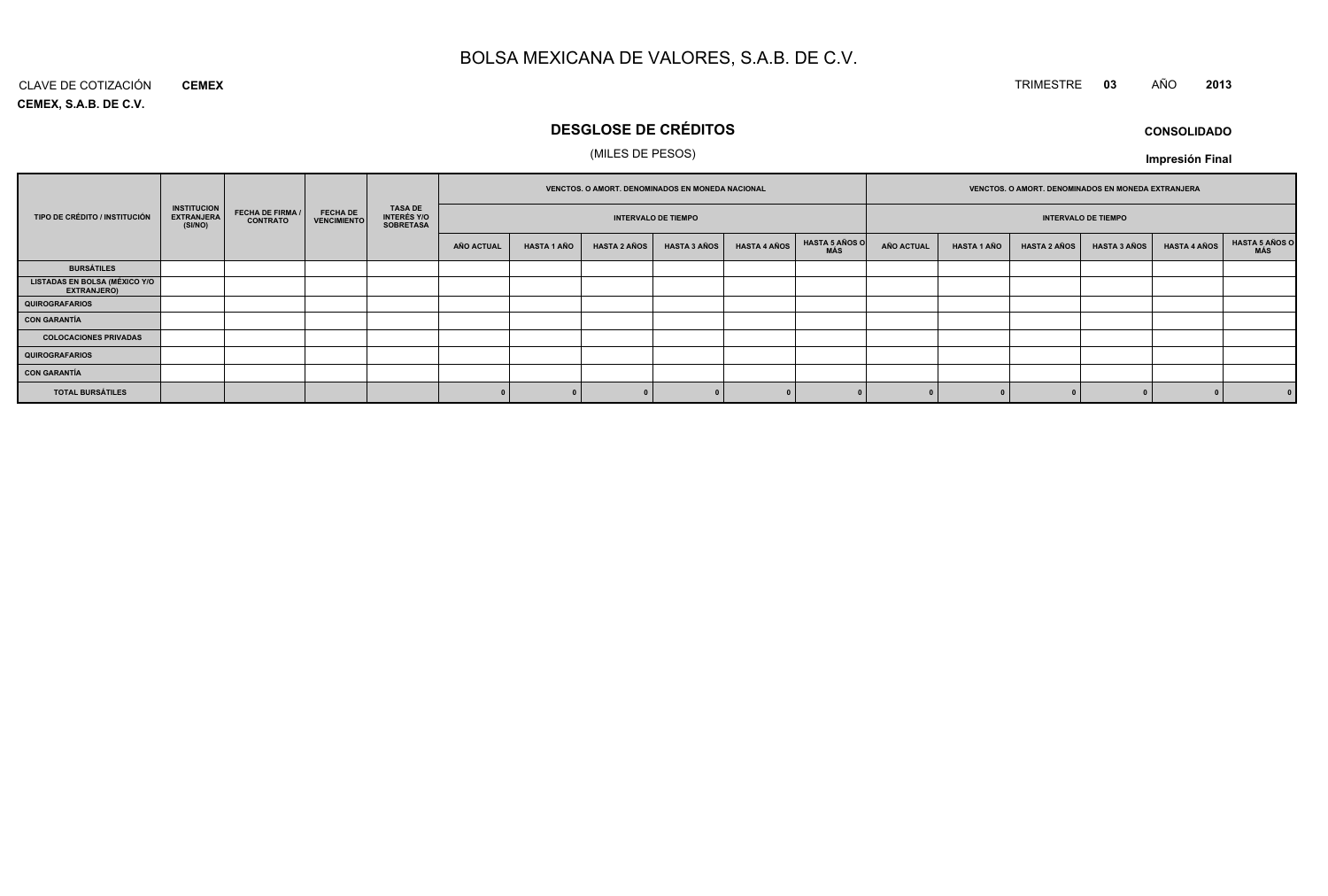# BOLSA MEXICANA DE VALORES, S.A.B. DE C.V.

CLAVE DE COTIZACIÓN **CEMEX**

**CEMEX, S.A.B. DE C.V.**

TRIMESTRE **03** AÑO **2013**

## DESGLOSE DE CRÉDITOS

(MILES DE PESOS)

**CONSOLIDADO**

**Impresión Final**

| TIPO DE CRÉDITO / INSTITUCIÓN | INSTITUCION EXTRANJERA (SI/NO) | FECHA DE FIRMA / CONTRATO | FECHA DE VENCIMIENTO | TASA DE INTERÉS Y/O SOBRETASA | VENCTOS. O AMORT. DENOMINADOS EN MONEDA NACIONAL | | | | | | VENCTOS. O AMORT. DENOMINADOS EN MONEDA EXTRANJERA | | | | | |
|---|---|---|---|---|---|---|---|---|---|---|---|---|---|---|---|---|
| | | | | | INTERVALO DE TIEMPO | | | | | | INTERVALO DE TIEMPO | | | | | |
| | | | | | AÑO ACTUAL | HASTA 1 AÑO | HASTA 2 AÑOS | HASTA 3 AÑOS | HASTA 4 AÑOS | HASTA 5 AÑOS O MÁS | AÑO ACTUAL | HASTA 1 AÑO | HASTA 2 AÑOS | HASTA 3 AÑOS | HASTA 4 AÑOS | HASTA 5 AÑOS O MÁS |
| **BURSÁTILES** | | | | | | | | | | | | | | | | |
| **LISTADAS EN BOLSA (MÉXICO Y/O EXTRANJERO)** | | | | | | | | | | | | | | | | |
| **QUIROGRAFARIOS** | | | | | | | | | | | | | | | | |
| **CON GARANTÍA** | | | | | | | | | | | | | | | | |
| **COLOCACIONES PRIVADAS** | | | | | | | | | | | | | | | | |
| **QUIROGRAFARIOS** | | | | | | | | | | | | | | | | |
| **CON GARANTÍA** | | | | | | | | | | | | | | | | |
| **TOTAL BURSÁTILES** | | | | | 0 | 0 | 0 | 0 | 0 | 0 | 0 | 0 | 0 | 0 | 0 | 0 |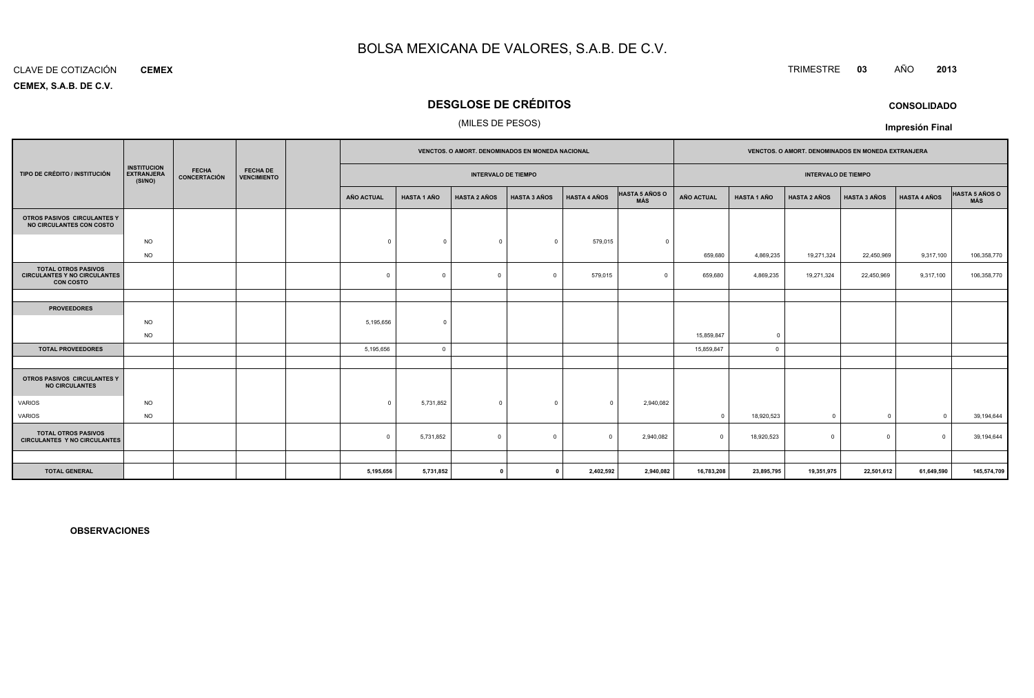# BOLSA MEXICANA DE VALORES, S.A.B. DE C.V.

CLAVE DE COTIZACIÓN **CEMEX**

TRIMESTRE **03** AÑO **2013**

**CEMEX, S.A.B. DE C.V.**

## DESGLOSE DE CRÉDITOS

(MILES DE PESOS)

**CONSOLIDADO**

**Impresión Final**

| TIPO DE CRÉDITO / INSTITUCIÓN | INSTITUCION EXTRANJERA (SI/NO) | FECHA CONCERTACIÓN | FECHA DE VENCIMIENTO | | VENCTOS. O AMORT. DENOMINADOS EN MONEDA NACIONAL | | | | | | VENCTOS. O AMORT. DENOMINADOS EN MONEDA EXTRANJERA | | | | | |
|---|---|---|---|---|---|---|---|---|---|---|---|---|---|---|---|---|
| | | | | | INTERVALO DE TIEMPO | | | | | | INTERVALO DE TIEMPO | | | | | |
| | | | | | AÑO ACTUAL | HASTA 1 AÑO | HASTA 2 AÑOS | HASTA 3 AÑOS | HASTA 4 AÑOS | HASTA 5 AÑOS O MÁS | AÑO ACTUAL | HASTA 1 AÑO | HASTA 2 AÑOS | HASTA 3 AÑOS | HASTA 4 AÑOS | HASTA 5 AÑOS O MÁS |
| **OTROS PASIVOS CIRCULANTES Y NO CIRCULANTES CON COSTO** | | | | | | | | | | | | | | | | |
| | NO | | | | 0 | 0 | 0 | 0 | 579,015 | 0 | | | | | | |
| | NO | | | | | | | | | | 659,680 | 4,869,235 | 19,271,324 | 22,450,969 | 9,317,100 | 106,358,770 |
| **TOTAL OTROS PASIVOS CIRCULANTES Y NO CIRCULANTES CON COSTO** | | | | | 0 | 0 | 0 | 0 | 579,015 | 0 | 659,680 | 4,869,235 | 19,271,324 | 22,450,969 | 9,317,100 | 106,358,770 |
| | | | | | | | | | | | | | | | | |
| **PROVEEDORES** | | | | | | | | | | | | | | | | |
| | NO | | | | 5,195,656 | 0 | | | | | | | | | | |
| | NO | | | | | | | | | | 15,859,847 | 0 | | | | |
| **TOTAL PROVEEDORES** | | | | | 5,195,656 | 0 | | | | | 15,859,847 | 0 | | | | |
| | | | | | | | | | | | | | | | | |
| **OTROS PASIVOS CIRCULANTES Y NO CIRCULANTES** | | | | | | | | | | | | | | | | |
| VARIOS | NO | | | | 0 | 5,731,852 | 0 | 0 | 0 | 2,940,082 | | | | | | |
| VARIOS | NO | | | | | | | | | | 0 | 18,920,523 | 0 | 0 | 0 | 39,194,644 |
| **TOTAL OTROS PASIVOS CIRCULANTES Y NO CIRCULANTES** | | | | | 0 | 5,731,852 | 0 | 0 | 0 | 2,940,082 | 0 | 18,920,523 | 0 | 0 | 0 | 39,194,644 |
| | | | | | | | | | | | | | | | | |
| **TOTAL GENERAL** | | | | | **5,195,656** | **5,731,852** | **0** | **0** | **2,402,592** | **2,940,082** | **16,783,208** | **23,895,795** | **19,351,975** | **22,501,612** | **61,649,590** | **145,574,709** |

**OBSERVACIONES**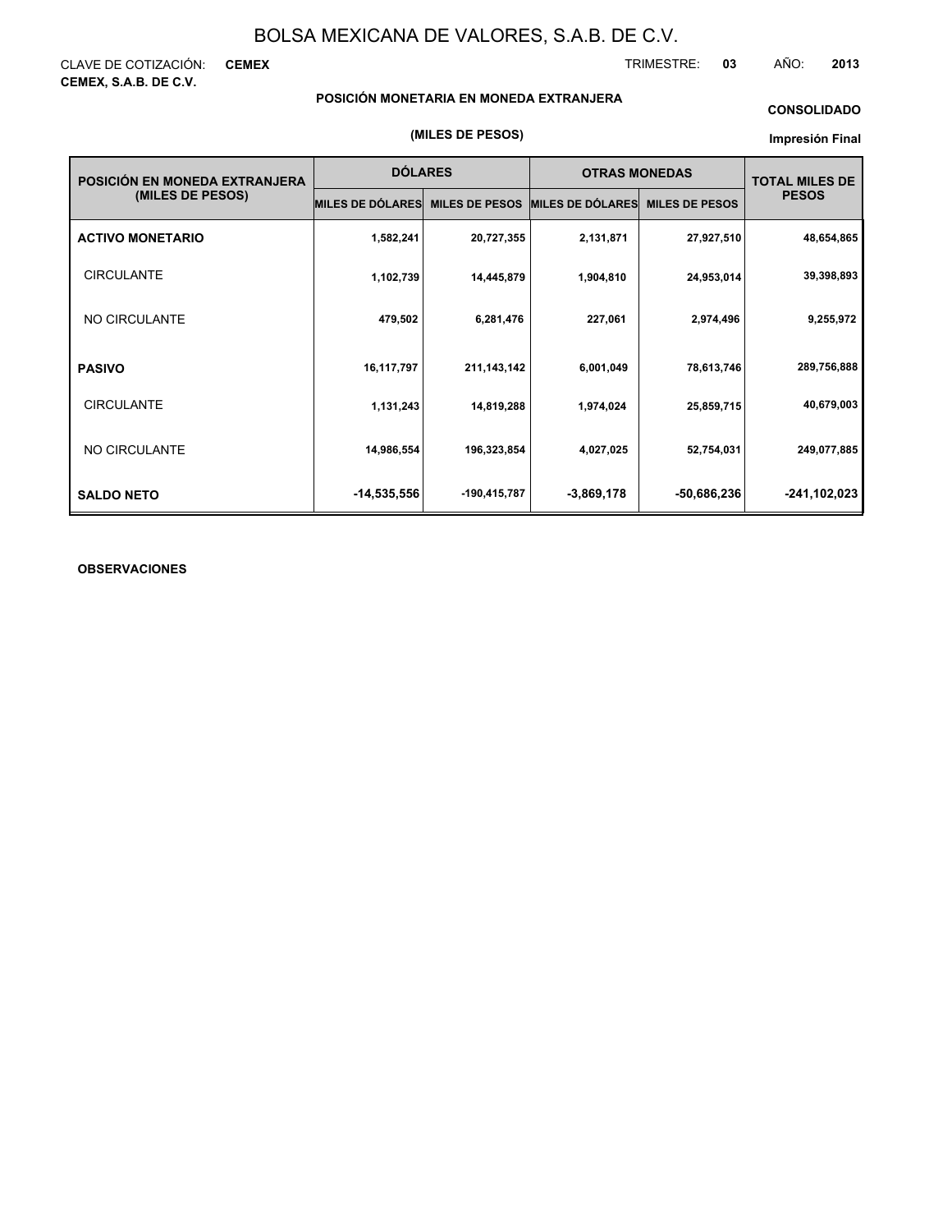# BOLSA MEXICANA DE VALORES, S.A.B. DE C.V.

CLAVE DE COTIZACIÓN: **CEMEX**

TRIMESTRE: **03** AÑO: **2013**

**CEMEX, S.A.B. DE C.V.**

**POSICIÓN MONETARIA EN MONEDA EXTRANJERA**

**CONSOLIDADO**

**(MILES DE PESOS)**

**Impresión Final**

| POSICIÓN EN MONEDA EXTRANJERA (MILES DE PESOS) | DÓLARES | | OTRAS MONEDAS | | TOTAL MILES DE PESOS |
|---|---|---|---|---|---|
| | MILES DE DÓLARES | MILES DE PESOS | MILES DE DÓLARES | MILES DE PESOS | |
| **ACTIVO MONETARIO** | 1,582,241 | 20,727,355 | 2,131,871 | 27,927,510 | 48,654,865 |
| CIRCULANTE | 1,102,739 | 14,445,879 | 1,904,810 | 24,953,014 | 39,398,893 |
| NO CIRCULANTE | 479,502 | 6,281,476 | 227,061 | 2,974,496 | 9,255,972 |
| **PASIVO** | 16,117,797 | 211,143,142 | 6,001,049 | 78,613,746 | 289,756,888 |
| CIRCULANTE | 1,131,243 | 14,819,288 | 1,974,024 | 25,859,715 | 40,679,003 |
| NO CIRCULANTE | 14,986,554 | 196,323,854 | 4,027,025 | 52,754,031 | 249,077,885 |
| **SALDO NETO** | -14,535,556 | -190,415,787 | -3,869,178 | -50,686,236 | -241,102,023 |

**OBSERVACIONES**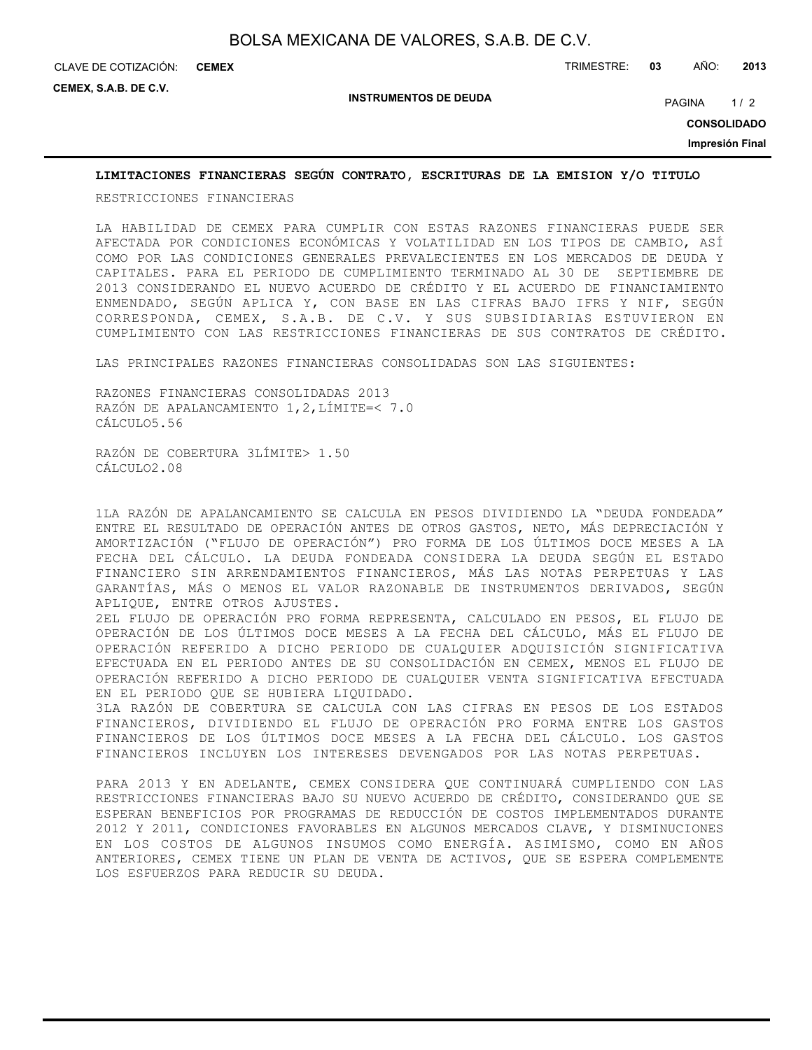## LIMITACIONES FINANCIERAS SEGÚN CONTRATO, ESCRITURAS DE LA EMISION Y/O TITULO

RESTRICCIONES FINANCIERAS

LA HABILIDAD DE CEMEX PARA CUMPLIR CON ESTAS RAZONES FINANCIERAS PUEDE SER AFECTADA POR CONDICIONES ECONÓMICAS Y VOLATILIDAD EN LOS TIPOS DE CAMBIO, ASÍ COMO POR LAS CONDICIONES GENERALES PREVALECIENTES EN LOS MERCADOS DE DEUDA Y CAPITALES. PARA EL PERIODO DE CUMPLIMIENTO TERMINADO AL 30 DE SEPTIEMBRE DE 2013 CONSIDERANDO EL NUEVO ACUERDO DE CRÉDITO Y EL ACUERDO DE FINANCIAMIENTO ENMENDADO, SEGÚN APLICA Y, CON BASE EN LAS CIFRAS BAJO IFRS Y NIF, SEGÚN CORRESPONDA, CEMEX, S.A.B. DE C.V. Y SUS SUBSIDIARIAS ESTUVIERON EN CUMPLIMIENTO CON LAS RESTRICCIONES FINANCIERAS DE SUS CONTRATOS DE CRÉDITO.

LAS PRINCIPALES RAZONES FINANCIERAS CONSOLIDADAS SON LAS SIGUIENTES:

RAZONES FINANCIERAS CONSOLIDADAS 2013
RAZÓN DE APALANCAMIENTO 1,2,LÍMITE=< 7.0
CÁLCULO5.56

RAZÓN DE COBERTURA 3LÍMITE> 1.50
CÁLCULO2.08

1LA RAZÓN DE APALANCAMIENTO SE CALCULA EN PESOS DIVIDIENDO LA "DEUDA FONDEADA" ENTRE EL RESULTADO DE OPERACIÓN ANTES DE OTROS GASTOS, NETO, MÁS DEPRECIACIÓN Y AMORTIZACIÓN ("FLUJO DE OPERACIÓN") PRO FORMA DE LOS ÚLTIMOS DOCE MESES A LA FECHA DEL CÁLCULO. LA DEUDA FONDEADA CONSIDERA LA DEUDA SEGÚN EL ESTADO FINANCIERO SIN ARRENDAMIENTOS FINANCIEROS, MÁS LAS NOTAS PERPETUAS Y LAS GARANTÍAS, MÁS O MENOS EL VALOR RAZONABLE DE INSTRUMENTOS DERIVADOS, SEGÚN APLIQUE, ENTRE OTROS AJUSTES.
2EL FLUJO DE OPERACIÓN PRO FORMA REPRESENTA, CALCULADO EN PESOS, EL FLUJO DE OPERACIÓN DE LOS ÚLTIMOS DOCE MESES A LA FECHA DEL CÁLCULO, MÁS EL FLUJO DE OPERACIÓN REFERIDO A DICHO PERIODO DE CUALQUIER ADQUISICIÓN SIGNIFICATIVA EFECTUADA EN EL PERIODO ANTES DE SU CONSOLIDACIÓN EN CEMEX, MENOS EL FLUJO DE OPERACIÓN REFERIDO A DICHO PERIODO DE CUALQUIER VENTA SIGNIFICATIVA EFECTUADA EN EL PERIODO QUE SE HUBIERA LIQUIDADO.
3LA RAZÓN DE COBERTURA SE CALCULA CON LAS CIFRAS EN PESOS DE LOS ESTADOS FINANCIEROS, DIVIDIENDO EL FLUJO DE OPERACIÓN PRO FORMA ENTRE LOS GASTOS FINANCIEROS DE LOS ÚLTIMOS DOCE MESES A LA FECHA DEL CÁLCULO. LOS GASTOS FINANCIEROS INCLUYEN LOS INTERESES DEVENGADOS POR LAS NOTAS PERPETUAS.

PARA 2013 Y EN ADELANTE, CEMEX CONSIDERA QUE CONTINUARÁ CUMPLIENDO CON LAS RESTRICCIONES FINANCIERAS BAJO SU NUEVO ACUERDO DE CRÉDITO, CONSIDERANDO QUE SE ESPERAN BENEFICIOS POR PROGRAMAS DE REDUCCIÓN DE COSTOS IMPLEMENTADOS DURANTE 2012 Y 2011, CONDICIONES FAVORABLES EN ALGUNOS MERCADOS CLAVE, Y DISMINUCIONES EN LOS COSTOS DE ALGUNOS INSUMOS COMO ENERGÍA. ASIMISMO, COMO EN AÑOS ANTERIORES, CEMEX TIENE UN PLAN DE VENTA DE ACTIVOS, QUE SE ESPERA COMPLEMENTE LOS ESFUERZOS PARA REDUCIR SU DEUDA.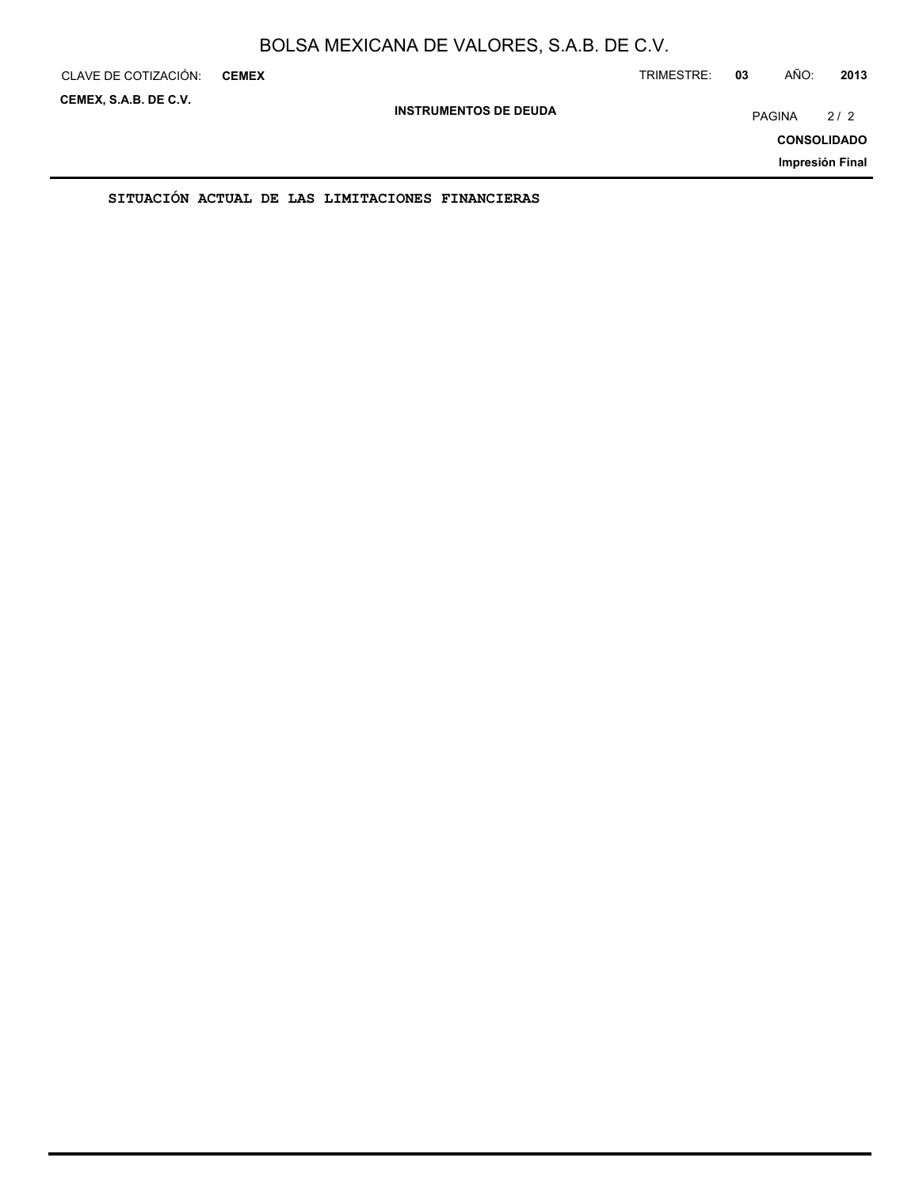**SITUACIÓN ACTUAL DE LAS LIMITACIONES FINANCIERAS**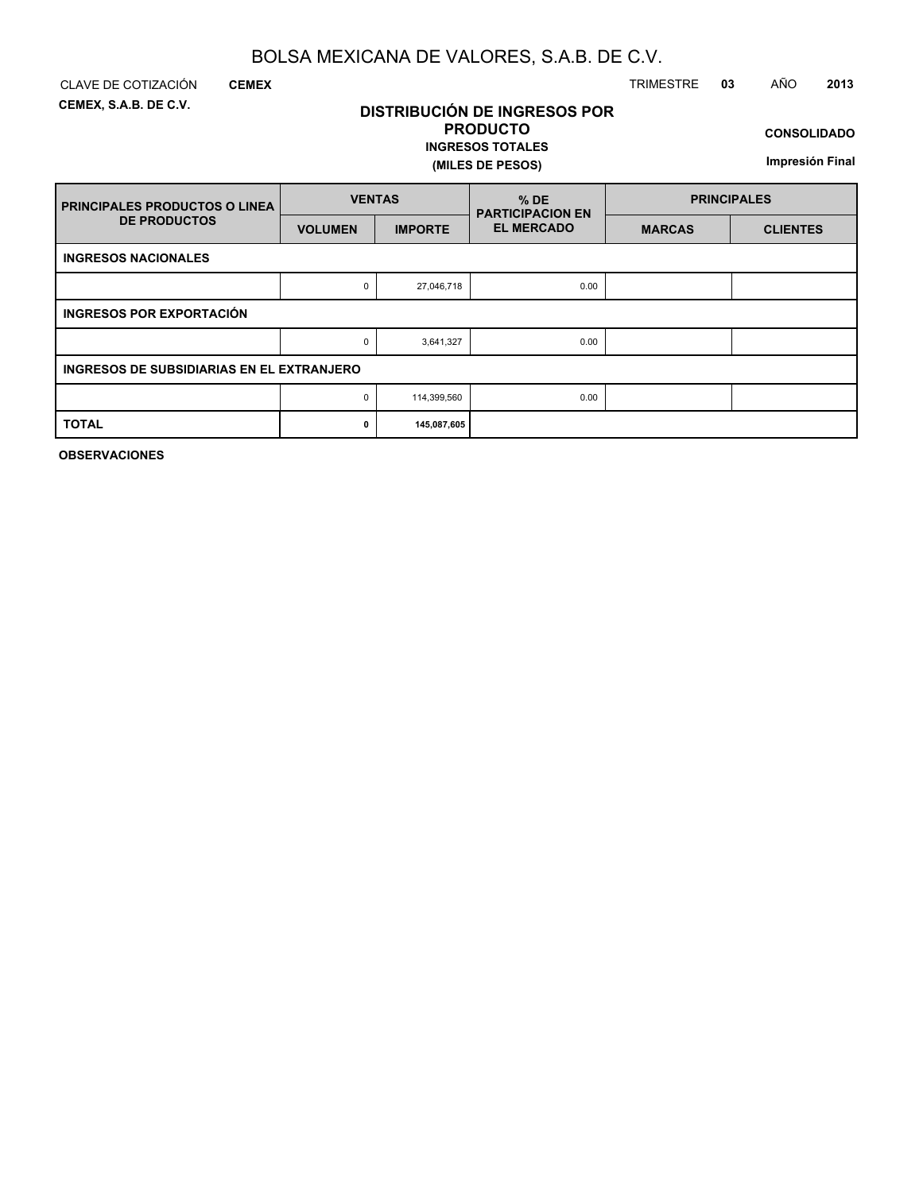# BOLSA MEXICANA DE VALORES, S.A.B. DE C.V.

CLAVE DE COTIZACIÓN **CEMEX**

**CEMEX, S.A.B. DE C.V.**

TRIMESTRE **03** AÑO **2013**

## DISTRIBUCIÓN DE INGRESOS POR PRODUCTO

**INGRESOS TOTALES**

**(MILES DE PESOS)**

**CONSOLIDADO**

**Impresión Final**

| PRINCIPALES PRODUCTOS O LINEA DE PRODUCTOS | VENTAS | | % DE PARTICIPACION EN EL MERCADO | PRINCIPALES | |
|---|---|---|---|---|---|
| | VOLUMEN | IMPORTE | | MARCAS | CLIENTES |
| **INGRESOS NACIONALES** | | | | | |
| | 0 | 27,046,718 | 0.00 | | |
| **INGRESOS POR EXPORTACIÓN** | | | | | |
| | 0 | 3,641,327 | 0.00 | | |
| **INGRESOS DE SUBSIDIARIAS EN EL EXTRANJERO** | | | | | |
| | 0 | 114,399,560 | 0.00 | | |
| **TOTAL** | **0** | **145,087,605** | | | |

**OBSERVACIONES**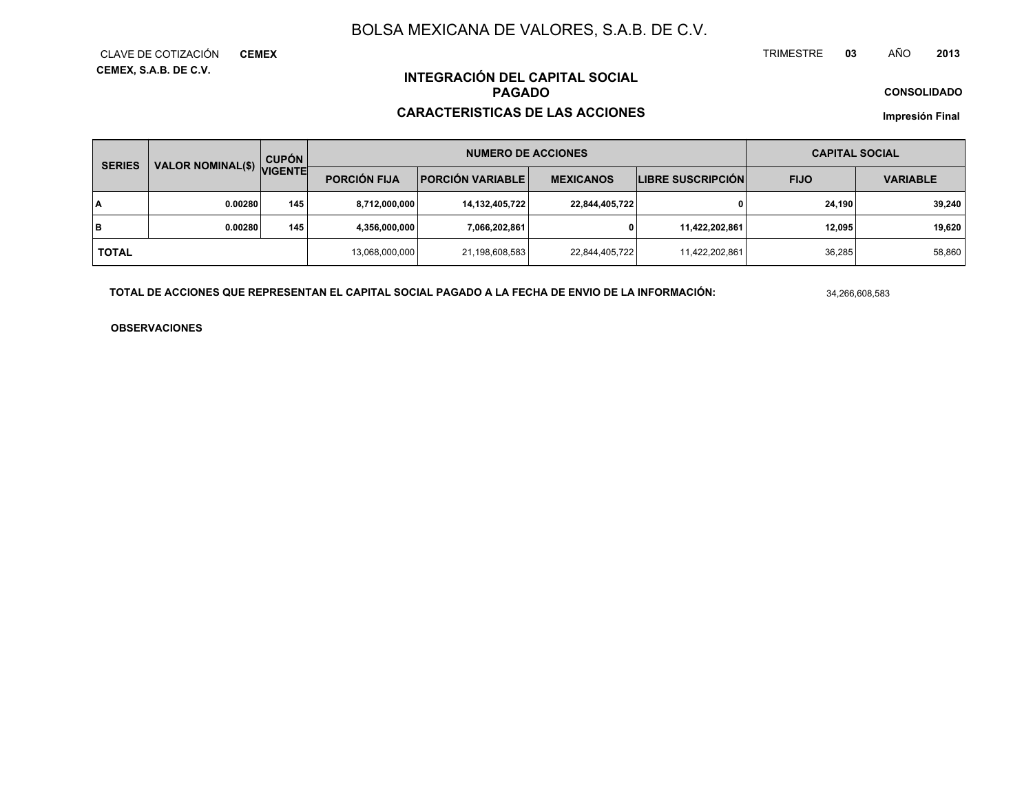# BOLSA MEXICANA DE VALORES, S.A.B. DE C.V.

CLAVE DE COTIZACIÓN **CEMEX**

**CEMEX, S.A.B. DE C.V.**

TRIMESTRE **03** AÑO **2013**

## INTEGRACIÓN DEL CAPITAL SOCIAL PAGADO

## CARACTERISTICAS DE LAS ACCIONES

**CONSOLIDADO**

**Impresión Final**

| SERIES | VALOR NOMINAL($) | CUPÓN VIGENTE | NUMERO DE ACCIONES | | | | CAPITAL SOCIAL | |
|---|---|---|---|---|---|---|---|---|
| | | | PORCIÓN FIJA | PORCIÓN VARIABLE | MEXICANOS | LIBRE SUSCRIPCIÓN | FIJO | VARIABLE |
| **A** | **0.00280** | **145** | **8,712,000,000** | **14,132,405,722** | **22,844,405,722** | **0** | **24,190** | **39,240** |
| **B** | **0.00280** | **145** | **4,356,000,000** | **7,066,202,861** | **0** | **11,422,202,861** | **12,095** | **19,620** |
| **TOTAL** | | | 13,068,000,000 | 21,198,608,583 | 22,844,405,722 | 11,422,202,861 | 36,285 | 58,860 |

**TOTAL DE ACCIONES QUE REPRESENTAN EL CAPITAL SOCIAL PAGADO A LA FECHA DE ENVIO DE LA INFORMACIÓN:** 34,266,608,583

**OBSERVACIONES**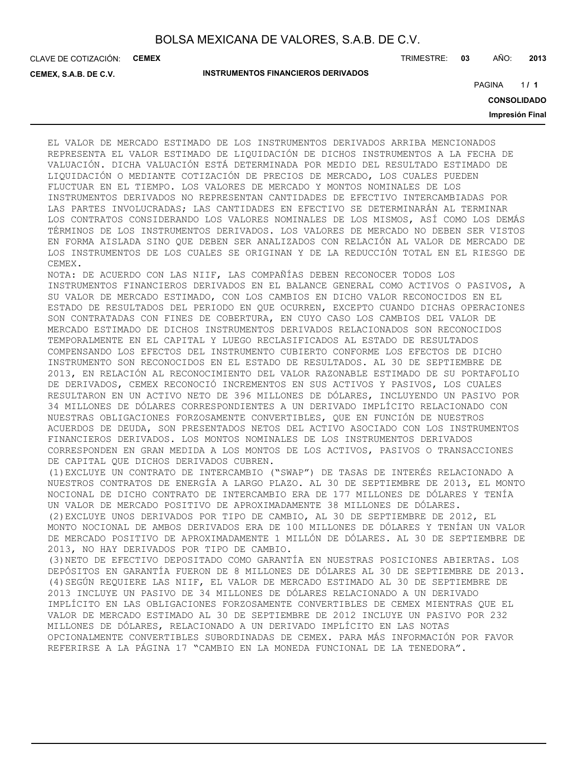EL VALOR DE MERCADO ESTIMADO DE LOS INSTRUMENTOS DERIVADOS ARRIBA MENCIONADOS REPRESENTA EL VALOR ESTIMADO DE LIQUIDACIÓN DE DICHOS INSTRUMENTOS A LA FECHA DE VALUACIÓN. DICHA VALUACIÓN ESTÁ DETERMINADA POR MEDIO DEL RESULTADO ESTIMADO DE LIQUIDACIÓN O MEDIANTE COTIZACIÓN DE PRECIOS DE MERCADO, LOS CUALES PUEDEN FLUCTUAR EN EL TIEMPO. LOS VALORES DE MERCADO Y MONTOS NOMINALES DE LOS INSTRUMENTOS DERIVADOS NO REPRESENTAN CANTIDADES DE EFECTIVO INTERCAMBIADAS POR LAS PARTES INVOLUCRADAS; LAS CANTIDADES EN EFECTIVO SE DETERMINARÁN AL TERMINAR LOS CONTRATOS CONSIDERANDO LOS VALORES NOMINALES DE LOS MISMOS, ASÍ COMO LOS DEMÁS TÉRMINOS DE LOS INSTRUMENTOS DERIVADOS. LOS VALORES DE MERCADO NO DEBEN SER VISTOS EN FORMA AISLADA SINO QUE DEBEN SER ANALIZADOS CON RELACIÓN AL VALOR DE MERCADO DE LOS INSTRUMENTOS DE LOS CUALES SE ORIGINAN Y DE LA REDUCCIÓN TOTAL EN EL RIESGO DE CEMEX.

NOTA: DE ACUERDO CON LAS NIIF, LAS COMPAÑÍAS DEBEN RECONOCER TODOS LOS INSTRUMENTOS FINANCIEROS DERIVADOS EN EL BALANCE GENERAL COMO ACTIVOS O PASIVOS, A SU VALOR DE MERCADO ESTIMADO, CON LOS CAMBIOS EN DICHO VALOR RECONOCIDOS EN EL ESTADO DE RESULTADOS DEL PERIODO EN QUE OCURREN, EXCEPTO CUANDO DICHAS OPERACIONES SON CONTRATADAS CON FINES DE COBERTURA, EN CUYO CASO LOS CAMBIOS DEL VALOR DE MERCADO ESTIMADO DE DICHOS INSTRUMENTOS DERIVADOS RELACIONADOS SON RECONOCIDOS TEMPORALMENTE EN EL CAPITAL Y LUEGO RECLASIFICADOS AL ESTADO DE RESULTADOS COMPENSANDO LOS EFECTOS DEL INSTRUMENTO CUBIERTO CONFORME LOS EFECTOS DE DICHO INSTRUMENTO SON RECONOCIDOS EN EL ESTADO DE RESULTADOS. AL 30 DE SEPTIEMBRE DE 2013, EN RELACIÓN AL RECONOCIMIENTO DEL VALOR RAZONABLE ESTIMADO DE SU PORTAFOLIO DE DERIVADOS, CEMEX RECONOCIÓ INCREMENTOS EN SUS ACTIVOS Y PASIVOS, LOS CUALES RESULTARON EN UN ACTIVO NETO DE 396 MILLONES DE DÓLARES, INCLUYENDO UN PASIVO POR 34 MILLONES DE DÓLARES CORRESPONDIENTES A UN DERIVADO IMPLÍCITO RELACIONADO CON NUESTRAS OBLIGACIONES FORZOSAMENTE CONVERTIBLES, QUE EN FUNCIÓN DE NUESTROS ACUERDOS DE DEUDA, SON PRESENTADOS NETOS DEL ACTIVO ASOCIADO CON LOS INSTRUMENTOS FINANCIEROS DERIVADOS. LOS MONTOS NOMINALES DE LOS INSTRUMENTOS DERIVADOS CORRESPONDEN EN GRAN MEDIDA A LOS MONTOS DE LOS ACTIVOS, PASIVOS O TRANSACCIONES DE CAPITAL QUE DICHOS DERIVADOS CUBREN.

(1) EXCLUYE UN CONTRATO DE INTERCAMBIO ("SWAP") DE TASAS DE INTERÉS RELACIONADO A NUESTROS CONTRATOS DE ENERGÍA A LARGO PLAZO. AL 30 DE SEPTIEMBRE DE 2013, EL MONTO NOCIONAL DE DICHO CONTRATO DE INTERCAMBIO ERA DE 177 MILLONES DE DÓLARES Y TENÍA UN VALOR DE MERCADO POSITIVO DE APROXIMADAMENTE 38 MILLONES DE DÓLARES.

(2) EXCLUYE UNOS DERIVADOS POR TIPO DE CAMBIO, AL 30 DE SEPTIEMBRE DE 2012, EL MONTO NOCIONAL DE AMBOS DERIVADOS ERA DE 100 MILLONES DE DÓLARES Y TENÍAN UN VALOR DE MERCADO POSITIVO DE APROXIMADAMENTE 1 MILLÓN DE DÓLARES. AL 30 DE SEPTIEMBRE DE 2013, NO HAY DERIVADOS POR TIPO DE CAMBIO.

(3) NETO DE EFECTIVO DEPOSITADO COMO GARANTÍA EN NUESTRAS POSICIONES ABIERTAS. LOS DEPÓSITOS EN GARANTÍA FUERON DE 8 MILLONES DE DÓLARES AL 30 DE SEPTIEMBRE DE 2013.

(4) SEGÚN REQUIERE LAS NIIF, EL VALOR DE MERCADO ESTIMADO AL 30 DE SEPTIEMBRE DE 2013 INCLUYE UN PASIVO DE 34 MILLONES DE DÓLARES RELACIONADO A UN DERIVADO IMPLÍCITO EN LAS OBLIGACIONES FORZOSAMENTE CONVERTIBLES DE CEMEX MIENTRAS QUE EL VALOR DE MERCADO ESTIMADO AL 30 DE SEPTIEMBRE DE 2012 INCLUYE UN PASIVO POR 232 MILLONES DE DÓLARES, RELACIONADO A UN DERIVADO IMPLÍCITO EN LAS NOTAS OPCIONALMENTE CONVERTIBLES SUBORDINADAS DE CEMEX. PARA MÁS INFORMACIÓN POR FAVOR REFERIRSE A LA PÁGINA 17 "CAMBIO EN LA MONEDA FUNCIONAL DE LA TENEDORA".